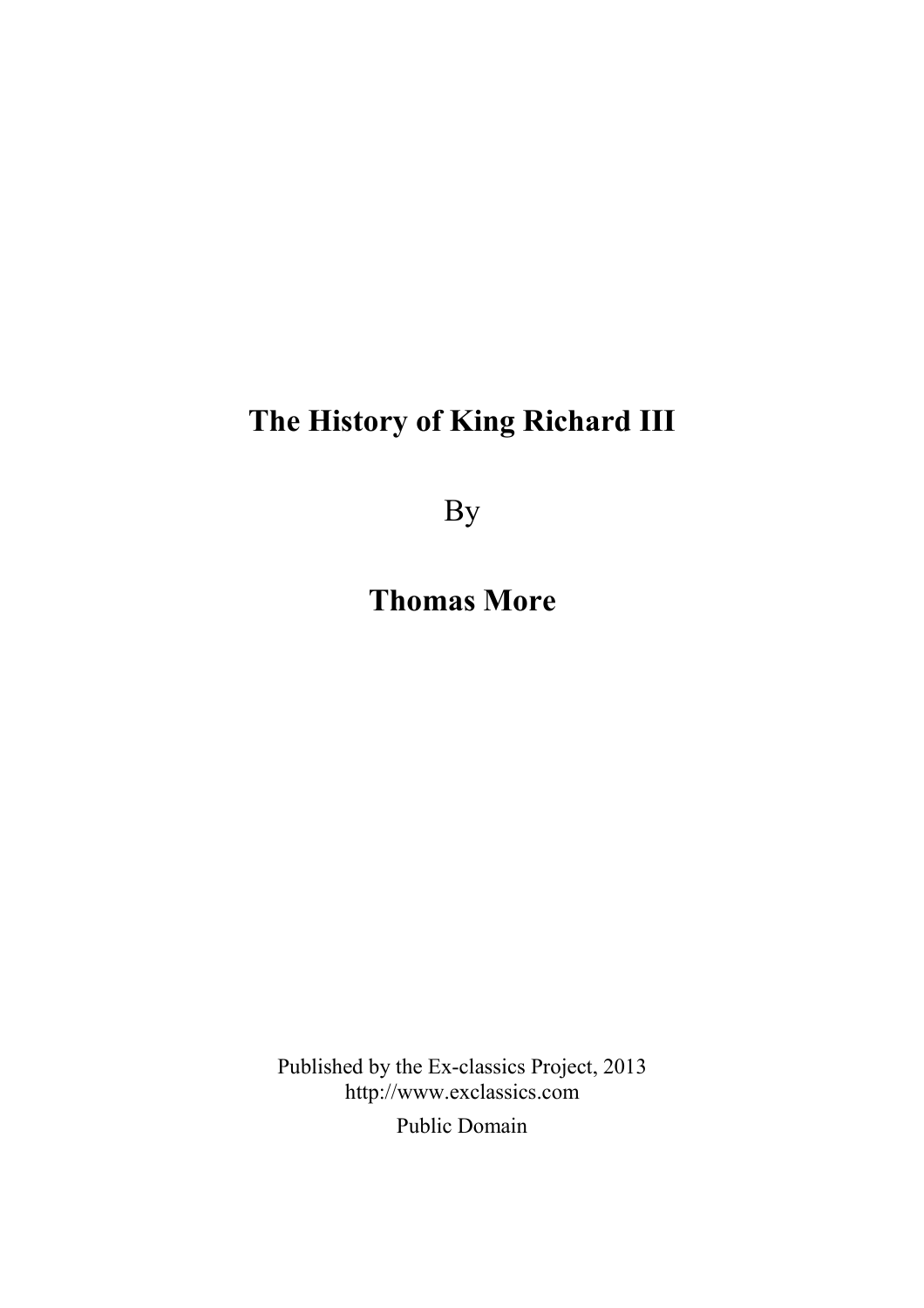# The History of King Richard III

By

**Thomas More**

Published by the Ex-classics Project, 2013
http://www.exclassics.com

Public Domain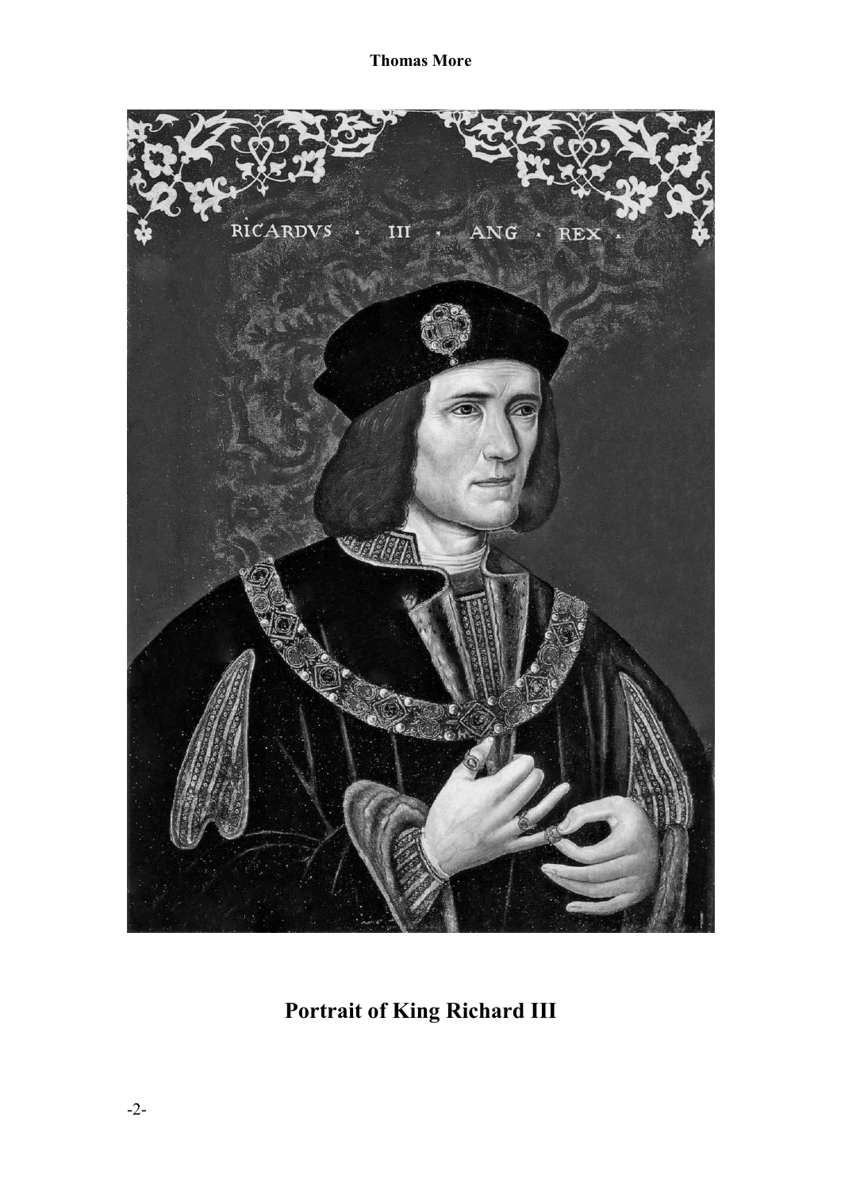**Portrait of King Richard III**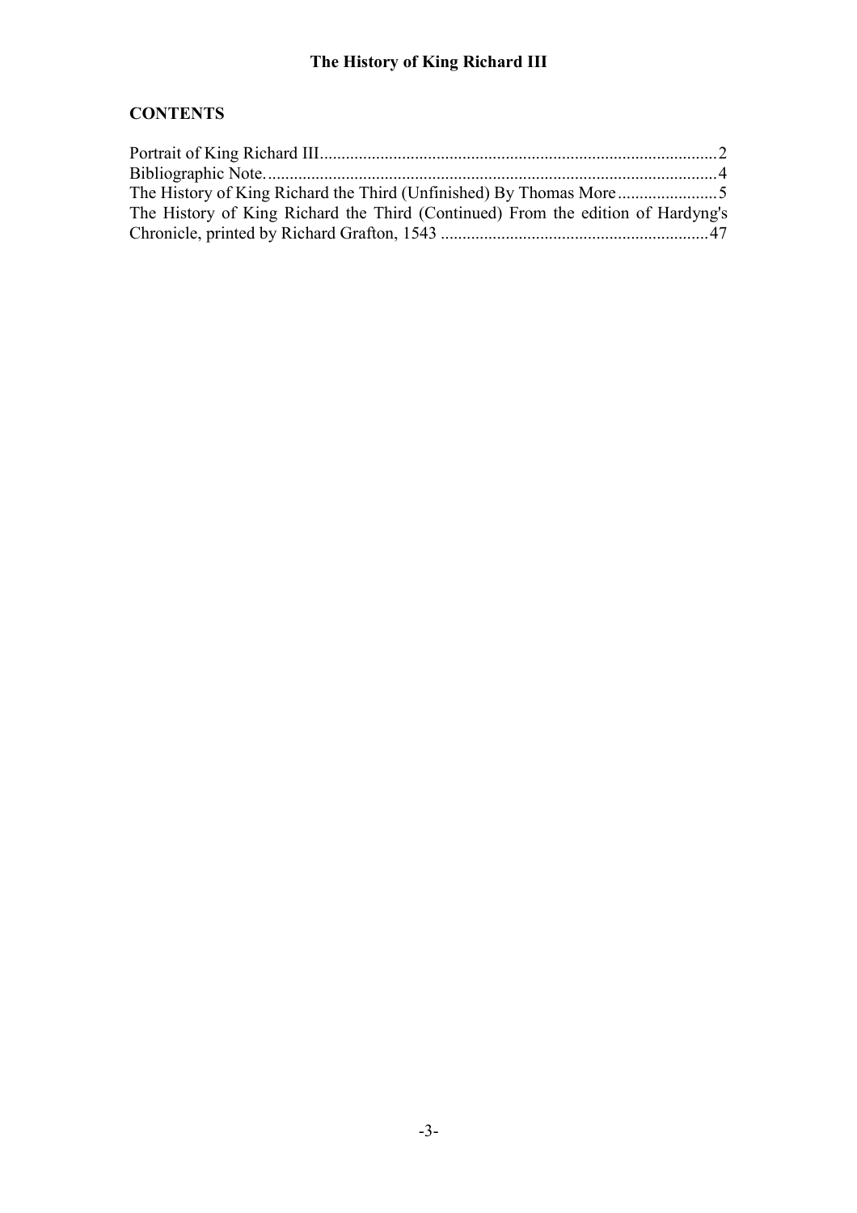## CONTENTS

Portrait of King Richard III ........................................................................................ 2
Bibliographic Note. ..................................................................................................... 4
The History of King Richard the Third (Unfinished) By Thomas More ....................... 5
The History of King Richard the Third (Continued) From the edition of Hardyng's Chronicle, printed by Richard Grafton, 1543 ............................................................. 47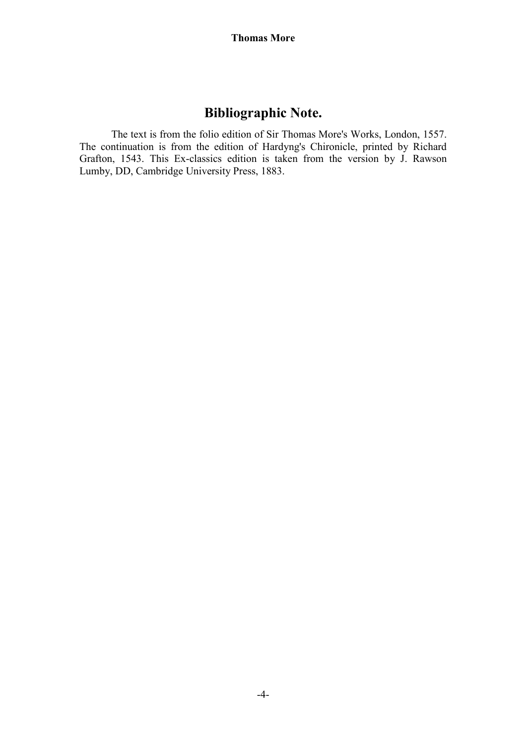# Bibliographic Note.

The text is from the folio edition of Sir Thomas More's Works, London, 1557. The continuation is from the edition of Hardyng's Chironicle, printed by Richard Grafton, 1543. This Ex-classics edition is taken from the version by J. Rawson Lumby, DD, Cambridge University Press, 1883.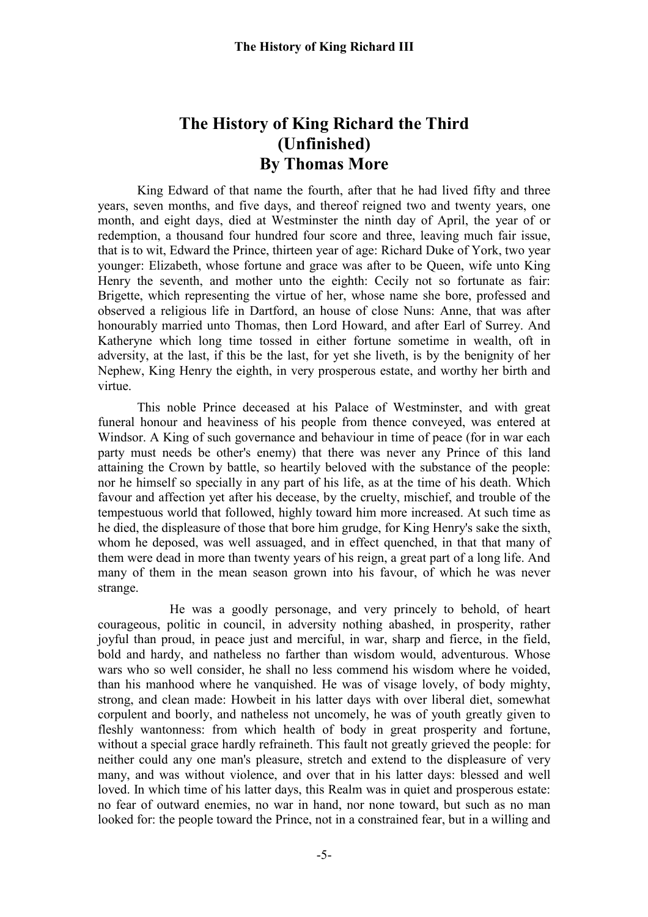# The History of King Richard the Third (Unfinished) By Thomas More

King Edward of that name the fourth, after that he had lived fifty and three years, seven months, and five days, and thereof reigned two and twenty years, one month, and eight days, died at Westminster the ninth day of April, the year of or redemption, a thousand four hundred four score and three, leaving much fair issue, that is to wit, Edward the Prince, thirteen year of age: Richard Duke of York, two year younger: Elizabeth, whose fortune and grace was after to be Queen, wife unto King Henry the seventh, and mother unto the eighth: Cecily not so fortunate as fair: Brigette, which representing the virtue of her, whose name she bore, professed and observed a religious life in Dartford, an house of close Nuns: Anne, that was after honourably married unto Thomas, then Lord Howard, and after Earl of Surrey. And Katheryne which long time tossed in either fortune sometime in wealth, oft in adversity, at the last, if this be the last, for yet she liveth, is by the benignity of her Nephew, King Henry the eighth, in very prosperous estate, and worthy her birth and virtue.

This noble Prince deceased at his Palace of Westminster, and with great funeral honour and heaviness of his people from thence conveyed, was entered at Windsor. A King of such governance and behaviour in time of peace (for in war each party must needs be other's enemy) that there was never any Prince of this land attaining the Crown by battle, so heartily beloved with the substance of the people: nor he himself so specially in any part of his life, as at the time of his death. Which favour and affection yet after his decease, by the cruelty, mischief, and trouble of the tempestuous world that followed, highly toward him more increased. At such time as he died, the displeasure of those that bore him grudge, for King Henry's sake the sixth, whom he deposed, was well assuaged, and in effect quenched, in that that many of them were dead in more than twenty years of his reign, a great part of a long life. And many of them in the mean season grown into his favour, of which he was never strange.

He was a goodly personage, and very princely to behold, of heart courageous, politic in council, in adversity nothing abashed, in prosperity, rather joyful than proud, in peace just and merciful, in war, sharp and fierce, in the field, bold and hardy, and natheless no farther than wisdom would, adventurous. Whose wars who so well consider, he shall no less commend his wisdom where he voided, than his manhood where he vanquished. He was of visage lovely, of body mighty, strong, and clean made: Howbeit in his latter days with over liberal diet, somewhat corpulent and boorly, and natheless not uncomely, he was of youth greatly given to fleshly wantonness: from which health of body in great prosperity and fortune, without a special grace hardly refraineth. This fault not greatly grieved the people: for neither could any one man's pleasure, stretch and extend to the displeasure of very many, and was without violence, and over that in his latter days: blessed and well loved. In which time of his latter days, this Realm was in quiet and prosperous estate: no fear of outward enemies, no war in hand, nor none toward, but such as no man looked for: the people toward the Prince, not in a constrained fear, but in a willing and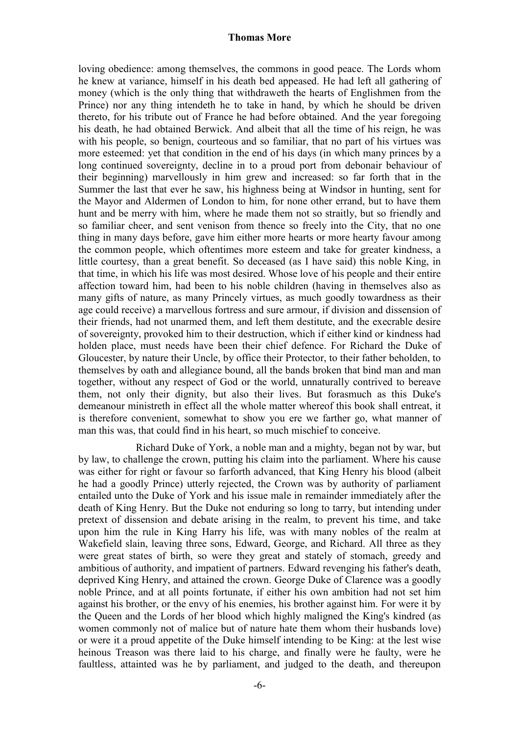loving obedience: among themselves, the commons in good peace. The Lords whom he knew at variance, himself in his death bed appeased. He had left all gathering of money (which is the only thing that withdraweth the hearts of Englishmen from the Prince) nor any thing intendeth he to take in hand, by which he should be driven thereto, for his tribute out of France he had before obtained. And the year foregoing his death, he had obtained Berwick. And albeit that all the time of his reign, he was with his people, so benign, courteous and so familiar, that no part of his virtues was more esteemed: yet that condition in the end of his days (in which many princes by a long continued sovereignty, decline in to a proud port from debonair behaviour of their beginning) marvellously in him grew and increased: so far forth that in the Summer the last that ever he saw, his highness being at Windsor in hunting, sent for the Mayor and Aldermen of London to him, for none other errand, but to have them hunt and be merry with him, where he made them not so straitly, but so friendly and so familiar cheer, and sent venison from thence so freely into the City, that no one thing in many days before, gave him either more hearts or more hearty favour among the common people, which oftentimes more esteem and take for greater kindness, a little courtesy, than a great benefit. So deceased (as I have said) this noble King, in that time, in which his life was most desired. Whose love of his people and their entire affection toward him, had been to his noble children (having in themselves also as many gifts of nature, as many Princely virtues, as much goodly towardness as their age could receive) a marvellous fortress and sure armour, if division and dissension of their friends, had not unarmed them, and left them destitute, and the execrable desire of sovereignty, provoked him to their destruction, which if either kind or kindness had holden place, must needs have been their chief defence. For Richard the Duke of Gloucester, by nature their Uncle, by office their Protector, to their father beholden, to themselves by oath and allegiance bound, all the bands broken that bind man and man together, without any respect of God or the world, unnaturally contrived to bereave them, not only their dignity, but also their lives. But forasmuch as this Duke's demeanour ministreth in effect all the whole matter whereof this book shall entreat, it is therefore convenient, somewhat to show you ere we farther go, what manner of man this was, that could find in his heart, so much mischief to conceive.

Richard Duke of York, a noble man and a mighty, began not by war, but by law, to challenge the crown, putting his claim into the parliament. Where his cause was either for right or favour so farforth advanced, that King Henry his blood (albeit he had a goodly Prince) utterly rejected, the Crown was by authority of parliament entailed unto the Duke of York and his issue male in remainder immediately after the death of King Henry. But the Duke not enduring so long to tarry, but intending under pretext of dissension and debate arising in the realm, to prevent his time, and take upon him the rule in King Harry his life, was with many nobles of the realm at Wakefield slain, leaving three sons, Edward, George, and Richard. All three as they were great states of birth, so were they great and stately of stomach, greedy and ambitious of authority, and impatient of partners. Edward revenging his father's death, deprived King Henry, and attained the crown. George Duke of Clarence was a goodly noble Prince, and at all points fortunate, if either his own ambition had not set him against his brother, or the envy of his enemies, his brother against him. For were it by the Queen and the Lords of her blood which highly maligned the King's kindred (as women commonly not of malice but of nature hate them whom their husbands love) or were it a proud appetite of the Duke himself intending to be King: at the lest wise heinous Treason was there laid to his charge, and finally were he faulty, were he faultless, attainted was he by parliament, and judged to the death, and thereupon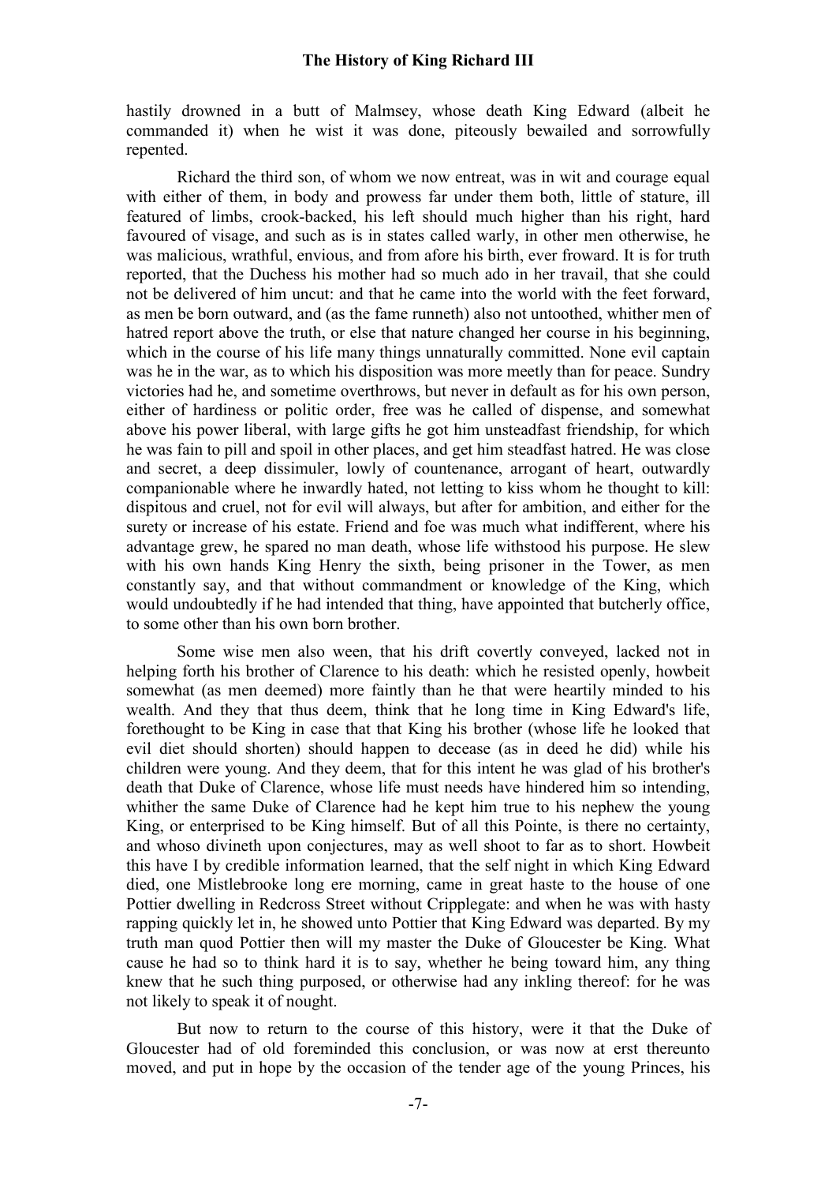hastily drowned in a butt of Malmsey, whose death King Edward (albeit he commanded it) when he wist it was done, piteously bewailed and sorrowfully repented.

Richard the third son, of whom we now entreat, was in wit and courage equal with either of them, in body and prowess far under them both, little of stature, ill featured of limbs, crook-backed, his left should much higher than his right, hard favoured of visage, and such as is in states called warly, in other men otherwise, he was malicious, wrathful, envious, and from afore his birth, ever froward. It is for truth reported, that the Duchess his mother had so much ado in her travail, that she could not be delivered of him uncut: and that he came into the world with the feet forward, as men be born outward, and (as the fame runneth) also not untoothed, whither men of hatred report above the truth, or else that nature changed her course in his beginning, which in the course of his life many things unnaturally committed. None evil captain was he in the war, as to which his disposition was more meetly than for peace. Sundry victories had he, and sometime overthrows, but never in default as for his own person, either of hardiness or politic order, free was he called of dispense, and somewhat above his power liberal, with large gifts he got him unsteadfast friendship, for which he was fain to pill and spoil in other places, and get him steadfast hatred. He was close and secret, a deep dissimuler, lowly of countenance, arrogant of heart, outwardly companionable where he inwardly hated, not letting to kiss whom he thought to kill: dispitous and cruel, not for evil will always, but after for ambition, and either for the surety or increase of his estate. Friend and foe was much what indifferent, where his advantage grew, he spared no man death, whose life withstood his purpose. He slew with his own hands King Henry the sixth, being prisoner in the Tower, as men constantly say, and that without commandment or knowledge of the King, which would undoubtedly if he had intended that thing, have appointed that butcherly office, to some other than his own born brother.

Some wise men also ween, that his drift covertly conveyed, lacked not in helping forth his brother of Clarence to his death: which he resisted openly, howbeit somewhat (as men deemed) more faintly than he that were heartily minded to his wealth. And they that thus deem, think that he long time in King Edward's life, forethought to be King in case that that King his brother (whose life he looked that evil diet should shorten) should happen to decease (as in deed he did) while his children were young. And they deem, that for this intent he was glad of his brother's death that Duke of Clarence, whose life must needs have hindered him so intending, whither the same Duke of Clarence had he kept him true to his nephew the young King, or enterprised to be King himself. But of all this Pointe, is there no certainty, and whoso divineth upon conjectures, may as well shoot to far as to short. Howbeit this have I by credible information learned, that the self night in which King Edward died, one Mistlebrooke long ere morning, came in great haste to the house of one Pottier dwelling in Redcross Street without Cripplegate: and when he was with hasty rapping quickly let in, he showed unto Pottier that King Edward was departed. By my truth man quod Pottier then will my master the Duke of Gloucester be King. What cause he had so to think hard it is to say, whether he being toward him, any thing knew that he such thing purposed, or otherwise had any inkling thereof: for he was not likely to speak it of nought.

But now to return to the course of this history, were it that the Duke of Gloucester had of old foreminded this conclusion, or was now at erst thereunto moved, and put in hope by the occasion of the tender age of the young Princes, his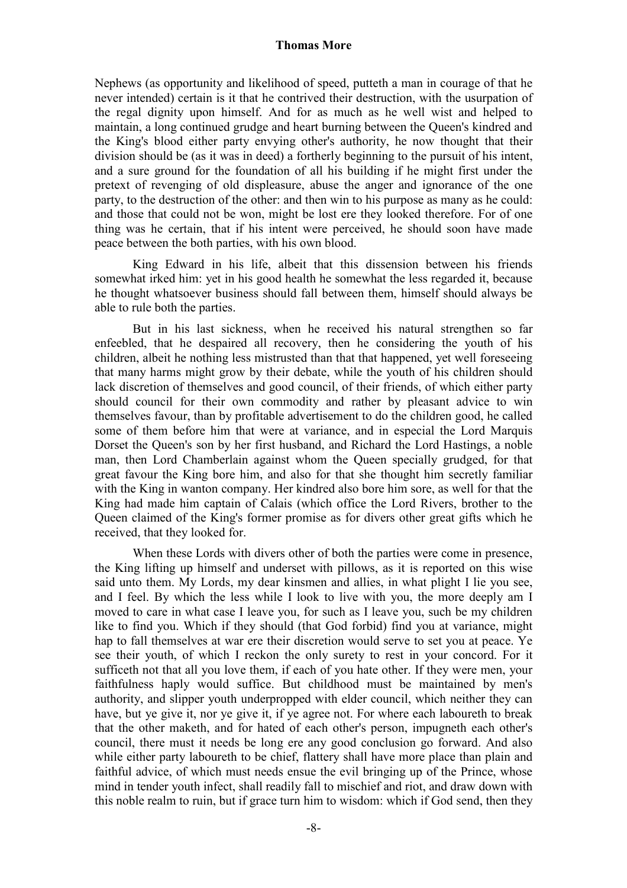Nephews (as opportunity and likelihood of speed, putteth a man in courage of that he never intended) certain is it that he contrived their destruction, with the usurpation of the regal dignity upon himself. And for as much as he well wist and helped to maintain, a long continued grudge and heart burning between the Queen's kindred and the King's blood either party envying other's authority, he now thought that their division should be (as it was in deed) a fortherly beginning to the pursuit of his intent, and a sure ground for the foundation of all his building if he might first under the pretext of revenging of old displeasure, abuse the anger and ignorance of the one party, to the destruction of the other: and then win to his purpose as many as he could: and those that could not be won, might be lost ere they looked therefore. For of one thing was he certain, that if his intent were perceived, he should soon have made peace between the both parties, with his own blood.

King Edward in his life, albeit that this dissension between his friends somewhat irked him: yet in his good health he somewhat the less regarded it, because he thought whatsoever business should fall between them, himself should always be able to rule both the parties.

But in his last sickness, when he received his natural strengthen so far enfeebled, that he despaired all recovery, then he considering the youth of his children, albeit he nothing less mistrusted than that that happened, yet well foreseeing that many harms might grow by their debate, while the youth of his children should lack discretion of themselves and good council, of their friends, of which either party should council for their own commodity and rather by pleasant advice to win themselves favour, than by profitable advertisement to do the children good, he called some of them before him that were at variance, and in especial the Lord Marquis Dorset the Queen's son by her first husband, and Richard the Lord Hastings, a noble man, then Lord Chamberlain against whom the Queen specially grudged, for that great favour the King bore him, and also for that she thought him secretly familiar with the King in wanton company. Her kindred also bore him sore, as well for that the King had made him captain of Calais (which office the Lord Rivers, brother to the Queen claimed of the King's former promise as for divers other great gifts which he received, that they looked for.

When these Lords with divers other of both the parties were come in presence, the King lifting up himself and underset with pillows, as it is reported on this wise said unto them. My Lords, my dear kinsmen and allies, in what plight I lie you see, and I feel. By which the less while I look to live with you, the more deeply am I moved to care in what case I leave you, for such as I leave you, such be my children like to find you. Which if they should (that God forbid) find you at variance, might hap to fall themselves at war ere their discretion would serve to set you at peace. Ye see their youth, of which I reckon the only surety to rest in your concord. For it sufficeth not that all you love them, if each of you hate other. If they were men, your faithfulness haply would suffice. But childhood must be maintained by men's authority, and slipper youth underpropped with elder council, which neither they can have, but ye give it, nor ye give it, if ye agree not. For where each laboureth to break that the other maketh, and for hated of each other's person, impugneth each other's council, there must it needs be long ere any good conclusion go forward. And also while either party laboureth to be chief, flattery shall have more place than plain and faithful advice, of which must needs ensue the evil bringing up of the Prince, whose mind in tender youth infect, shall readily fall to mischief and riot, and draw down with this noble realm to ruin, but if grace turn him to wisdom: which if God send, then they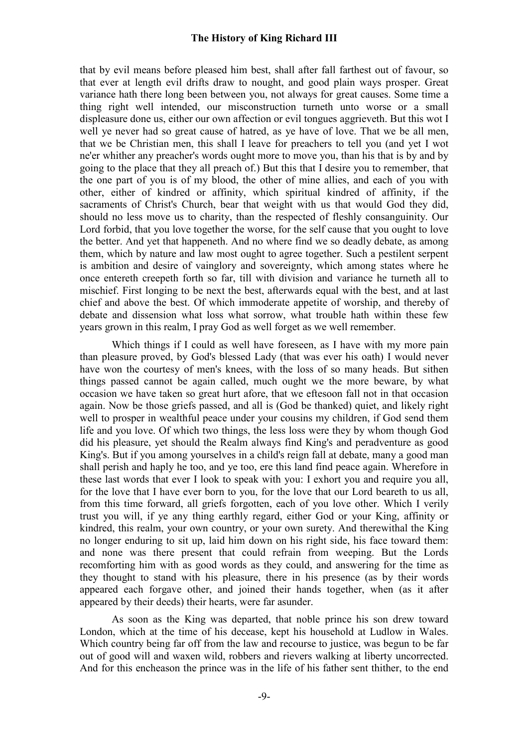that by evil means before pleased him best, shall after fall farthest out of favour, so that ever at length evil drifts draw to nought, and good plain ways prosper. Great variance hath there long been between you, not always for great causes. Some time a thing right well intended, our misconstruction turneth unto worse or a small displeasure done us, either our own affection or evil tongues aggrieveth. But this wot I well ye never had so great cause of hatred, as ye have of love. That we be all men, that we be Christian men, this shall I leave for preachers to tell you (and yet I wot ne'er whither any preacher's words ought more to move you, than his that is by and by going to the place that they all preach of.) But this that I desire you to remember, that the one part of you is of my blood, the other of mine allies, and each of you with other, either of kindred or affinity, which spiritual kindred of affinity, if the sacraments of Christ's Church, bear that weight with us that would God they did, should no less move us to charity, than the respected of fleshly consanguinity. Our Lord forbid, that you love together the worse, for the self cause that you ought to love the better. And yet that happeneth. And no where find we so deadly debate, as among them, which by nature and law most ought to agree together. Such a pestilent serpent is ambition and desire of vainglory and sovereignty, which among states where he once entereth creepeth forth so far, till with division and variance he turneth all to mischief. First longing to be next the best, afterwards equal with the best, and at last chief and above the best. Of which immoderate appetite of worship, and thereby of debate and dissension what loss what sorrow, what trouble hath within these few years grown in this realm, I pray God as well forget as we well remember.

Which things if I could as well have foreseen, as I have with my more pain than pleasure proved, by God's blessed Lady (that was ever his oath) I would never have won the courtesy of men's knees, with the loss of so many heads. But sithen things passed cannot be again called, much ought we the more beware, by what occasion we have taken so great hurt afore, that we eftesoon fall not in that occasion again. Now be those griefs passed, and all is (God be thanked) quiet, and likely right well to prosper in wealthful peace under your cousins my children, if God send them life and you love. Of which two things, the less loss were they by whom though God did his pleasure, yet should the Realm always find King's and peradventure as good King's. But if you among yourselves in a child's reign fall at debate, many a good man shall perish and haply he too, and ye too, ere this land find peace again. Wherefore in these last words that ever I look to speak with you: I exhort you and require you all, for the love that I have ever born to you, for the love that our Lord beareth to us all, from this time forward, all griefs forgotten, each of you love other. Which I verily trust you will, if ye any thing earthly regard, either God or your King, affinity or kindred, this realm, your own country, or your own surety. And therewithal the King no longer enduring to sit up, laid him down on his right side, his face toward them: and none was there present that could refrain from weeping. But the Lords recomforting him with as good words as they could, and answering for the time as they thought to stand with his pleasure, there in his presence (as by their words appeared each forgave other, and joined their hands together, when (as it after appeared by their deeds) their hearts, were far asunder.

As soon as the King was departed, that noble prince his son drew toward London, which at the time of his decease, kept his household at Ludlow in Wales. Which country being far off from the law and recourse to justice, was begun to be far out of good will and waxen wild, robbers and rievers walking at liberty uncorrected. And for this encheason the prince was in the life of his father sent thither, to the end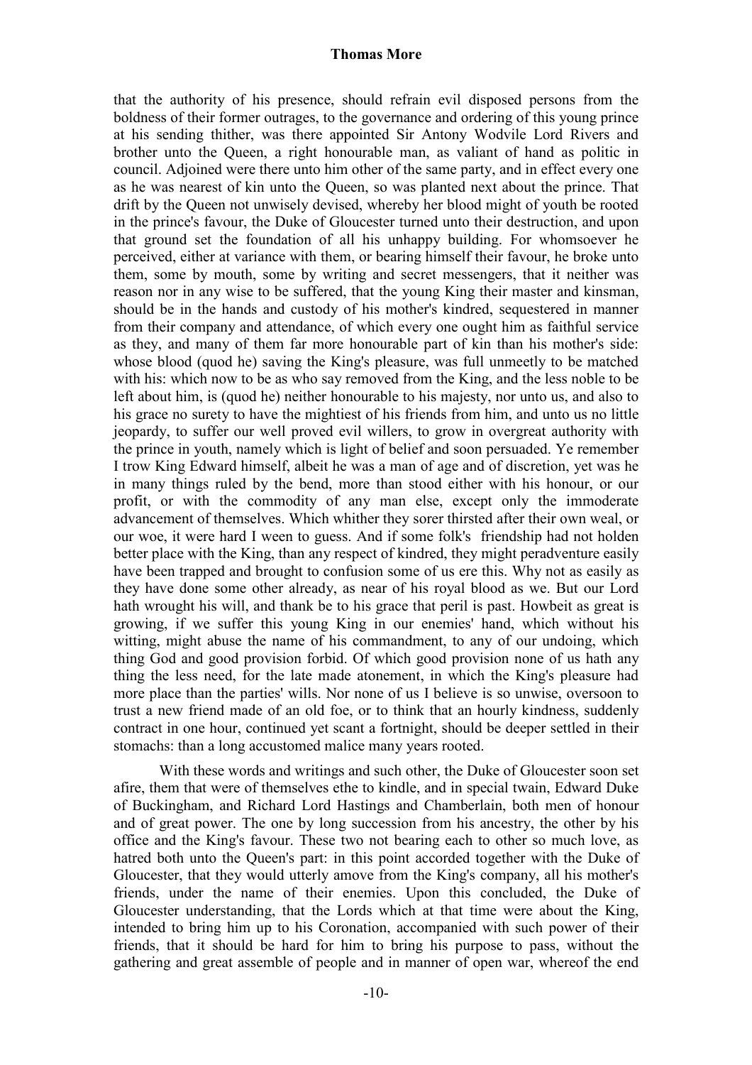that the authority of his presence, should refrain evil disposed persons from the boldness of their former outrages, to the governance and ordering of this young prince at his sending thither, was there appointed Sir Antony Wodvile Lord Rivers and brother unto the Queen, a right honourable man, as valiant of hand as politic in council. Adjoined were there unto him other of the same party, and in effect every one as he was nearest of kin unto the Queen, so was planted next about the prince. That drift by the Queen not unwisely devised, whereby her blood might of youth be rooted in the prince's favour, the Duke of Gloucester turned unto their destruction, and upon that ground set the foundation of all his unhappy building. For whomsoever he perceived, either at variance with them, or bearing himself their favour, he broke unto them, some by mouth, some by writing and secret messengers, that it neither was reason nor in any wise to be suffered, that the young King their master and kinsman, should be in the hands and custody of his mother's kindred, sequestered in manner from their company and attendance, of which every one ought him as faithful service as they, and many of them far more honourable part of kin than his mother's side: whose blood (quod he) saving the King's pleasure, was full unmeetly to be matched with his: which now to be as who say removed from the King, and the less noble to be left about him, is (quod he) neither honourable to his majesty, nor unto us, and also to his grace no surety to have the mightiest of his friends from him, and unto us no little jeopardy, to suffer our well proved evil willers, to grow in overgreat authority with the prince in youth, namely which is light of belief and soon persuaded. Ye remember I trow King Edward himself, albeit he was a man of age and of discretion, yet was he in many things ruled by the bend, more than stood either with his honour, or our profit, or with the commodity of any man else, except only the immoderate advancement of themselves. Which whither they sorer thirsted after their own weal, or our woe, it were hard I ween to guess. And if some folk's friendship had not holden better place with the King, than any respect of kindred, they might peradventure easily have been trapped and brought to confusion some of us ere this. Why not as easily as they have done some other already, as near of his royal blood as we. But our Lord hath wrought his will, and thank be to his grace that peril is past. Howbeit as great is growing, if we suffer this young King in our enemies' hand, which without his witting, might abuse the name of his commandment, to any of our undoing, which thing God and good provision forbid. Of which good provision none of us hath any thing the less need, for the late made atonement, in which the King's pleasure had more place than the parties' wills. Nor none of us I believe is so unwise, oversoon to trust a new friend made of an old foe, or to think that an hourly kindness, suddenly contract in one hour, continued yet scant a fortnight, should be deeper settled in their stomachs: than a long accustomed malice many years rooted.

With these words and writings and such other, the Duke of Gloucester soon set afire, them that were of themselves ethe to kindle, and in special twain, Edward Duke of Buckingham, and Richard Lord Hastings and Chamberlain, both men of honour and of great power. The one by long succession from his ancestry, the other by his office and the King's favour. These two not bearing each to other so much love, as hatred both unto the Queen's part: in this point accorded together with the Duke of Gloucester, that they would utterly amove from the King's company, all his mother's friends, under the name of their enemies. Upon this concluded, the Duke of Gloucester understanding, that the Lords which at that time were about the King, intended to bring him up to his Coronation, accompanied with such power of their friends, that it should be hard for him to bring his purpose to pass, without the gathering and great assemble of people and in manner of open war, whereof the end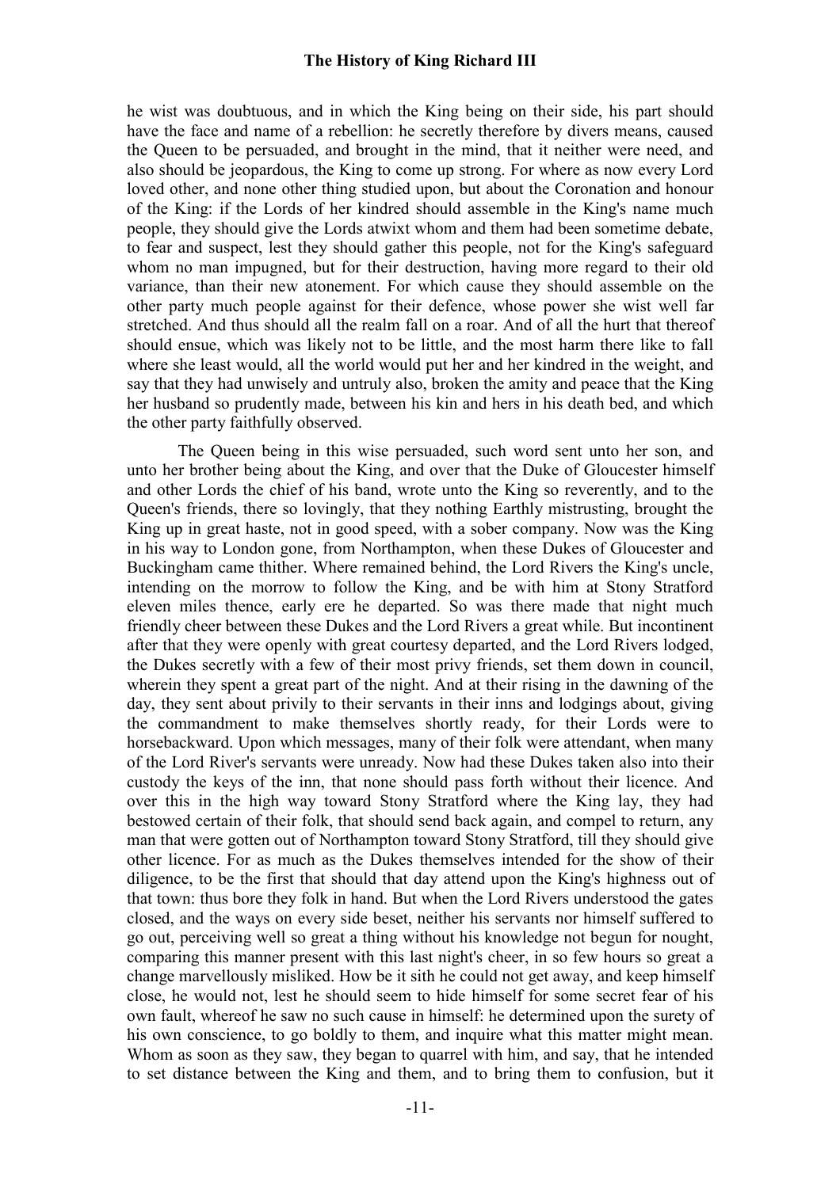he wist was doubtuous, and in which the King being on their side, his part should have the face and name of a rebellion: he secretly therefore by divers means, caused the Queen to be persuaded, and brought in the mind, that it neither were need, and also should be jeopardous, the King to come up strong. For where as now every Lord loved other, and none other thing studied upon, but about the Coronation and honour of the King: if the Lords of her kindred should assemble in the King's name much people, they should give the Lords atwixt whom and them had been sometime debate, to fear and suspect, lest they should gather this people, not for the King's safeguard whom no man impugned, but for their destruction, having more regard to their old variance, than their new atonement. For which cause they should assemble on the other party much people against for their defence, whose power she wist well far stretched. And thus should all the realm fall on a roar. And of all the hurt that thereof should ensue, which was likely not to be little, and the most harm there like to fall where she least would, all the world would put her and her kindred in the weight, and say that they had unwisely and untruly also, broken the amity and peace that the King her husband so prudently made, between his kin and hers in his death bed, and which the other party faithfully observed.

The Queen being in this wise persuaded, such word sent unto her son, and unto her brother being about the King, and over that the Duke of Gloucester himself and other Lords the chief of his band, wrote unto the King so reverently, and to the Queen's friends, there so lovingly, that they nothing Earthly mistrusting, brought the King up in great haste, not in good speed, with a sober company. Now was the King in his way to London gone, from Northampton, when these Dukes of Gloucester and Buckingham came thither. Where remained behind, the Lord Rivers the King's uncle, intending on the morrow to follow the King, and be with him at Stony Stratford eleven miles thence, early ere he departed. So was there made that night much friendly cheer between these Dukes and the Lord Rivers a great while. But incontinent after that they were openly with great courtesy departed, and the Lord Rivers lodged, the Dukes secretly with a few of their most privy friends, set them down in council, wherein they spent a great part of the night. And at their rising in the dawning of the day, they sent about privily to their servants in their inns and lodgings about, giving the commandment to make themselves shortly ready, for their Lords were to horsebackward. Upon which messages, many of their folk were attendant, when many of the Lord River's servants were unready. Now had these Dukes taken also into their custody the keys of the inn, that none should pass forth without their licence. And over this in the high way toward Stony Stratford where the King lay, they had bestowed certain of their folk, that should send back again, and compel to return, any man that were gotten out of Northampton toward Stony Stratford, till they should give other licence. For as much as the Dukes themselves intended for the show of their diligence, to be the first that should that day attend upon the King's highness out of that town: thus bore they folk in hand. But when the Lord Rivers understood the gates closed, and the ways on every side beset, neither his servants nor himself suffered to go out, perceiving well so great a thing without his knowledge not begun for nought, comparing this manner present with this last night's cheer, in so few hours so great a change marvellously misliked. How be it sith he could not get away, and keep himself close, he would not, lest he should seem to hide himself for some secret fear of his own fault, whereof he saw no such cause in himself: he determined upon the surety of his own conscience, to go boldly to them, and inquire what this matter might mean. Whom as soon as they saw, they began to quarrel with him, and say, that he intended to set distance between the King and them, and to bring them to confusion, but it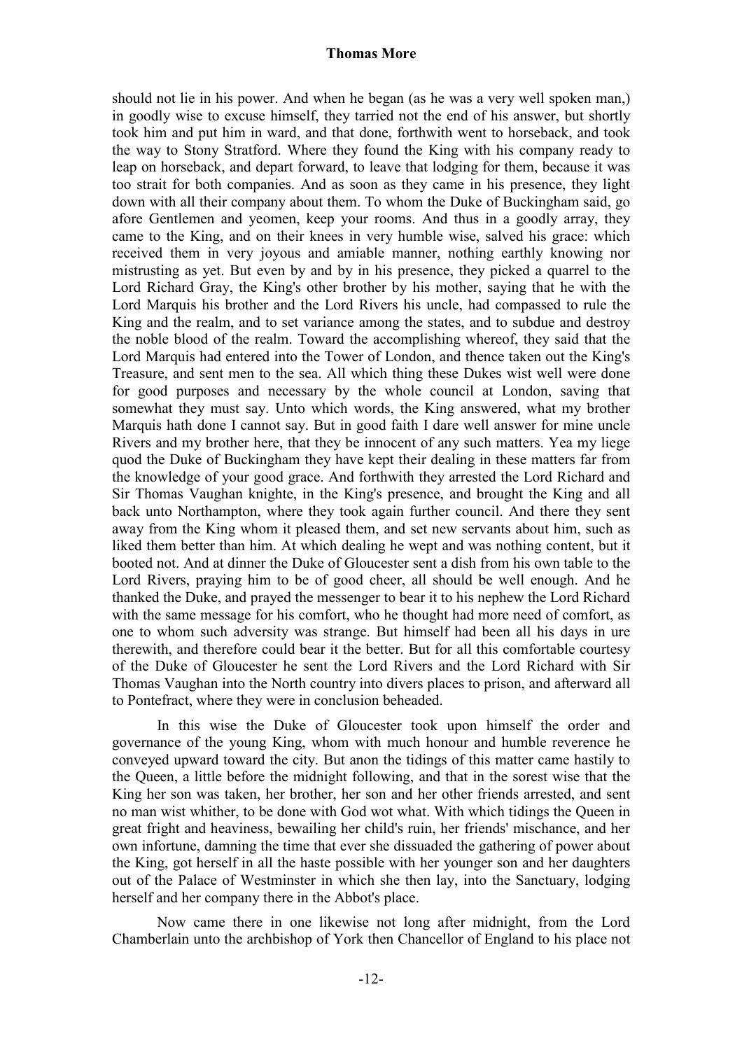should not lie in his power. And when he began (as he was a very well spoken man,) in goodly wise to excuse himself, they tarried not the end of his answer, but shortly took him and put him in ward, and that done, forthwith went to horseback, and took the way to Stony Stratford. Where they found the King with his company ready to leap on horseback, and depart forward, to leave that lodging for them, because it was too strait for both companies. And as soon as they came in his presence, they light down with all their company about them. To whom the Duke of Buckingham said, go afore Gentlemen and yeomen, keep your rooms. And thus in a goodly array, they came to the King, and on their knees in very humble wise, salved his grace: which received them in very joyous and amiable manner, nothing earthly knowing nor mistrusting as yet. But even by and by in his presence, they picked a quarrel to the Lord Richard Gray, the King's other brother by his mother, saying that he with the Lord Marquis his brother and the Lord Rivers his uncle, had compassed to rule the King and the realm, and to set variance among the states, and to subdue and destroy the noble blood of the realm. Toward the accomplishing whereof, they said that the Lord Marquis had entered into the Tower of London, and thence taken out the King's Treasure, and sent men to the sea. All which thing these Dukes wist well were done for good purposes and necessary by the whole council at London, saving that somewhat they must say. Unto which words, the King answered, what my brother Marquis hath done I cannot say. But in good faith I dare well answer for mine uncle Rivers and my brother here, that they be innocent of any such matters. Yea my liege quod the Duke of Buckingham they have kept their dealing in these matters far from the knowledge of your good grace. And forthwith they arrested the Lord Richard and Sir Thomas Vaughan knighte, in the King's presence, and brought the King and all back unto Northampton, where they took again further council. And there they sent away from the King whom it pleased them, and set new servants about him, such as liked them better than him. At which dealing he wept and was nothing content, but it booted not. And at dinner the Duke of Gloucester sent a dish from his own table to the Lord Rivers, praying him to be of good cheer, all should be well enough. And he thanked the Duke, and prayed the messenger to bear it to his nephew the Lord Richard with the same message for his comfort, who he thought had more need of comfort, as one to whom such adversity was strange. But himself had been all his days in ure therewith, and therefore could bear it the better. But for all this comfortable courtesy of the Duke of Gloucester he sent the Lord Rivers and the Lord Richard with Sir Thomas Vaughan into the North country into divers places to prison, and afterward all to Pontefract, where they were in conclusion beheaded.

In this wise the Duke of Gloucester took upon himself the order and governance of the young King, whom with much honour and humble reverence he conveyed upward toward the city. But anon the tidings of this matter came hastily to the Queen, a little before the midnight following, and that in the sorest wise that the King her son was taken, her brother, her son and her other friends arrested, and sent no man wist whither, to be done with God wot what. With which tidings the Queen in great fright and heaviness, bewailing her child's ruin, her friends' mischance, and her own infortune, damning the time that ever she dissuaded the gathering of power about the King, got herself in all the haste possible with her younger son and her daughters out of the Palace of Westminster in which she then lay, into the Sanctuary, lodging herself and her company there in the Abbot's place.

Now came there in one likewise not long after midnight, from the Lord Chamberlain unto the archbishop of York then Chancellor of England to his place not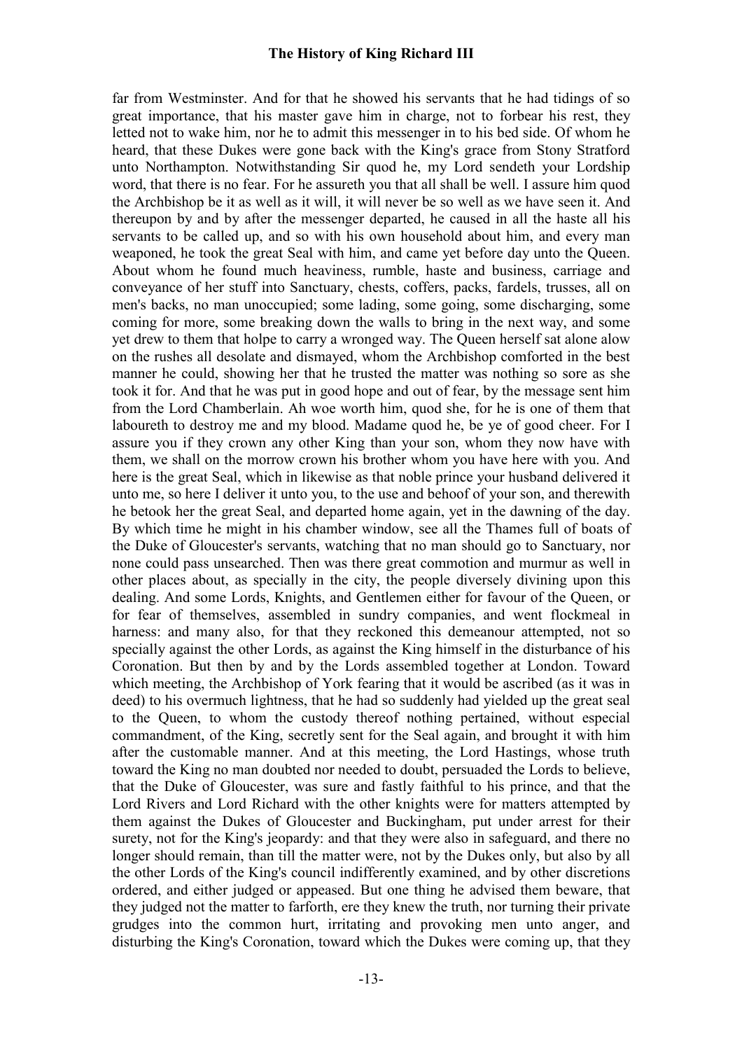far from Westminster. And for that he showed his servants that he had tidings of so great importance, that his master gave him in charge, not to forbear his rest, they letted not to wake him, nor he to admit this messenger in to his bed side. Of whom he heard, that these Dukes were gone back with the King's grace from Stony Stratford unto Northampton. Notwithstanding Sir quod he, my Lord sendeth your Lordship word, that there is no fear. For he assureth you that all shall be well. I assure him quod the Archbishop be it as well as it will, it will never be so well as we have seen it. And thereupon by and by after the messenger departed, he caused in all the haste all his servants to be called up, and so with his own household about him, and every man weaponed, he took the great Seal with him, and came yet before day unto the Queen. About whom he found much heaviness, rumble, haste and business, carriage and conveyance of her stuff into Sanctuary, chests, coffers, packs, fardels, trusses, all on men's backs, no man unoccupied; some lading, some going, some discharging, some coming for more, some breaking down the walls to bring in the next way, and some yet drew to them that holpe to carry a wronged way. The Queen herself sat alone alow on the rushes all desolate and dismayed, whom the Archbishop comforted in the best manner he could, showing her that he trusted the matter was nothing so sore as she took it for. And that he was put in good hope and out of fear, by the message sent him from the Lord Chamberlain. Ah woe worth him, quod she, for he is one of them that laboureth to destroy me and my blood. Madame quod he, be ye of good cheer. For I assure you if they crown any other King than your son, whom they now have with them, we shall on the morrow crown his brother whom you have here with you. And here is the great Seal, which in likewise as that noble prince your husband delivered it unto me, so here I deliver it unto you, to the use and behoof of your son, and therewith he betook her the great Seal, and departed home again, yet in the dawning of the day. By which time he might in his chamber window, see all the Thames full of boats of the Duke of Gloucester's servants, watching that no man should go to Sanctuary, nor none could pass unsearched. Then was there great commotion and murmur as well in other places about, as specially in the city, the people diversely divining upon this dealing. And some Lords, Knights, and Gentlemen either for favour of the Queen, or for fear of themselves, assembled in sundry companies, and went flockmeal in harness: and many also, for that they reckoned this demeanour attempted, not so specially against the other Lords, as against the King himself in the disturbance of his Coronation. But then by and by the Lords assembled together at London. Toward which meeting, the Archbishop of York fearing that it would be ascribed (as it was in deed) to his overmuch lightness, that he had so suddenly had yielded up the great seal to the Queen, to whom the custody thereof nothing pertained, without especial commandment, of the King, secretly sent for the Seal again, and brought it with him after the customable manner. And at this meeting, the Lord Hastings, whose truth toward the King no man doubted nor needed to doubt, persuaded the Lords to believe, that the Duke of Gloucester, was sure and fastly faithful to his prince, and that the Lord Rivers and Lord Richard with the other knights were for matters attempted by them against the Dukes of Gloucester and Buckingham, put under arrest for their surety, not for the King's jeopardy: and that they were also in safeguard, and there no longer should remain, than till the matter were, not by the Dukes only, but also by all the other Lords of the King's council indifferently examined, and by other discretions ordered, and either judged or appeased. But one thing he advised them beware, that they judged not the matter to farforth, ere they knew the truth, nor turning their private grudges into the common hurt, irritating and provoking men unto anger, and disturbing the King's Coronation, toward which the Dukes were coming up, that they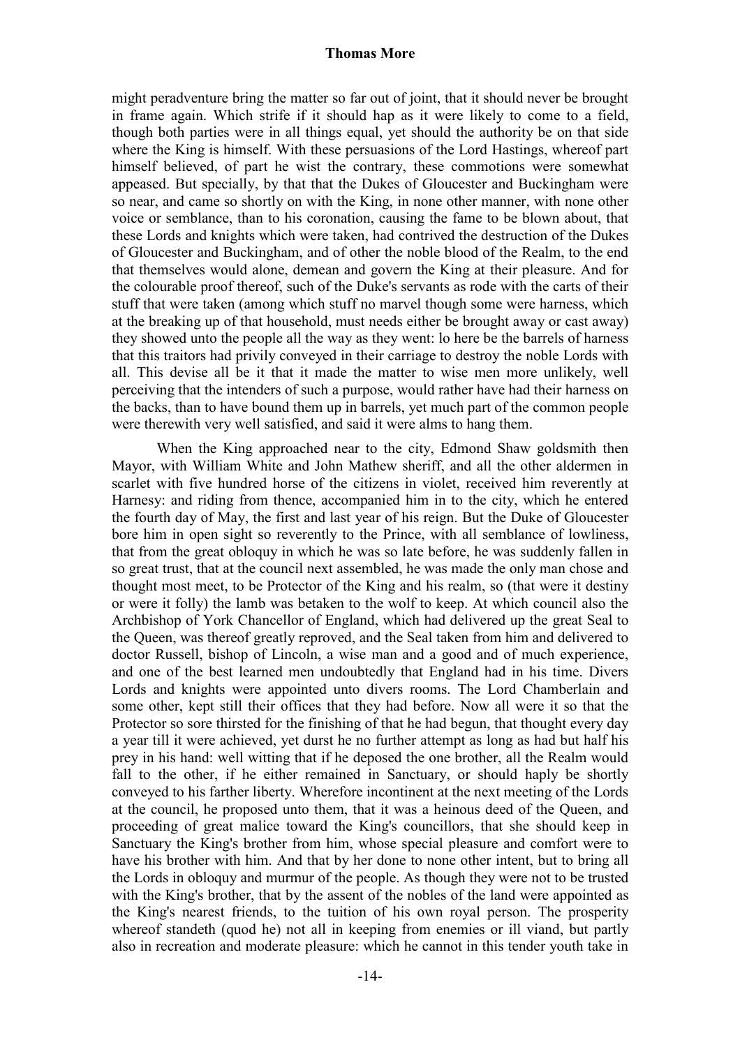might peradventure bring the matter so far out of joint, that it should never be brought in frame again. Which strife if it should hap as it were likely to come to a field, though both parties were in all things equal, yet should the authority be on that side where the King is himself. With these persuasions of the Lord Hastings, whereof part himself believed, of part he wist the contrary, these commotions were somewhat appeased. But specially, by that that the Dukes of Gloucester and Buckingham were so near, and came so shortly on with the King, in none other manner, with none other voice or semblance, than to his coronation, causing the fame to be blown about, that these Lords and knights which were taken, had contrived the destruction of the Dukes of Gloucester and Buckingham, and of other the noble blood of the Realm, to the end that themselves would alone, demean and govern the King at their pleasure. And for the colourable proof thereof, such of the Duke's servants as rode with the carts of their stuff that were taken (among which stuff no marvel though some were harness, which at the breaking up of that household, must needs either be brought away or cast away) they showed unto the people all the way as they went: lo here be the barrels of harness that this traitors had privily conveyed in their carriage to destroy the noble Lords with all. This devise all be it that made the matter to wise men more unlikely, well perceiving that the intenders of such a purpose, would rather have had their harness on the backs, than to have bound them up in barrels, yet much part of the common people were therewith very well satisfied, and said it were alms to hang them.

When the King approached near to the city, Edmond Shaw goldsmith then Mayor, with William White and John Mathew sheriff, and all the other aldermen in scarlet with five hundred horse of the citizens in violet, received him reverently at Harnesy: and riding from thence, accompanied him in to the city, which he entered the fourth day of May, the first and last year of his reign. But the Duke of Gloucester bore him in open sight so reverently to the Prince, with all semblance of lowliness, that from the great obloquy in which he was so late before, he was suddenly fallen in so great trust, that at the council next assembled, he was made the only man chose and thought most meet, to be Protector of the King and his realm, so (that were it destiny or were it folly) the lamb was betaken to the wolf to keep. At which council also the Archbishop of York Chancellor of England, which had delivered up the great Seal to the Queen, was thereof greatly reproved, and the Seal taken from him and delivered to doctor Russell, bishop of Lincoln, a wise man and a good and of much experience, and one of the best learned men undoubtedly that England had in his time. Divers Lords and knights were appointed unto divers rooms. The Lord Chamberlain and some other, kept still their offices that they had before. Now all were it so that the Protector so sore thirsted for the finishing of that he had begun, that thought every day a year till it were achieved, yet durst he no further attempt as long as had but half his prey in his hand: well witting that if he deposed the one brother, all the Realm would fall to the other, if he either remained in Sanctuary, or should haply be shortly conveyed to his farther liberty. Wherefore incontinent at the next meeting of the Lords at the council, he proposed unto them, that it was a heinous deed of the Queen, and proceeding of great malice toward the King's councillors, that she should keep in Sanctuary the King's brother from him, whose special pleasure and comfort were to have his brother with him. And that by her done to none other intent, but to bring all the Lords in obloquy and murmur of the people. As though they were not to be trusted with the King's brother, that by the assent of the nobles of the land were appointed as the King's nearest friends, to the tuition of his own royal person. The prosperity whereof standeth (quod he) not all in keeping from enemies or ill viand, but partly also in recreation and moderate pleasure: which he cannot in this tender youth take in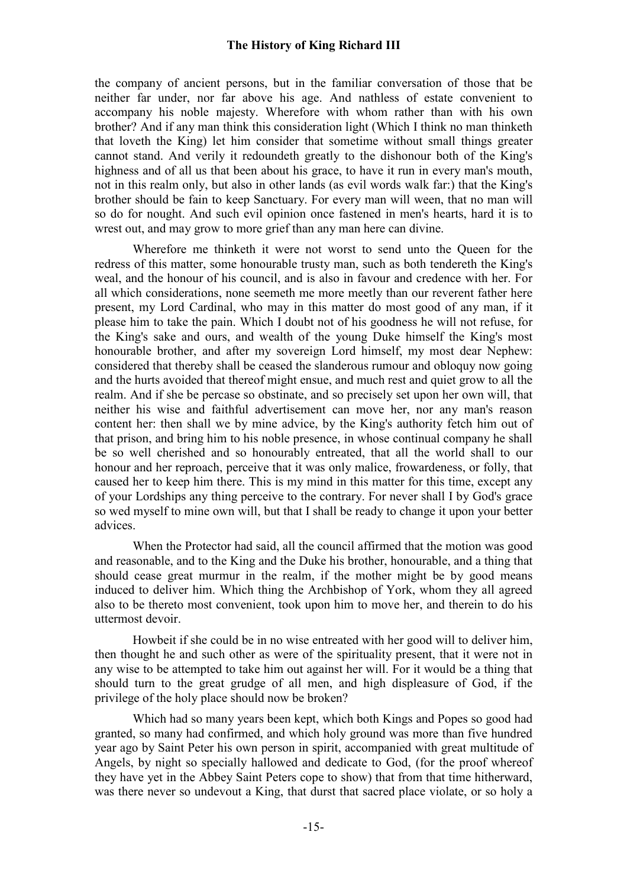the company of ancient persons, but in the familiar conversation of those that be neither far under, nor far above his age. And nathless of estate convenient to accompany his noble majesty. Wherefore with whom rather than with his own brother? And if any man think this consideration light (Which I think no man thinketh that loveth the King) let him consider that sometime without small things greater cannot stand. And verily it redoundeth greatly to the dishonour both of the King's highness and of all us that been about his grace, to have it run in every man's mouth, not in this realm only, but also in other lands (as evil words walk far:) that the King's brother should be fain to keep Sanctuary. For every man will ween, that no man will so do for nought. And such evil opinion once fastened in men's hearts, hard it is to wrest out, and may grow to more grief than any man here can divine.

Wherefore me thinketh it were not worst to send unto the Queen for the redress of this matter, some honourable trusty man, such as both tendereth the King's weal, and the honour of his council, and is also in favour and credence with her. For all which considerations, none seemeth me more meetly than our reverent father here present, my Lord Cardinal, who may in this matter do most good of any man, if it please him to take the pain. Which I doubt not of his goodness he will not refuse, for the King's sake and ours, and wealth of the young Duke himself the King's most honourable brother, and after my sovereign Lord himself, my most dear Nephew: considered that thereby shall be ceased the slanderous rumour and obloquy now going and the hurts avoided that thereof might ensue, and much rest and quiet grow to all the realm. And if she be percase so obstinate, and so precisely set upon her own will, that neither his wise and faithful advertisement can move her, nor any man's reason content her: then shall we by mine advice, by the King's authority fetch him out of that prison, and bring him to his noble presence, in whose continual company he shall be so well cherished and so honourably entreated, that all the world shall to our honour and her reproach, perceive that it was only malice, frowardeness, or folly, that caused her to keep him there. This is my mind in this matter for this time, except any of your Lordships any thing perceive to the contrary. For never shall I by God's grace so wed myself to mine own will, but that I shall be ready to change it upon your better advices.

When the Protector had said, all the council affirmed that the motion was good and reasonable, and to the King and the Duke his brother, honourable, and a thing that should cease great murmur in the realm, if the mother might be by good means induced to deliver him. Which thing the Archbishop of York, whom they all agreed also to be thereto most convenient, took upon him to move her, and therein to do his uttermost devoir.

Howbeit if she could be in no wise entreated with her good will to deliver him, then thought he and such other as were of the spirituality present, that it were not in any wise to be attempted to take him out against her will. For it would be a thing that should turn to the great grudge of all men, and high displeasure of God, if the privilege of the holy place should now be broken?

Which had so many years been kept, which both Kings and Popes so good had granted, so many had confirmed, and which holy ground was more than five hundred year ago by Saint Peter his own person in spirit, accompanied with great multitude of Angels, by night so specially hallowed and dedicate to God, (for the proof whereof they have yet in the Abbey Saint Peters cope to show) that from that time hitherward, was there never so undevout a King, that durst that sacred place violate, or so holy a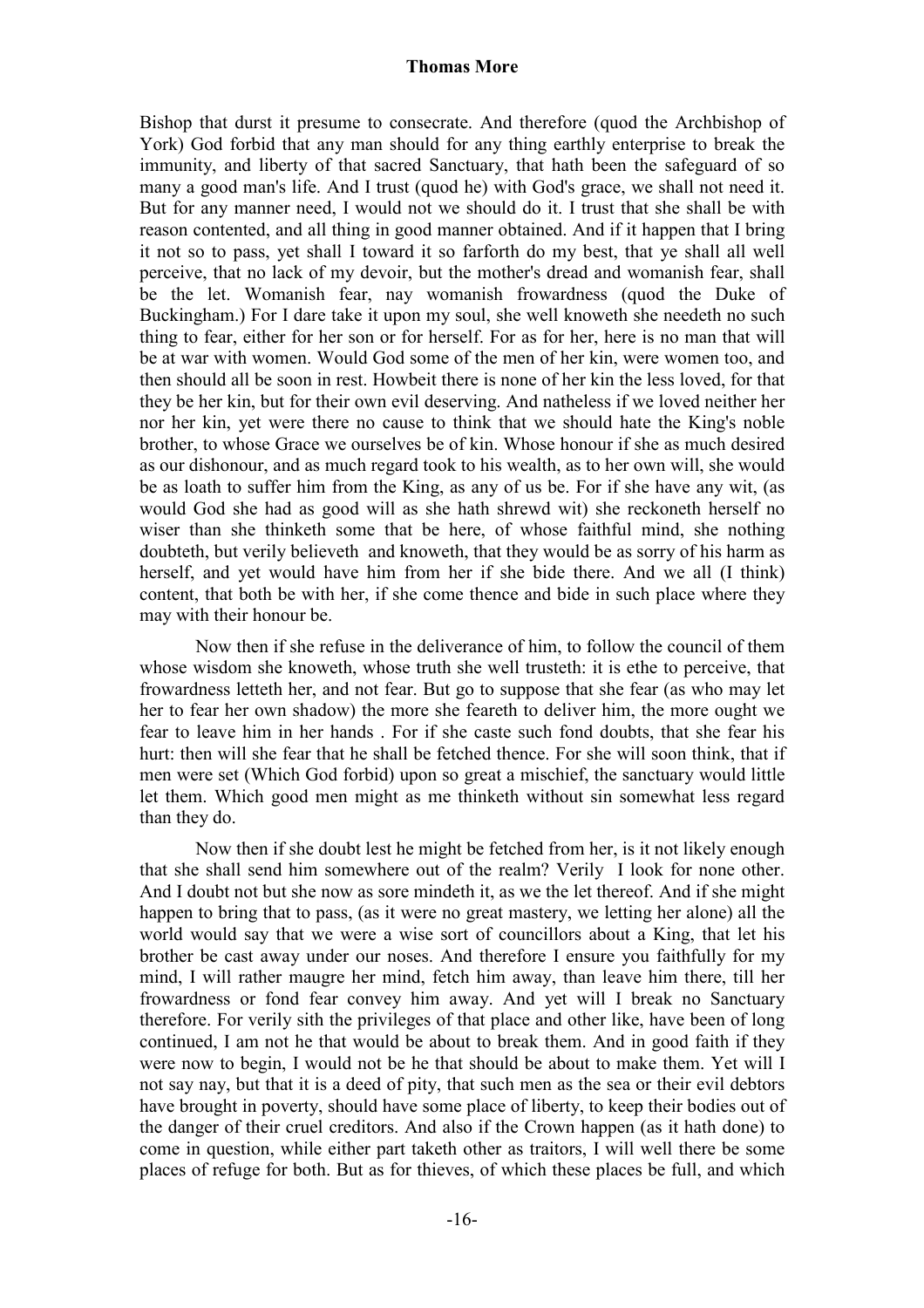Bishop that durst it presume to consecrate. And therefore (quod the Archbishop of York) God forbid that any man should for any thing earthly enterprise to break the immunity, and liberty of that sacred Sanctuary, that hath been the safeguard of so many a good man's life. And I trust (quod he) with God's grace, we shall not need it. But for any manner need, I would not we should do it. I trust that she shall be with reason contented, and all thing in good manner obtained. And if it happen that I bring it not so to pass, yet shall I toward it so farforth do my best, that ye shall all well perceive, that no lack of my devoir, but the mother's dread and womanish fear, shall be the let. Womanish fear, nay womanish frowardness (quod the Duke of Buckingham.) For I dare take it upon my soul, she well knoweth she needeth no such thing to fear, either for her son or for herself. For as for her, here is no man that will be at war with women. Would God some of the men of her kin, were women too, and then should all be soon in rest. Howbeit there is none of her kin the less loved, for that they be her kin, but for their own evil deserving. And natheless if we loved neither her nor her kin, yet were there no cause to think that we should hate the King's noble brother, to whose Grace we ourselves be of kin. Whose honour if she as much desired as our dishonour, and as much regard took to his wealth, as to her own will, she would be as loath to suffer him from the King, as any of us be. For if she have any wit, (as would God she had as good will as she hath shrewd wit) she reckoneth herself no wiser than she thinketh some that be here, of whose faithful mind, she nothing doubteth, but verily believeth and knoweth, that they would be as sorry of his harm as herself, and yet would have him from her if she bide there. And we all (I think) content, that both be with her, if she come thence and bide in such place where they may with their honour be.

Now then if she refuse in the deliverance of him, to follow the council of them whose wisdom she knoweth, whose truth she well trusteth: it is ethe to perceive, that frowardness letteth her, and not fear. But go to suppose that she fear (as who may let her to fear her own shadow) the more she feareth to deliver him, the more ought we fear to leave him in her hands . For if she caste such fond doubts, that she fear his hurt: then will she fear that he shall be fetched thence. For she will soon think, that if men were set (Which God forbid) upon so great a mischief, the sanctuary would little let them. Which good men might as me thinketh without sin somewhat less regard than they do.

Now then if she doubt lest he might be fetched from her, is it not likely enough that she shall send him somewhere out of the realm? Verily I look for none other. And I doubt not but she now as sore mindeth it, as we the let thereof. And if she might happen to bring that to pass, (as it were no great mastery, we letting her alone) all the world would say that we were a wise sort of councillors about a King, that let his brother be cast away under our noses. And therefore I ensure you faithfully for my mind, I will rather maugre her mind, fetch him away, than leave him there, till her frowardness or fond fear convey him away. And yet will I break no Sanctuary therefore. For verily sith the privileges of that place and other like, have been of long continued, I am not he that would be about to break them. And in good faith if they were now to begin, I would not be he that should be about to make them. Yet will I not say nay, but that it is a deed of pity, that such men as the sea or their evil debtors have brought in poverty, should have some place of liberty, to keep their bodies out of the danger of their cruel creditors. And also if the Crown happen (as it hath done) to come in question, while either part taketh other as traitors, I will well there be some places of refuge for both. But as for thieves, of which these places be full, and which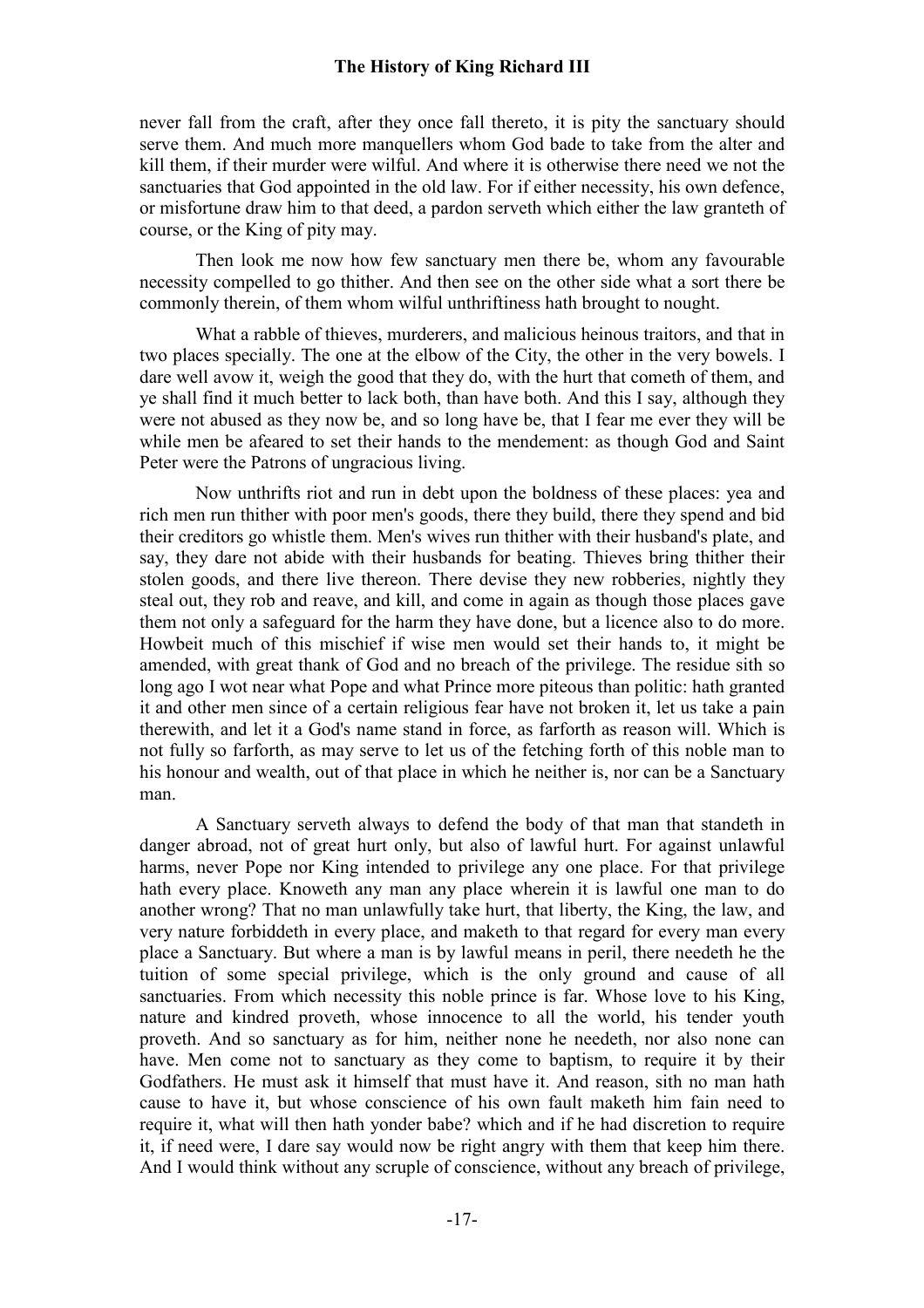never fall from the craft, after they once fall thereto, it is pity the sanctuary should serve them. And much more manquellers whom God bade to take from the alter and kill them, if their murder were wilful. And where it is otherwise there need we not the sanctuaries that God appointed in the old law. For if either necessity, his own defence, or misfortune draw him to that deed, a pardon serveth which either the law granteth of course, or the King of pity may.

Then look me now how few sanctuary men there be, whom any favourable necessity compelled to go thither. And then see on the other side what a sort there be commonly therein, of them whom wilful unthriftiness hath brought to nought.

What a rabble of thieves, murderers, and malicious heinous traitors, and that in two places specially. The one at the elbow of the City, the other in the very bowels. I dare well avow it, weigh the good that they do, with the hurt that cometh of them, and ye shall find it much better to lack both, than have both. And this I say, although they were not abused as they now be, and so long have be, that I fear me ever they will be while men be afeared to set their hands to the mendement: as though God and Saint Peter were the Patrons of ungracious living.

Now unthrifts riot and run in debt upon the boldness of these places: yea and rich men run thither with poor men's goods, there they build, there they spend and bid their creditors go whistle them. Men's wives run thither with their husband's plate, and say, they dare not abide with their husbands for beating. Thieves bring thither their stolen goods, and there live thereon. There devise they new robberies, nightly they steal out, they rob and reave, and kill, and come in again as though those places gave them not only a safeguard for the harm they have done, but a licence also to do more. Howbeit much of this mischief if wise men would set their hands to, it might be amended, with great thank of God and no breach of the privilege. The residue sith so long ago I wot near what Pope and what Prince more piteous than politic: hath granted it and other men since of a certain religious fear have not broken it, let us take a pain therewith, and let it a God's name stand in force, as farforth as reason will. Which is not fully so farforth, as may serve to let us of the fetching forth of this noble man to his honour and wealth, out of that place in which he neither is, nor can be a Sanctuary man.

A Sanctuary serveth always to defend the body of that man that standeth in danger abroad, not of great hurt only, but also of lawful hurt. For against unlawful harms, never Pope nor King intended to privilege any one place. For that privilege hath every place. Knoweth any man any place wherein it is lawful one man to do another wrong? That no man unlawfully take hurt, that liberty, the King, the law, and very nature forbiddeth in every place, and maketh to that regard for every man every place a Sanctuary. But where a man is by lawful means in peril, there needeth he the tuition of some special privilege, which is the only ground and cause of all sanctuaries. From which necessity this noble prince is far. Whose love to his King, nature and kindred proveth, whose innocence to all the world, his tender youth proveth. And so sanctuary as for him, neither none he needeth, nor also none can have. Men come not to sanctuary as they come to baptism, to require it by their Godfathers. He must ask it himself that must have it. And reason, sith no man hath cause to have it, but whose conscience of his own fault maketh him fain need to require it, what will then hath yonder babe? which and if he had discretion to require it, if need were, I dare say would now be right angry with them that keep him there. And I would think without any scruple of conscience, without any breach of privilege,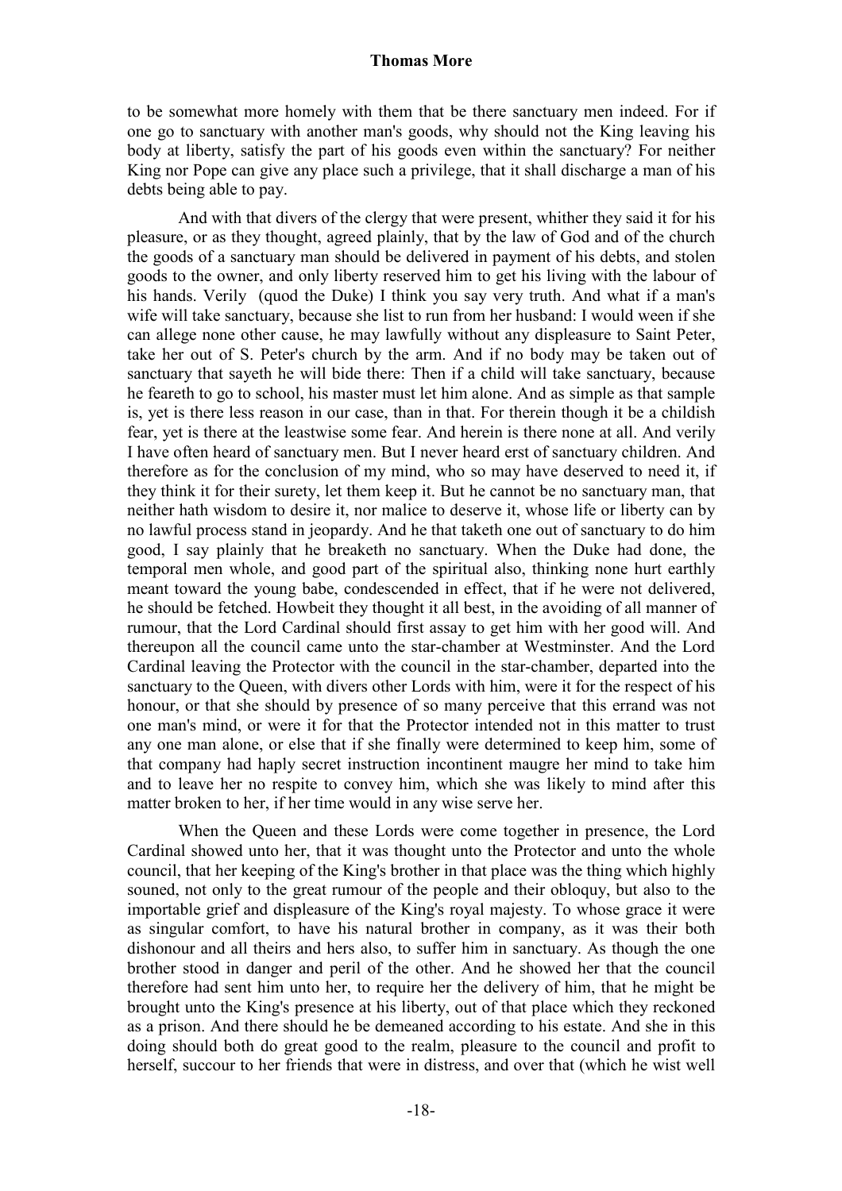to be somewhat more homely with them that be there sanctuary men indeed. For if one go to sanctuary with another man's goods, why should not the King leaving his body at liberty, satisfy the part of his goods even within the sanctuary? For neither King nor Pope can give any place such a privilege, that it shall discharge a man of his debts being able to pay.

And with that divers of the clergy that were present, whither they said it for his pleasure, or as they thought, agreed plainly, that by the law of God and of the church the goods of a sanctuary man should be delivered in payment of his debts, and stolen goods to the owner, and only liberty reserved him to get his living with the labour of his hands. Verily (quod the Duke) I think you say very truth. And what if a man's wife will take sanctuary, because she list to run from her husband: I would ween if she can allege none other cause, he may lawfully without any displeasure to Saint Peter, take her out of S. Peter's church by the arm. And if no body may be taken out of sanctuary that sayeth he will bide there: Then if a child will take sanctuary, because he feareth to go to school, his master must let him alone. And as simple as that sample is, yet is there less reason in our case, than in that. For therein though it be a childish fear, yet is there at the leastwise some fear. And herein is there none at all. And verily I have often heard of sanctuary men. But I never heard erst of sanctuary children. And therefore as for the conclusion of my mind, who so may have deserved to need it, if they think it for their surety, let them keep it. But he cannot be no sanctuary man, that neither hath wisdom to desire it, nor malice to deserve it, whose life or liberty can by no lawful process stand in jeopardy. And he that taketh one out of sanctuary to do him good, I say plainly that he breaketh no sanctuary. When the Duke had done, the temporal men whole, and good part of the spiritual also, thinking none hurt earthly meant toward the young babe, condescended in effect, that if he were not delivered, he should be fetched. Howbeit they thought it all best, in the avoiding of all manner of rumour, that the Lord Cardinal should first assay to get him with her good will. And thereupon all the council came unto the star-chamber at Westminster. And the Lord Cardinal leaving the Protector with the council in the star-chamber, departed into the sanctuary to the Queen, with divers other Lords with him, were it for the respect of his honour, or that she should by presence of so many perceive that this errand was not one man's mind, or were it for that the Protector intended not in this matter to trust any one man alone, or else that if she finally were determined to keep him, some of that company had haply secret instruction incontinent maugre her mind to take him and to leave her no respite to convey him, which she was likely to mind after this matter broken to her, if her time would in any wise serve her.

When the Queen and these Lords were come together in presence, the Lord Cardinal showed unto her, that it was thought unto the Protector and unto the whole council, that her keeping of the King's brother in that place was the thing which highly souned, not only to the great rumour of the people and their obloquy, but also to the importable grief and displeasure of the King's royal majesty. To whose grace it were as singular comfort, to have his natural brother in company, as it was their both dishonour and all theirs and hers also, to suffer him in sanctuary. As though the one brother stood in danger and peril of the other. And he showed her that the council therefore had sent him unto her, to require her the delivery of him, that he might be brought unto the King's presence at his liberty, out of that place which they reckoned as a prison. And there should he be demeaned according to his estate. And she in this doing should both do great good to the realm, pleasure to the council and profit to herself, succour to her friends that were in distress, and over that (which he wist well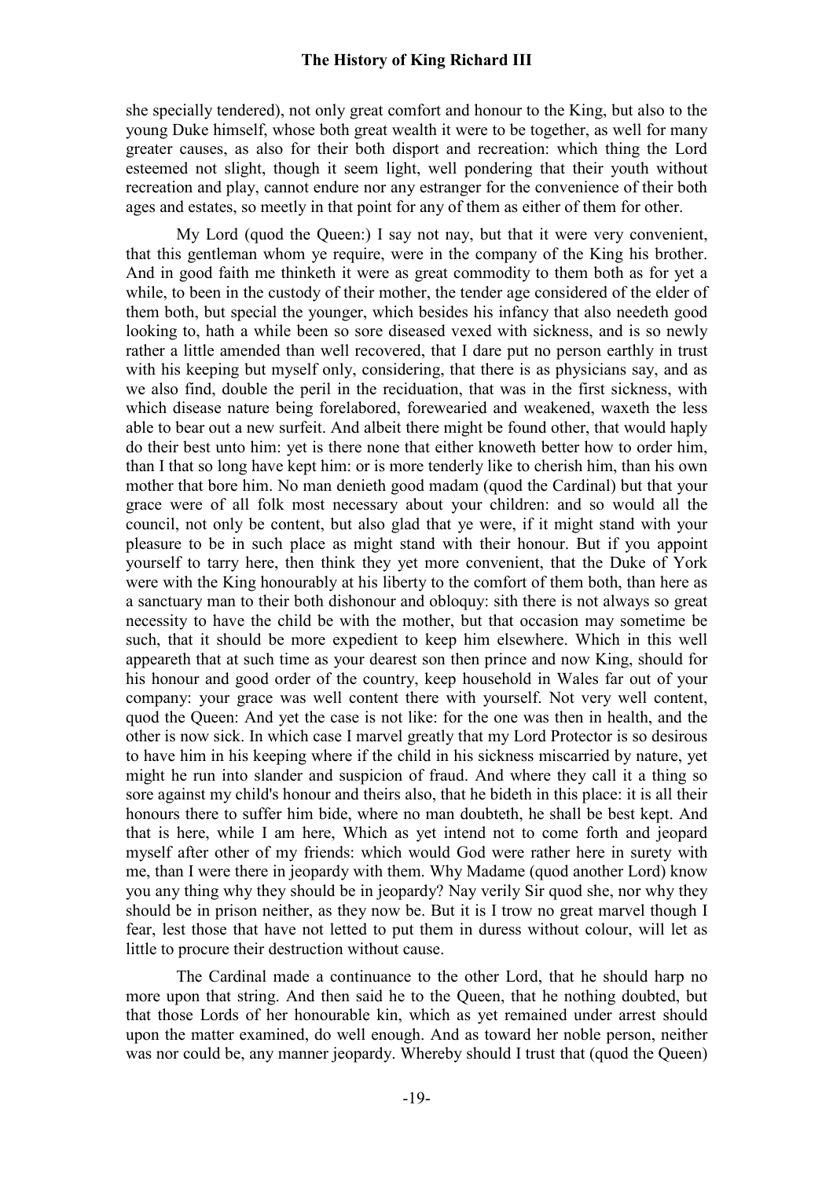she specially tendered), not only great comfort and honour to the King, but also to the young Duke himself, whose both great wealth it were to be together, as well for many greater causes, as also for their both disport and recreation: which thing the Lord esteemed not slight, though it seem light, well pondering that their youth without recreation and play, cannot endure nor any estranger for the convenience of their both ages and estates, so meetly in that point for any of them as either of them for other.

My Lord (quod the Queen:) I say not nay, but that it were very convenient, that this gentleman whom ye require, were in the company of the King his brother. And in good faith me thinketh it were as great commodity to them both as for yet a while, to been in the custody of their mother, the tender age considered of the elder of them both, but special the younger, which besides his infancy that also needeth good looking to, hath a while been so sore diseased vexed with sickness, and is so newly rather a little amended than well recovered, that I dare put no person earthly in trust with his keeping but myself only, considering, that there is as physicians say, and as we also find, double the peril in the reciduation, that was in the first sickness, with which disease nature being forelabored, forewearied and weakened, waxeth the less able to bear out a new surfeit. And albeit there might be found other, that would haply do their best unto him: yet is there none that either knoweth better how to order him, than I that so long have kept him: or is more tenderly like to cherish him, than his own mother that bore him. No man denieth good madam (quod the Cardinal) but that your grace were of all folk most necessary about your children: and so would all the council, not only be content, but also glad that ye were, if it might stand with your pleasure to be in such place as might stand with their honour. But if you appoint yourself to tarry here, then think they yet more convenient, that the Duke of York were with the King honourably at his liberty to the comfort of them both, than here as a sanctuary man to their both dishonour and obloquy: sith there is not always so great necessity to have the child be with the mother, but that occasion may sometime be such, that it should be more expedient to keep him elsewhere. Which in this well appeareth that at such time as your dearest son then prince and now King, should for his honour and good order of the country, keep household in Wales far out of your company: your grace was well content there with yourself. Not very well content, quod the Queen: And yet the case is not like: for the one was then in health, and the other is now sick. In which case I marvel greatly that my Lord Protector is so desirous to have him in his keeping where if the child in his sickness miscarried by nature, yet might he run into slander and suspicion of fraud. And where they call it a thing so sore against my child's honour and theirs also, that he bideth in this place: it is all their honours there to suffer him bide, where no man doubteth, he shall be best kept. And that is here, while I am here, Which as yet intend not to come forth and jeopard myself after other of my friends: which would God were rather here in surety with me, than I were there in jeopardy with them. Why Madame (quod another Lord) know you any thing why they should be in jeopardy? Nay verily Sir quod she, nor why they should be in prison neither, as they now be. But it is I trow no great marvel though I fear, lest those that have not letted to put them in duress without colour, will let as little to procure their destruction without cause.

The Cardinal made a continuance to the other Lord, that he should harp no more upon that string. And then said he to the Queen, that he nothing doubted, but that those Lords of her honourable kin, which as yet remained under arrest should upon the matter examined, do well enough. And as toward her noble person, neither was nor could be, any manner jeopardy. Whereby should I trust that (quod the Queen)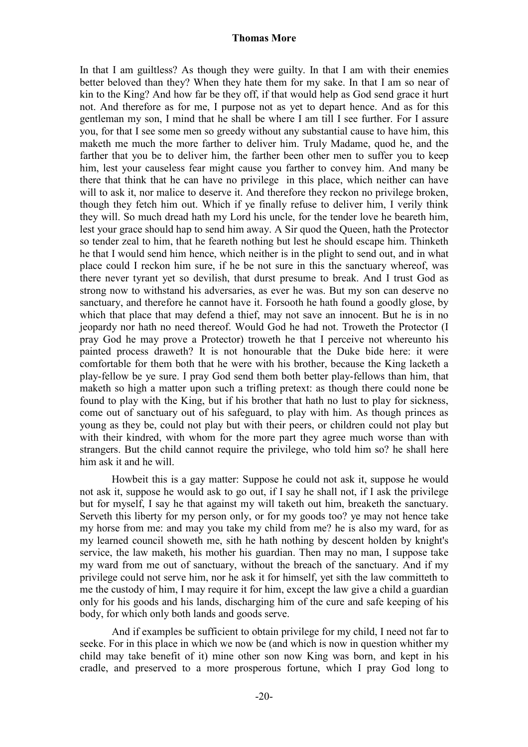In that I am guiltless? As though they were guilty. In that I am with their enemies better beloved than they? When they hate them for my sake. In that I am so near of kin to the King? And how far be they off, if that would help as God send grace it hurt not. And therefore as for me, I purpose not as yet to depart hence. And as for this gentleman my son, I mind that he shall be where I am till I see further. For I assure you, for that I see some men so greedy without any substantial cause to have him, this maketh me much the more farther to deliver him. Truly Madame, quod he, and the farther that you be to deliver him, the farther been other men to suffer you to keep him, lest your causeless fear might cause you farther to convey him. And many be there that think that he can have no privilege in this place, which neither can have will to ask it, nor malice to deserve it. And therefore they reckon no privilege broken, though they fetch him out. Which if ye finally refuse to deliver him, I verily think they will. So much dread hath my Lord his uncle, for the tender love he beareth him, lest your grace should hap to send him away. A Sir quod the Queen, hath the Protector so tender zeal to him, that he feareth nothing but lest he should escape him. Thinketh he that I would send him hence, which neither is in the plight to send out, and in what place could I reckon him sure, if he be not sure in this the sanctuary whereof, was there never tyrant yet so devilish, that durst presume to break. And I trust God as strong now to withstand his adversaries, as ever he was. But my son can deserve no sanctuary, and therefore he cannot have it. Forsooth he hath found a goodly glose, by which that place that may defend a thief, may not save an innocent. But he is in no jeopardy nor hath no need thereof. Would God he had not. Troweth the Protector (I pray God he may prove a Protector) troweth he that I perceive not whereunto his painted process draweth? It is not honourable that the Duke bide here: it were comfortable for them both that he were with his brother, because the King lacketh a play-fellow be ye sure. I pray God send them both better play-fellows than him, that maketh so high a matter upon such a trifling pretext: as though there could none be found to play with the King, but if his brother that hath no lust to play for sickness, come out of sanctuary out of his safeguard, to play with him. As though princes as young as they be, could not play but with their peers, or children could not play but with their kindred, with whom for the more part they agree much worse than with strangers. But the child cannot require the privilege, who told him so? he shall here him ask it and he will.

Howbeit this is a gay matter: Suppose he could not ask it, suppose he would not ask it, suppose he would ask to go out, if I say he shall not, if I ask the privilege but for myself, I say he that against my will taketh out him, breaketh the sanctuary. Serveth this liberty for my person only, or for my goods too? ye may not hence take my horse from me: and may you take my child from me? he is also my ward, for as my learned council showeth me, sith he hath nothing by descent holden by knight's service, the law maketh, his mother his guardian. Then may no man, I suppose take my ward from me out of sanctuary, without the breach of the sanctuary. And if my privilege could not serve him, nor he ask it for himself, yet sith the law committeth to me the custody of him, I may require it for him, except the law give a child a guardian only for his goods and his lands, discharging him of the cure and safe keeping of his body, for which only both lands and goods serve.

And if examples be sufficient to obtain privilege for my child, I need not far to seeke. For in this place in which we now be (and which is now in question whither my child may take benefit of it) mine other son now King was born, and kept in his cradle, and preserved to a more prosperous fortune, which I pray God long to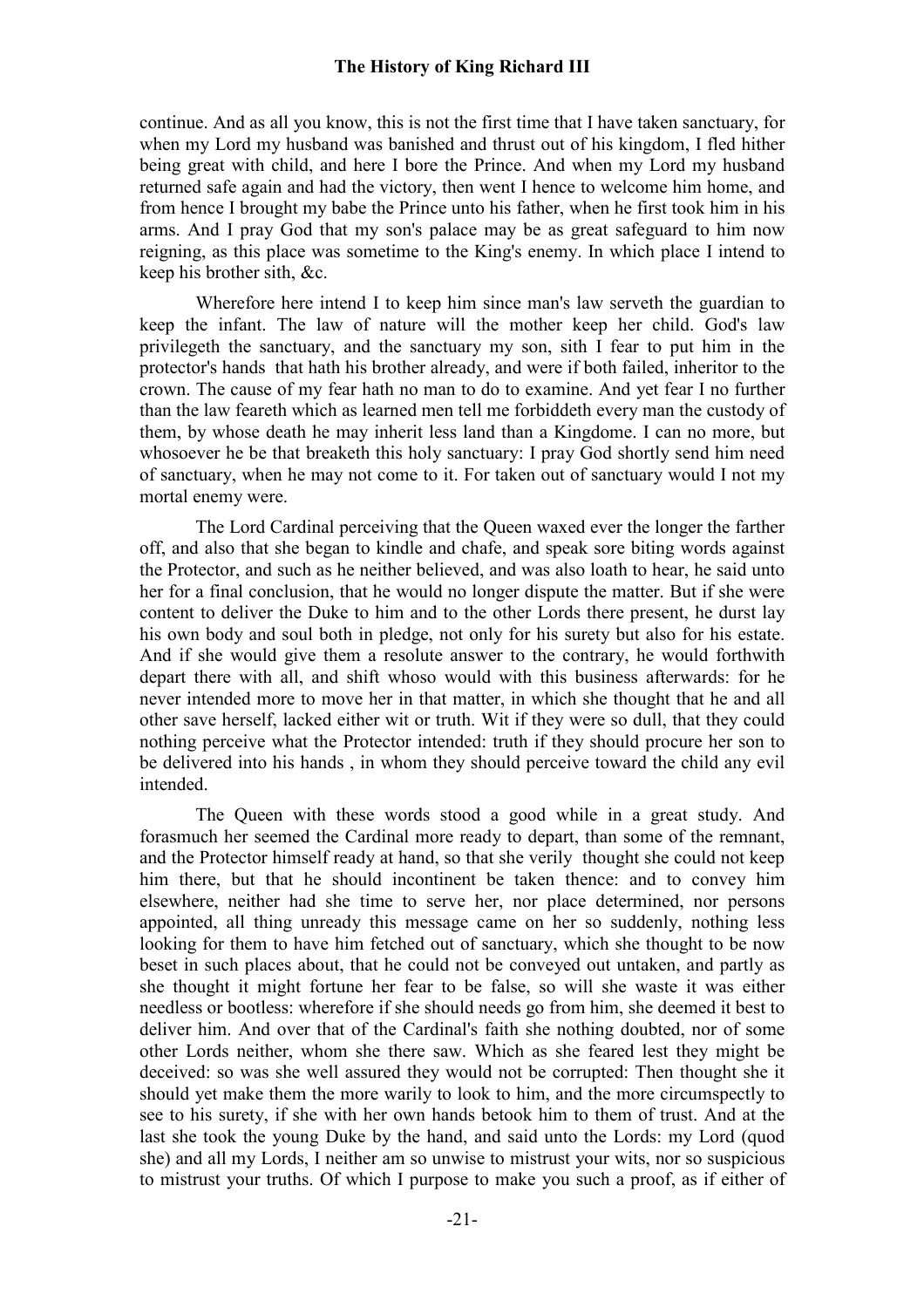continue. And as all you know, this is not the first time that I have taken sanctuary, for when my Lord my husband was banished and thrust out of his kingdom, I fled hither being great with child, and here I bore the Prince. And when my Lord my husband returned safe again and had the victory, then went I hence to welcome him home, and from hence I brought my babe the Prince unto his father, when he first took him in his arms. And I pray God that my son's palace may be as great safeguard to him now reigning, as this place was sometime to the King's enemy. In which place I intend to keep his brother sith, &c.

Wherefore here intend I to keep him since man's law serveth the guardian to keep the infant. The law of nature will the mother keep her child. God's law privilegeth the sanctuary, and the sanctuary my son, sith I fear to put him in the protector's hands that hath his brother already, and were if both failed, inheritor to the crown. The cause of my fear hath no man to do to examine. And yet fear I no further than the law feareth which as learned men tell me forbiddeth every man the custody of them, by whose death he may inherit less land than a Kingdome. I can no more, but whosoever he be that breaketh this holy sanctuary: I pray God shortly send him need of sanctuary, when he may not come to it. For taken out of sanctuary would I not my mortal enemy were.

The Lord Cardinal perceiving that the Queen waxed ever the longer the farther off, and also that she began to kindle and chafe, and speak sore biting words against the Protector, and such as he neither believed, and was also loath to hear, he said unto her for a final conclusion, that he would no longer dispute the matter. But if she were content to deliver the Duke to him and to the other Lords there present, he durst lay his own body and soul both in pledge, not only for his surety but also for his estate. And if she would give them a resolute answer to the contrary, he would forthwith depart there with all, and shift whoso would with this business afterwards: for he never intended more to move her in that matter, in which she thought that he and all other save herself, lacked either wit or truth. Wit if they were so dull, that they could nothing perceive what the Protector intended: truth if they should procure her son to be delivered into his hands , in whom they should perceive toward the child any evil intended.

The Queen with these words stood a good while in a great study. And forasmuch her seemed the Cardinal more ready to depart, than some of the remnant, and the Protector himself ready at hand, so that she verily thought she could not keep him there, but that he should incontinent be taken thence: and to convey him elsewhere, neither had she time to serve her, nor place determined, nor persons appointed, all thing unready this message came on her so suddenly, nothing less looking for them to have him fetched out of sanctuary, which she thought to be now beset in such places about, that he could not be conveyed out untaken, and partly as she thought it might fortune her fear to be false, so will she waste it was either needless or bootless: wherefore if she should needs go from him, she deemed it best to deliver him. And over that of the Cardinal's faith she nothing doubted, nor of some other Lords neither, whom she there saw. Which as she feared lest they might be deceived: so was she well assured they would not be corrupted: Then thought she it should yet make them the more warily to look to him, and the more circumspectly to see to his surety, if she with her own hands betook him to them of trust. And at the last she took the young Duke by the hand, and said unto the Lords: my Lord (quod she) and all my Lords, I neither am so unwise to mistrust your wits, nor so suspicious to mistrust your truths. Of which I purpose to make you such a proof, as if either of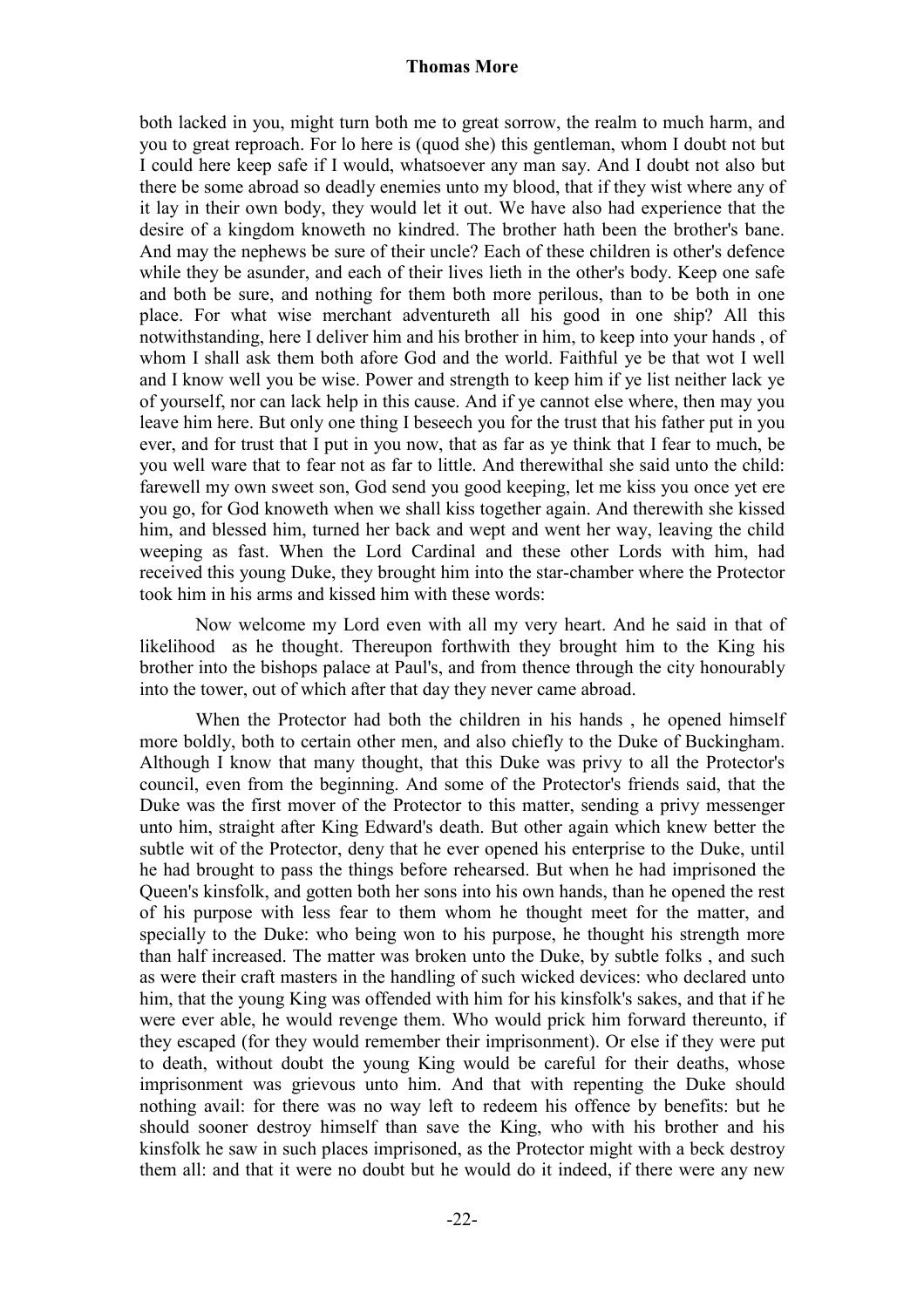both lacked in you, might turn both me to great sorrow, the realm to much harm, and you to great reproach. For lo here is (quod she) this gentleman, whom I doubt not but I could here keep safe if I would, whatsoever any man say. And I doubt not also but there be some abroad so deadly enemies unto my blood, that if they wist where any of it lay in their own body, they would let it out. We have also had experience that the desire of a kingdom knoweth no kindred. The brother hath been the brother's bane. And may the nephews be sure of their uncle? Each of these children is other's defence while they be asunder, and each of their lives lieth in the other's body. Keep one safe and both be sure, and nothing for them both more perilous, than to be both in one place. For what wise merchant adventureth all his good in one ship? All this notwithstanding, here I deliver him and his brother in him, to keep into your hands , of whom I shall ask them both afore God and the world. Faithful ye be that wot I well and I know well you be wise. Power and strength to keep him if ye list neither lack ye of yourself, nor can lack help in this cause. And if ye cannot else where, then may you leave him here. But only one thing I beseech you for the trust that his father put in you ever, and for trust that I put in you now, that as far as ye think that I fear to much, be you well ware that to fear not as far to little. And therewithal she said unto the child: farewell my own sweet son, God send you good keeping, let me kiss you once yet ere you go, for God knoweth when we shall kiss together again. And therewith she kissed him, and blessed him, turned her back and wept and went her way, leaving the child weeping as fast. When the Lord Cardinal and these other Lords with him, had received this young Duke, they brought him into the star-chamber where the Protector took him in his arms and kissed him with these words:

Now welcome my Lord even with all my very heart. And he said in that of likelihood as he thought. Thereupon forthwith they brought him to the King his brother into the bishops palace at Paul's, and from thence through the city honourably into the tower, out of which after that day they never came abroad.

When the Protector had both the children in his hands , he opened himself more boldly, both to certain other men, and also chiefly to the Duke of Buckingham. Although I know that many thought, that this Duke was privy to all the Protector's council, even from the beginning. And some of the Protector's friends said, that the Duke was the first mover of the Protector to this matter, sending a privy messenger unto him, straight after King Edward's death. But other again which knew better the subtle wit of the Protector, deny that he ever opened his enterprise to the Duke, until he had brought to pass the things before rehearsed. But when he had imprisoned the Queen's kinsfolk, and gotten both her sons into his own hands, than he opened the rest of his purpose with less fear to them whom he thought meet for the matter, and specially to the Duke: who being won to his purpose, he thought his strength more than half increased. The matter was broken unto the Duke, by subtle folks , and such as were their craft masters in the handling of such wicked devices: who declared unto him, that the young King was offended with him for his kinsfolk's sakes, and that if he were ever able, he would revenge them. Who would prick him forward thereunto, if they escaped (for they would remember their imprisonment). Or else if they were put to death, without doubt the young King would be careful for their deaths, whose imprisonment was grievous unto him. And that with repenting the Duke should nothing avail: for there was no way left to redeem his offence by benefits: but he should sooner destroy himself than save the King, who with his brother and his kinsfolk he saw in such places imprisoned, as the Protector might with a beck destroy them all: and that it were no doubt but he would do it indeed, if there were any new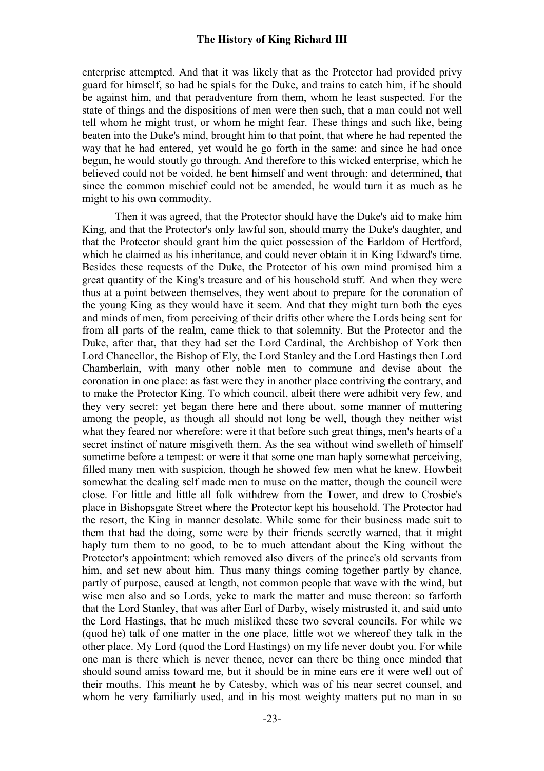enterprise attempted. And that it was likely that as the Protector had provided privy guard for himself, so had he spials for the Duke, and trains to catch him, if he should be against him, and that peradventure from them, whom he least suspected. For the state of things and the dispositions of men were then such, that a man could not well tell whom he might trust, or whom he might fear. These things and such like, being beaten into the Duke's mind, brought him to that point, that where he had repented the way that he had entered, yet would he go forth in the same: and since he had once begun, he would stoutly go through. And therefore to this wicked enterprise, which he believed could not be voided, he bent himself and went through: and determined, that since the common mischief could not be amended, he would turn it as much as he might to his own commodity.

Then it was agreed, that the Protector should have the Duke's aid to make him King, and that the Protector's only lawful son, should marry the Duke's daughter, and that the Protector should grant him the quiet possession of the Earldom of Hertford, which he claimed as his inheritance, and could never obtain it in King Edward's time. Besides these requests of the Duke, the Protector of his own mind promised him a great quantity of the King's treasure and of his household stuff. And when they were thus at a point between themselves, they went about to prepare for the coronation of the young King as they would have it seem. And that they might turn both the eyes and minds of men, from perceiving of their drifts other where the Lords being sent for from all parts of the realm, came thick to that solemnity. But the Protector and the Duke, after that, that they had set the Lord Cardinal, the Archbishop of York then Lord Chancellor, the Bishop of Ely, the Lord Stanley and the Lord Hastings then Lord Chamberlain, with many other noble men to commune and devise about the coronation in one place: as fast were they in another place contriving the contrary, and to make the Protector King. To which council, albeit there were adhibit very few, and they very secret: yet began there here and there about, some manner of muttering among the people, as though all should not long be well, though they neither wist what they feared nor wherefore: were it that before such great things, men's hearts of a secret instinct of nature misgiveth them. As the sea without wind swelleth of himself sometime before a tempest: or were it that some one man haply somewhat perceiving, filled many men with suspicion, though he showed few men what he knew. Howbeit somewhat the dealing self made men to muse on the matter, though the council were close. For little and little all folk withdrew from the Tower, and drew to Crosbie's place in Bishopsgate Street where the Protector kept his household. The Protector had the resort, the King in manner desolate. While some for their business made suit to them that had the doing, some were by their friends secretly warned, that it might haply turn them to no good, to be to much attendant about the King without the Protector's appointment: which removed also divers of the prince's old servants from him, and set new about him. Thus many things coming together partly by chance, partly of purpose, caused at length, not common people that wave with the wind, but wise men also and so Lords, yeke to mark the matter and muse thereon: so farforth that the Lord Stanley, that was after Earl of Darby, wisely mistrusted it, and said unto the Lord Hastings, that he much misliked these two several councils. For while we (quod he) talk of one matter in the one place, little wot we whereof they talk in the other place. My Lord (quod the Lord Hastings) on my life never doubt you. For while one man is there which is never thence, never can there be thing once minded that should sound amiss toward me, but it should be in mine ears ere it were well out of their mouths. This meant he by Catesby, which was of his near secret counsel, and whom he very familiarly used, and in his most weighty matters put no man in so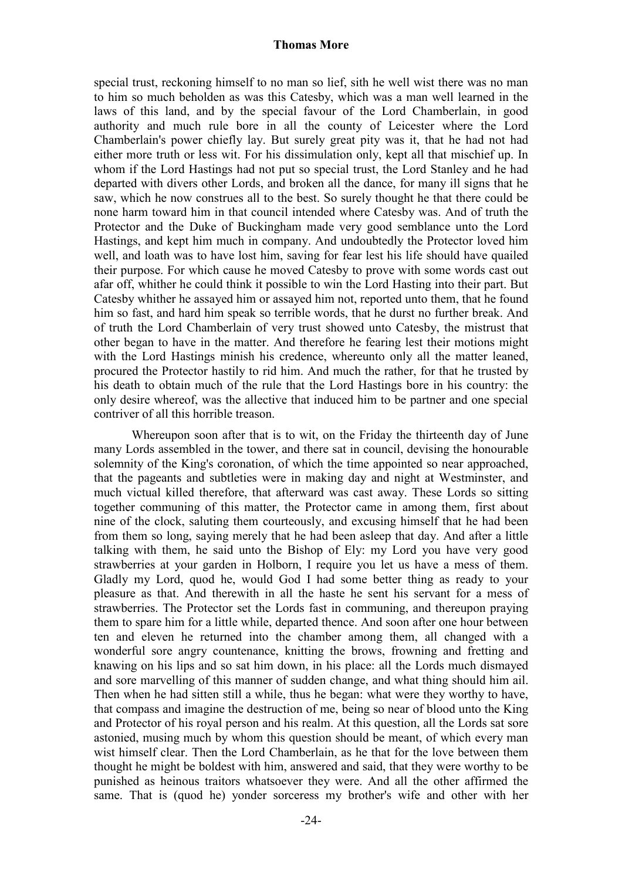special trust, reckoning himself to no man so lief, sith he well wist there was no man to him so much beholden as was this Catesby, which was a man well learned in the laws of this land, and by the special favour of the Lord Chamberlain, in good authority and much rule bore in all the county of Leicester where the Lord Chamberlain's power chiefly lay. But surely great pity was it, that he had not had either more truth or less wit. For his dissimulation only, kept all that mischief up. In whom if the Lord Hastings had not put so special trust, the Lord Stanley and he had departed with divers other Lords, and broken all the dance, for many ill signs that he saw, which he now construes all to the best. So surely thought he that there could be none harm toward him in that council intended where Catesby was. And of truth the Protector and the Duke of Buckingham made very good semblance unto the Lord Hastings, and kept him much in company. And undoubtedly the Protector loved him well, and loath was to have lost him, saving for fear lest his life should have quailed their purpose. For which cause he moved Catesby to prove with some words cast out afar off, whither he could think it possible to win the Lord Hasting into their part. But Catesby whither he assayed him or assayed him not, reported unto them, that he found him so fast, and hard him speak so terrible words, that he durst no further break. And of truth the Lord Chamberlain of very trust showed unto Catesby, the mistrust that other began to have in the matter. And therefore he fearing lest their motions might with the Lord Hastings minish his credence, whereunto only all the matter leaned, procured the Protector hastily to rid him. And much the rather, for that he trusted by his death to obtain much of the rule that the Lord Hastings bore in his country: the only desire whereof, was the allective that induced him to be partner and one special contriver of all this horrible treason.

Whereupon soon after that is to wit, on the Friday the thirteenth day of June many Lords assembled in the tower, and there sat in council, devising the honourable solemnity of the King's coronation, of which the time appointed so near approached, that the pageants and subtleties were in making day and night at Westminster, and much victual killed therefore, that afterward was cast away. These Lords so sitting together communing of this matter, the Protector came in among them, first about nine of the clock, saluting them courteously, and excusing himself that he had been from them so long, saying merely that he had been asleep that day. And after a little talking with them, he said unto the Bishop of Ely: my Lord you have very good strawberries at your garden in Holborn, I require you let us have a mess of them. Gladly my Lord, quod he, would God I had some better thing as ready to your pleasure as that. And therewith in all the haste he sent his servant for a mess of strawberries. The Protector set the Lords fast in communing, and thereupon praying them to spare him for a little while, departed thence. And soon after one hour between ten and eleven he returned into the chamber among them, all changed with a wonderful sore angry countenance, knitting the brows, frowning and fretting and knawing on his lips and so sat him down, in his place: all the Lords much dismayed and sore marvelling of this manner of sudden change, and what thing should him ail. Then when he had sitten still a while, thus he began: what were they worthy to have, that compass and imagine the destruction of me, being so near of blood unto the King and Protector of his royal person and his realm. At this question, all the Lords sat sore astonied, musing much by whom this question should be meant, of which every man wist himself clear. Then the Lord Chamberlain, as he that for the love between them thought he might be boldest with him, answered and said, that they were worthy to be punished as heinous traitors whatsoever they were. And all the other affirmed the same. That is (quod he) yonder sorceress my brother's wife and other with her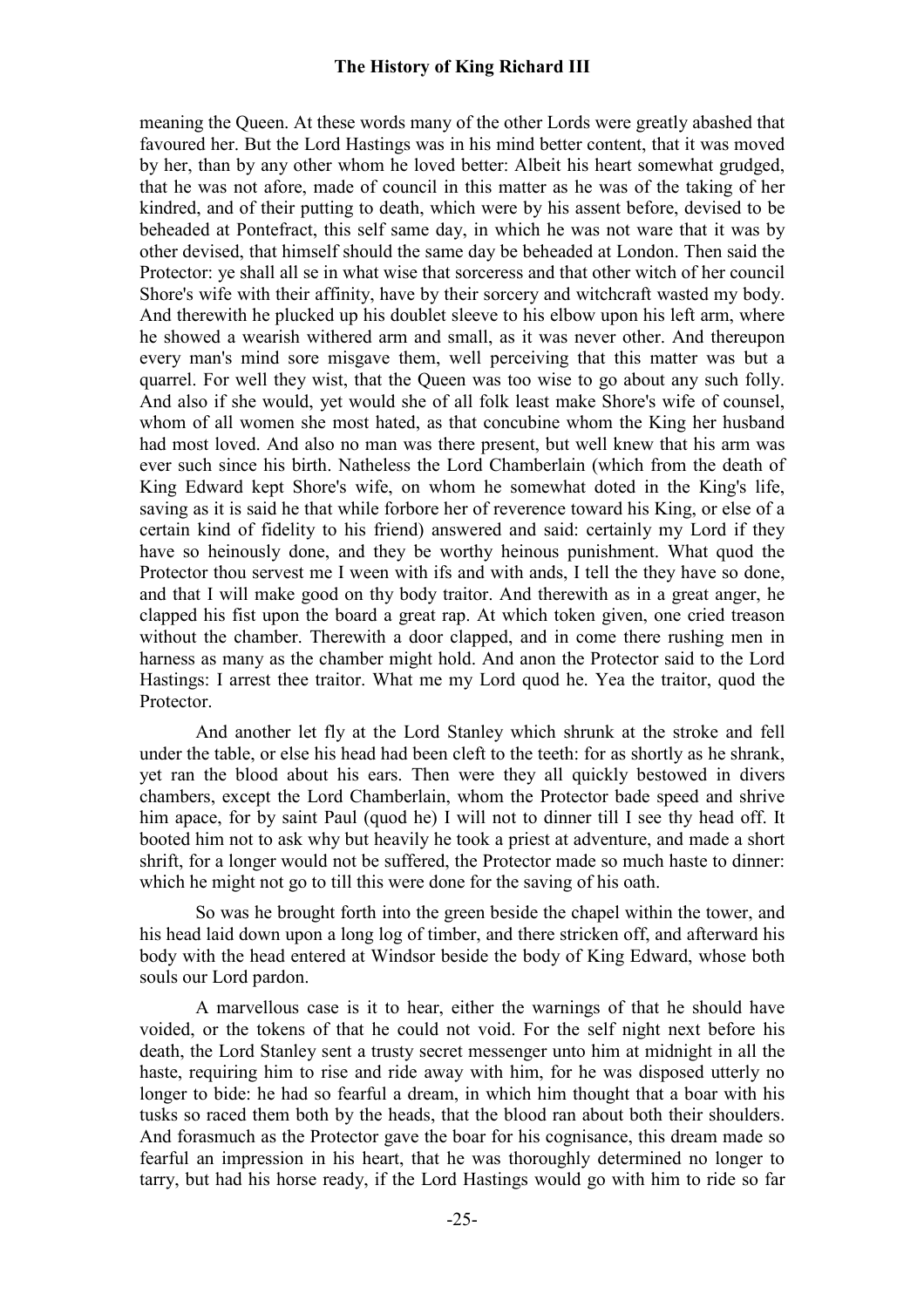meaning the Queen. At these words many of the other Lords were greatly abashed that favoured her. But the Lord Hastings was in his mind better content, that it was moved by her, than by any other whom he loved better: Albeit his heart somewhat grudged, that he was not afore, made of council in this matter as he was of the taking of her kindred, and of their putting to death, which were by his assent before, devised to be beheaded at Pontefract, this self same day, in which he was not ware that it was by other devised, that himself should the same day be beheaded at London. Then said the Protector: ye shall all se in what wise that sorceress and that other witch of her council Shore's wife with their affinity, have by their sorcery and witchcraft wasted my body. And therewith he plucked up his doublet sleeve to his elbow upon his left arm, where he showed a wearish withered arm and small, as it was never other. And thereupon every man's mind sore misgave them, well perceiving that this matter was but a quarrel. For well they wist, that the Queen was too wise to go about any such folly. And also if she would, yet would she of all folk least make Shore's wife of counsel, whom of all women she most hated, as that concubine whom the King her husband had most loved. And also no man was there present, but well knew that his arm was ever such since his birth. Natheless the Lord Chamberlain (which from the death of King Edward kept Shore's wife, on whom he somewhat doted in the King's life, saving as it is said he that while forbore her of reverence toward his King, or else of a certain kind of fidelity to his friend) answered and said: certainly my Lord if they have so heinously done, and they be worthy heinous punishment. What quod the Protector thou servest me I ween with ifs and with ands, I tell the they have so done, and that I will make good on thy body traitor. And therewith as in a great anger, he clapped his fist upon the board a great rap. At which token given, one cried treason without the chamber. Therewith a door clapped, and in come there rushing men in harness as many as the chamber might hold. And anon the Protector said to the Lord Hastings: I arrest thee traitor. What me my Lord quod he. Yea the traitor, quod the Protector.

And another let fly at the Lord Stanley which shrunk at the stroke and fell under the table, or else his head had been cleft to the teeth: for as shortly as he shrank, yet ran the blood about his ears. Then were they all quickly bestowed in divers chambers, except the Lord Chamberlain, whom the Protector bade speed and shrive him apace, for by saint Paul (quod he) I will not to dinner till I see thy head off. It booted him not to ask why but heavily he took a priest at adventure, and made a short shrift, for a longer would not be suffered, the Protector made so much haste to dinner: which he might not go to till this were done for the saving of his oath.

So was he brought forth into the green beside the chapel within the tower, and his head laid down upon a long log of timber, and there stricken off, and afterward his body with the head entered at Windsor beside the body of King Edward, whose both souls our Lord pardon.

A marvellous case is it to hear, either the warnings of that he should have voided, or the tokens of that he could not void. For the self night next before his death, the Lord Stanley sent a trusty secret messenger unto him at midnight in all the haste, requiring him to rise and ride away with him, for he was disposed utterly no longer to bide: he had so fearful a dream, in which him thought that a boar with his tusks so raced them both by the heads, that the blood ran about both their shoulders. And forasmuch as the Protector gave the boar for his cognisance, this dream made so fearful an impression in his heart, that he was thoroughly determined no longer to tarry, but had his horse ready, if the Lord Hastings would go with him to ride so far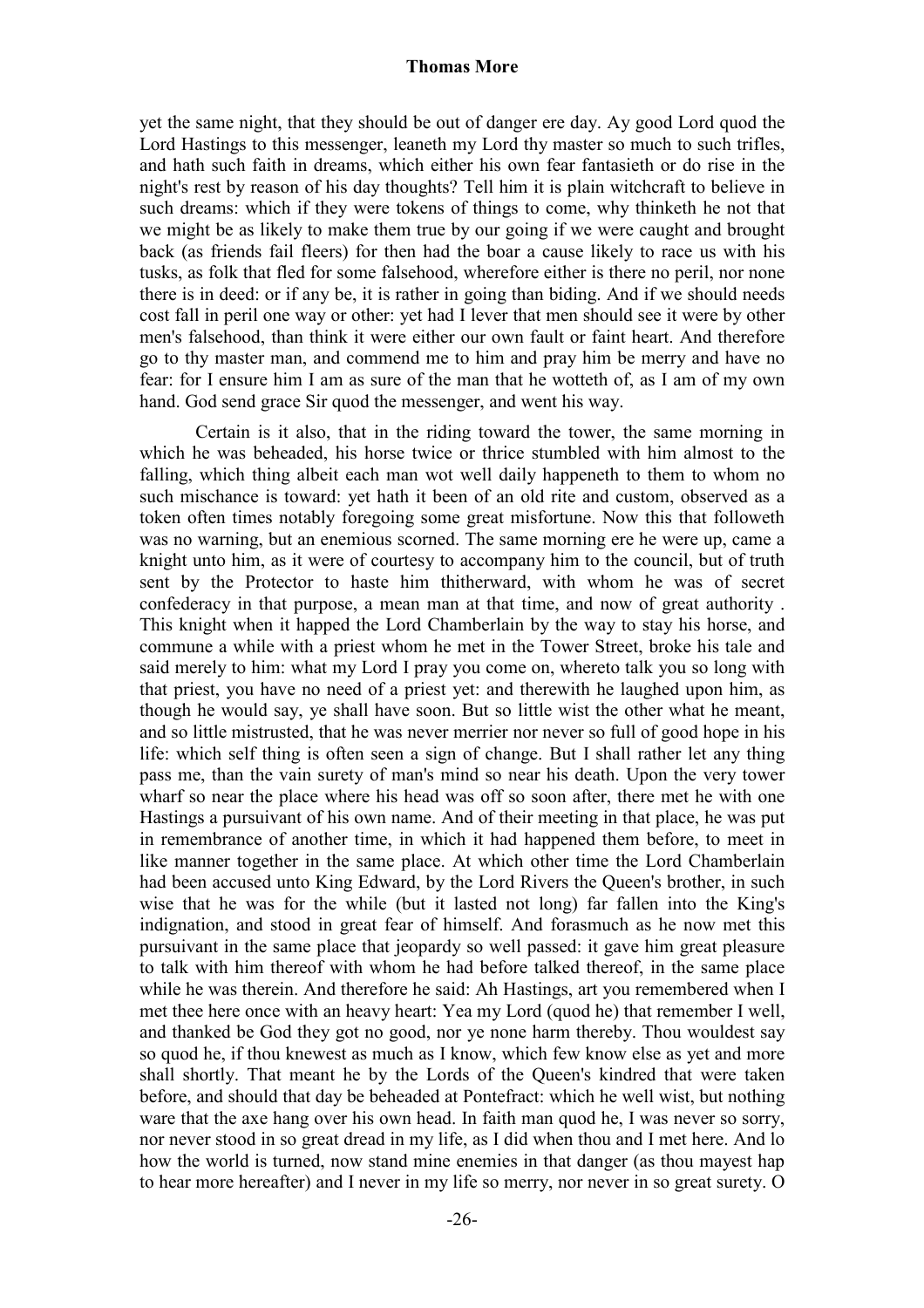yet the same night, that they should be out of danger ere day. Ay good Lord quod the Lord Hastings to this messenger, leaneth my Lord thy master so much to such trifles, and hath such faith in dreams, which either his own fear fantasieth or do rise in the night's rest by reason of his day thoughts? Tell him it is plain witchcraft to believe in such dreams: which if they were tokens of things to come, why thinketh he not that we might be as likely to make them true by our going if we were caught and brought back (as friends fail fleers) for then had the boar a cause likely to race us with his tusks, as folk that fled for some falsehood, wherefore either is there no peril, nor none there is in deed: or if any be, it is rather in going than biding. And if we should needs cost fall in peril one way or other: yet had I lever that men should see it were by other men's falsehood, than think it were either our own fault or faint heart. And therefore go to thy master man, and commend me to him and pray him be merry and have no fear: for I ensure him I am as sure of the man that he wotteth of, as I am of my own hand. God send grace Sir quod the messenger, and went his way.

Certain is it also, that in the riding toward the tower, the same morning in which he was beheaded, his horse twice or thrice stumbled with him almost to the falling, which thing albeit each man wot well daily happeneth to them to whom no such mischance is toward: yet hath it been of an old rite and custom, observed as a token often times notably foregoing some great misfortune. Now this that followeth was no warning, but an enemious scorned. The same morning ere he were up, came a knight unto him, as it were of courtesy to accompany him to the council, but of truth sent by the Protector to haste him thitherward, with whom he was of secret confederacy in that purpose, a mean man at that time, and now of great authority . This knight when it happed the Lord Chamberlain by the way to stay his horse, and commune a while with a priest whom he met in the Tower Street, broke his tale and said merely to him: what my Lord I pray you come on, whereto talk you so long with that priest, you have no need of a priest yet: and therewith he laughed upon him, as though he would say, ye shall have soon. But so little wist the other what he meant, and so little mistrusted, that he was never merrier nor never so full of good hope in his life: which self thing is often seen a sign of change. But I shall rather let any thing pass me, than the vain surety of man's mind so near his death. Upon the very tower wharf so near the place where his head was off so soon after, there met he with one Hastings a pursuivant of his own name. And of their meeting in that place, he was put in remembrance of another time, in which it had happened them before, to meet in like manner together in the same place. At which other time the Lord Chamberlain had been accused unto King Edward, by the Lord Rivers the Queen's brother, in such wise that he was for the while (but it lasted not long) far fallen into the King's indignation, and stood in great fear of himself. And forasmuch as he now met this pursuivant in the same place that jeopardy so well passed: it gave him great pleasure to talk with him thereof with whom he had before talked thereof, in the same place while he was therein. And therefore he said: Ah Hastings, art you remembered when I met thee here once with an heavy heart: Yea my Lord (quod he) that remember I well, and thanked be God they got no good, nor ye none harm thereby. Thou wouldest say so quod he, if thou knewest as much as I know, which few know else as yet and more shall shortly. That meant he by the Lords of the Queen's kindred that were taken before, and should that day be beheaded at Pontefract: which he well wist, but nothing ware that the axe hang over his own head. In faith man quod he, I was never so sorry, nor never stood in so great dread in my life, as I did when thou and I met here. And lo how the world is turned, now stand mine enemies in that danger (as thou mayest hap to hear more hereafter) and I never in my life so merry, nor never in so great surety. O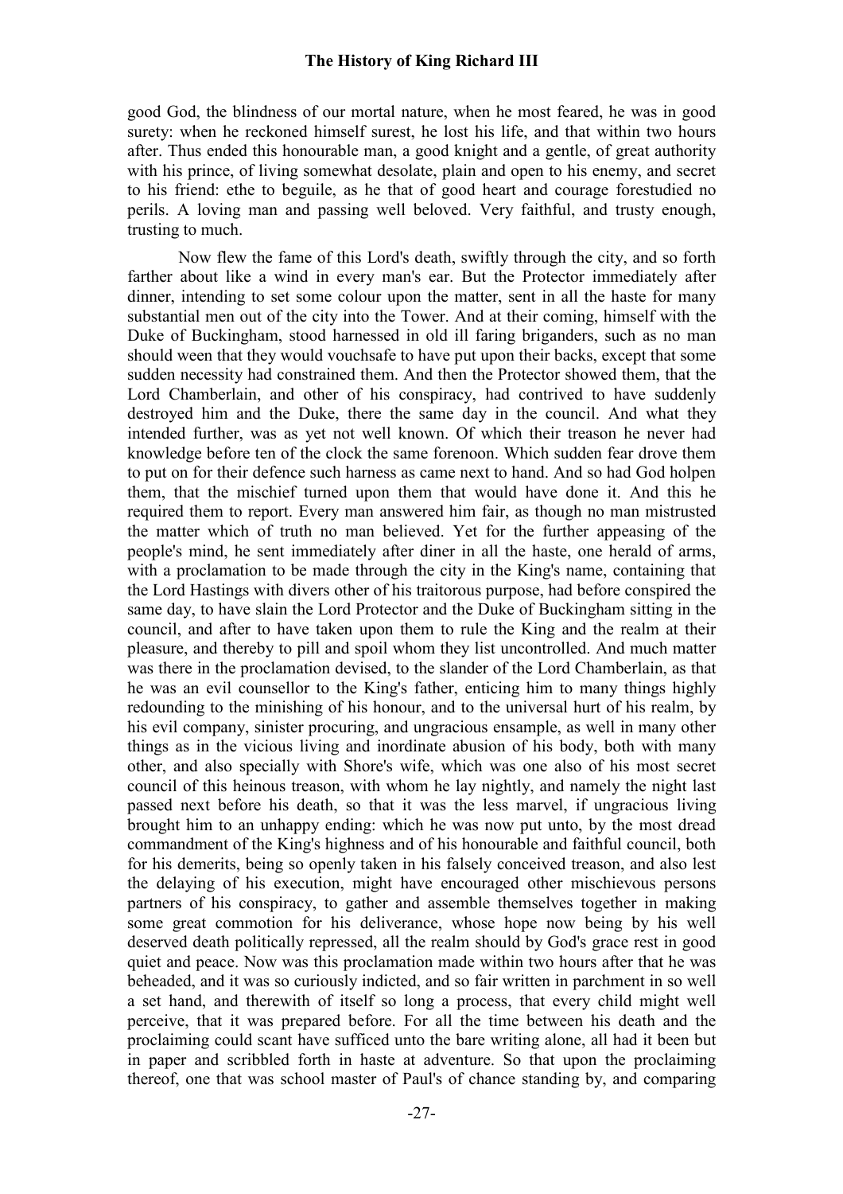good God, the blindness of our mortal nature, when he most feared, he was in good surety: when he reckoned himself surest, he lost his life, and that within two hours after. Thus ended this honourable man, a good knight and a gentle, of great authority with his prince, of living somewhat desolate, plain and open to his enemy, and secret to his friend: ethe to beguile, as he that of good heart and courage forestudied no perils. A loving man and passing well beloved. Very faithful, and trusty enough, trusting to much.

Now flew the fame of this Lord's death, swiftly through the city, and so forth farther about like a wind in every man's ear. But the Protector immediately after dinner, intending to set some colour upon the matter, sent in all the haste for many substantial men out of the city into the Tower. And at their coming, himself with the Duke of Buckingham, stood harnessed in old ill faring briganders, such as no man should ween that they would vouchsafe to have put upon their backs, except that some sudden necessity had constrained them. And then the Protector showed them, that the Lord Chamberlain, and other of his conspiracy, had contrived to have suddenly destroyed him and the Duke, there the same day in the council. And what they intended further, was as yet not well known. Of which their treason he never had knowledge before ten of the clock the same forenoon. Which sudden fear drove them to put on for their defence such harness as came next to hand. And so had God holpen them, that the mischief turned upon them that would have done it. And this he required them to report. Every man answered him fair, as though no man mistrusted the matter which of truth no man believed. Yet for the further appeasing of the people's mind, he sent immediately after diner in all the haste, one herald of arms, with a proclamation to be made through the city in the King's name, containing that the Lord Hastings with divers other of his traitorous purpose, had before conspired the same day, to have slain the Lord Protector and the Duke of Buckingham sitting in the council, and after to have taken upon them to rule the King and the realm at their pleasure, and thereby to pill and spoil whom they list uncontrolled. And much matter was there in the proclamation devised, to the slander of the Lord Chamberlain, as that he was an evil counsellor to the King's father, enticing him to many things highly redounding to the minishing of his honour, and to the universal hurt of his realm, by his evil company, sinister procuring, and ungracious ensample, as well in many other things as in the vicious living and inordinate abusion of his body, both with many other, and also specially with Shore's wife, which was one also of his most secret council of this heinous treason, with whom he lay nightly, and namely the night last passed next before his death, so that it was the less marvel, if ungracious living brought him to an unhappy ending: which he was now put unto, by the most dread commandment of the King's highness and of his honourable and faithful council, both for his demerits, being so openly taken in his falsely conceived treason, and also lest the delaying of his execution, might have encouraged other mischievous persons partners of his conspiracy, to gather and assemble themselves together in making some great commotion for his deliverance, whose hope now being by his well deserved death politically repressed, all the realm should by God's grace rest in good quiet and peace. Now was this proclamation made within two hours after that he was beheaded, and it was so curiously indicted, and so fair written in parchment in so well a set hand, and therewith of itself so long a process, that every child might well perceive, that it was prepared before. For all the time between his death and the proclaiming could scant have sufficed unto the bare writing alone, all had it been but in paper and scribbled forth in haste at adventure. So that upon the proclaiming thereof, one that was school master of Paul's of chance standing by, and comparing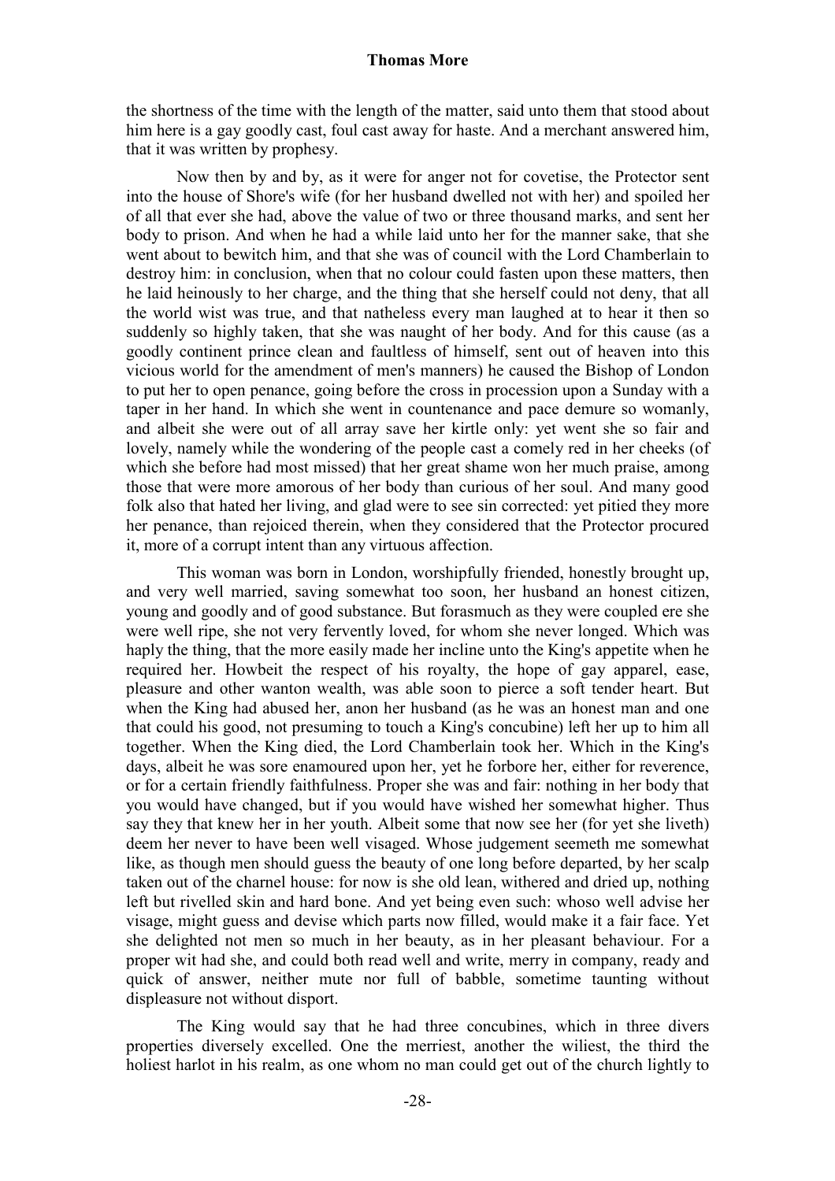the shortness of the time with the length of the matter, said unto them that stood about him here is a gay goodly cast, foul cast away for haste. And a merchant answered him, that it was written by prophesy.

Now then by and by, as it were for anger not for covetise, the Protector sent into the house of Shore's wife (for her husband dwelled not with her) and spoiled her of all that ever she had, above the value of two or three thousand marks, and sent her body to prison. And when he had a while laid unto her for the manner sake, that she went about to bewitch him, and that she was of council with the Lord Chamberlain to destroy him: in conclusion, when that no colour could fasten upon these matters, then he laid heinously to her charge, and the thing that she herself could not deny, that all the world wist was true, and that natheless every man laughed at to hear it then so suddenly so highly taken, that she was naught of her body. And for this cause (as a goodly continent prince clean and faultless of himself, sent out of heaven into this vicious world for the amendment of men's manners) he caused the Bishop of London to put her to open penance, going before the cross in procession upon a Sunday with a taper in her hand. In which she went in countenance and pace demure so womanly, and albeit she were out of all array save her kirtle only: yet went she so fair and lovely, namely while the wondering of the people cast a comely red in her cheeks (of which she before had most missed) that her great shame won her much praise, among those that were more amorous of her body than curious of her soul. And many good folk also that hated her living, and glad were to see sin corrected: yet pitied they more her penance, than rejoiced therein, when they considered that the Protector procured it, more of a corrupt intent than any virtuous affection.

This woman was born in London, worshipfully friended, honestly brought up, and very well married, saving somewhat too soon, her husband an honest citizen, young and goodly and of good substance. But forasmuch as they were coupled ere she were well ripe, she not very fervently loved, for whom she never longed. Which was haply the thing, that the more easily made her incline unto the King's appetite when he required her. Howbeit the respect of his royalty, the hope of gay apparel, ease, pleasure and other wanton wealth, was able soon to pierce a soft tender heart. But when the King had abused her, anon her husband (as he was an honest man and one that could his good, not presuming to touch a King's concubine) left her up to him all together. When the King died, the Lord Chamberlain took her. Which in the King's days, albeit he was sore enamoured upon her, yet he forbore her, either for reverence, or for a certain friendly faithfulness. Proper she was and fair: nothing in her body that you would have changed, but if you would have wished her somewhat higher. Thus say they that knew her in her youth. Albeit some that now see her (for yet she liveth) deem her never to have been well visaged. Whose judgement seemeth me somewhat like, as though men should guess the beauty of one long before departed, by her scalp taken out of the charnel house: for now is she old lean, withered and dried up, nothing left but rivelled skin and hard bone. And yet being even such: whoso well advise her visage, might guess and devise which parts now filled, would make it a fair face. Yet she delighted not men so much in her beauty, as in her pleasant behaviour. For a proper wit had she, and could both read well and write, merry in company, ready and quick of answer, neither mute nor full of babble, sometime taunting without displeasure not without disport.

The King would say that he had three concubines, which in three divers properties diversely excelled. One the merriest, another the wiliest, the third the holiest harlot in his realm, as one whom no man could get out of the church lightly to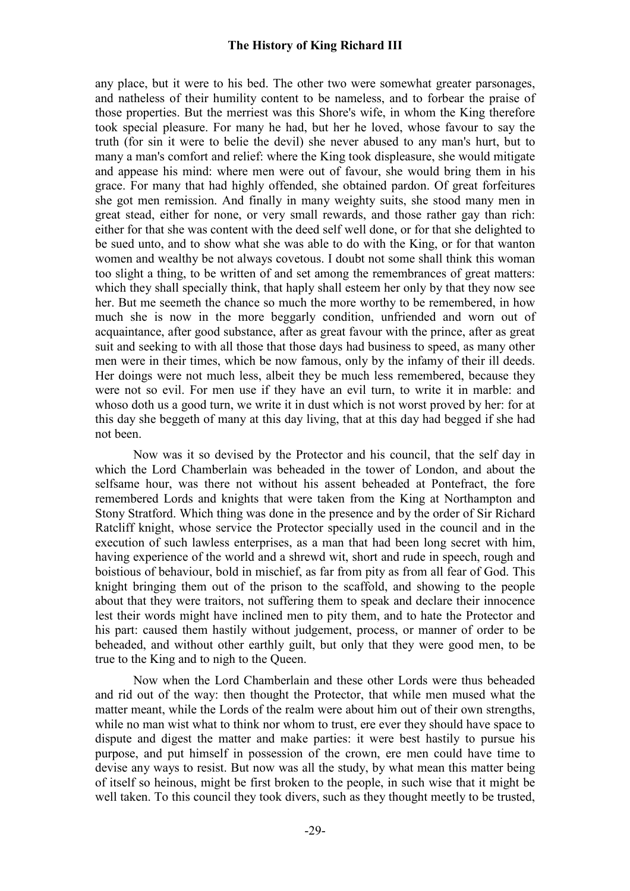any place, but it were to his bed. The other two were somewhat greater parsonages, and natheless of their humility content to be nameless, and to forbear the praise of those properties. But the merriest was this Shore's wife, in whom the King therefore took special pleasure. For many he had, but her he loved, whose favour to say the truth (for sin it were to belie the devil) she never abused to any man's hurt, but to many a man's comfort and relief: where the King took displeasure, she would mitigate and appease his mind: where men were out of favour, she would bring them in his grace. For many that had highly offended, she obtained pardon. Of great forfeitures she got men remission. And finally in many weighty suits, she stood many men in great stead, either for none, or very small rewards, and those rather gay than rich: either for that she was content with the deed self well done, or for that she delighted to be sued unto, and to show what she was able to do with the King, or for that wanton women and wealthy be not always covetous. I doubt not some shall think this woman too slight a thing, to be written of and set among the remembrances of great matters: which they shall specially think, that haply shall esteem her only by that they now see her. But me seemeth the chance so much the more worthy to be remembered, in how much she is now in the more beggarly condition, unfriended and worn out of acquaintance, after good substance, after as great favour with the prince, after as great suit and seeking to with all those that those days had business to speed, as many other men were in their times, which be now famous, only by the infamy of their ill deeds. Her doings were not much less, albeit they be much less remembered, because they were not so evil. For men use if they have an evil turn, to write it in marble: and whoso doth us a good turn, we write it in dust which is not worst proved by her: for at this day she beggeth of many at this day living, that at this day had begged if she had not been.

Now was it so devised by the Protector and his council, that the self day in which the Lord Chamberlain was beheaded in the tower of London, and about the selfsame hour, was there not without his assent beheaded at Pontefract, the fore remembered Lords and knights that were taken from the King at Northampton and Stony Stratford. Which thing was done in the presence and by the order of Sir Richard Ratcliff knight, whose service the Protector specially used in the council and in the execution of such lawless enterprises, as a man that had been long secret with him, having experience of the world and a shrewd wit, short and rude in speech, rough and boistious of behaviour, bold in mischief, as far from pity as from all fear of God. This knight bringing them out of the prison to the scaffold, and showing to the people about that they were traitors, not suffering them to speak and declare their innocence lest their words might have inclined men to pity them, and to hate the Protector and his part: caused them hastily without judgement, process, or manner of order to be beheaded, and without other earthly guilt, but only that they were good men, to be true to the King and to nigh to the Queen.

Now when the Lord Chamberlain and these other Lords were thus beheaded and rid out of the way: then thought the Protector, that while men mused what the matter meant, while the Lords of the realm were about him out of their own strengths, while no man wist what to think nor whom to trust, ere ever they should have space to dispute and digest the matter and make parties: it were best hastily to pursue his purpose, and put himself in possession of the crown, ere men could have time to devise any ways to resist. But now was all the study, by what mean this matter being of itself so heinous, might be first broken to the people, in such wise that it might be well taken. To this council they took divers, such as they thought meetly to be trusted,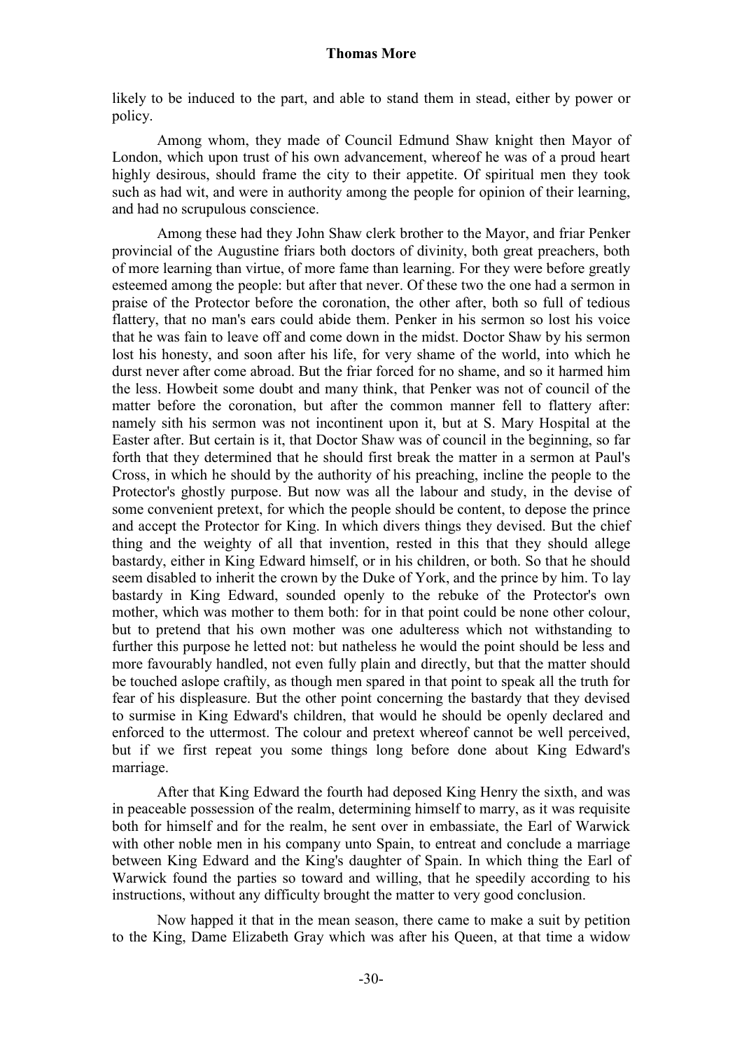likely to be induced to the part, and able to stand them in stead, either by power or policy.

Among whom, they made of Council Edmund Shaw knight then Mayor of London, which upon trust of his own advancement, whereof he was of a proud heart highly desirous, should frame the city to their appetite. Of spiritual men they took such as had wit, and were in authority among the people for opinion of their learning, and had no scrupulous conscience.

Among these had they John Shaw clerk brother to the Mayor, and friar Penker provincial of the Augustine friars both doctors of divinity, both great preachers, both of more learning than virtue, of more fame than learning. For they were before greatly esteemed among the people: but after that never. Of these two the one had a sermon in praise of the Protector before the coronation, the other after, both so full of tedious flattery, that no man's ears could abide them. Penker in his sermon so lost his voice that he was fain to leave off and come down in the midst. Doctor Shaw by his sermon lost his honesty, and soon after his life, for very shame of the world, into which he durst never after come abroad. But the friar forced for no shame, and so it harmed him the less. Howbeit some doubt and many think, that Penker was not of council of the matter before the coronation, but after the common manner fell to flattery after: namely sith his sermon was not incontinent upon it, but at S. Mary Hospital at the Easter after. But certain is it, that Doctor Shaw was of council in the beginning, so far forth that they determined that he should first break the matter in a sermon at Paul's Cross, in which he should by the authority of his preaching, incline the people to the Protector's ghostly purpose. But now was all the labour and study, in the devise of some convenient pretext, for which the people should be content, to depose the prince and accept the Protector for King. In which divers things they devised. But the chief thing and the weighty of all that invention, rested in this that they should allege bastardy, either in King Edward himself, or in his children, or both. So that he should seem disabled to inherit the crown by the Duke of York, and the prince by him. To lay bastardy in King Edward, sounded openly to the rebuke of the Protector's own mother, which was mother to them both: for in that point could be none other colour, but to pretend that his own mother was one adulteress which not withstanding to further this purpose he letted not: but natheless he would the point should be less and more favourably handled, not even fully plain and directly, but that the matter should be touched aslope craftily, as though men spared in that point to speak all the truth for fear of his displeasure. But the other point concerning the bastardy that they devised to surmise in King Edward's children, that would he should be openly declared and enforced to the uttermost. The colour and pretext whereof cannot be well perceived, but if we first repeat you some things long before done about King Edward's marriage.

After that King Edward the fourth had deposed King Henry the sixth, and was in peaceable possession of the realm, determining himself to marry, as it was requisite both for himself and for the realm, he sent over in embassiate, the Earl of Warwick with other noble men in his company unto Spain, to entreat and conclude a marriage between King Edward and the King's daughter of Spain. In which thing the Earl of Warwick found the parties so toward and willing, that he speedily according to his instructions, without any difficulty brought the matter to very good conclusion.

Now happed it that in the mean season, there came to make a suit by petition to the King, Dame Elizabeth Gray which was after his Queen, at that time a widow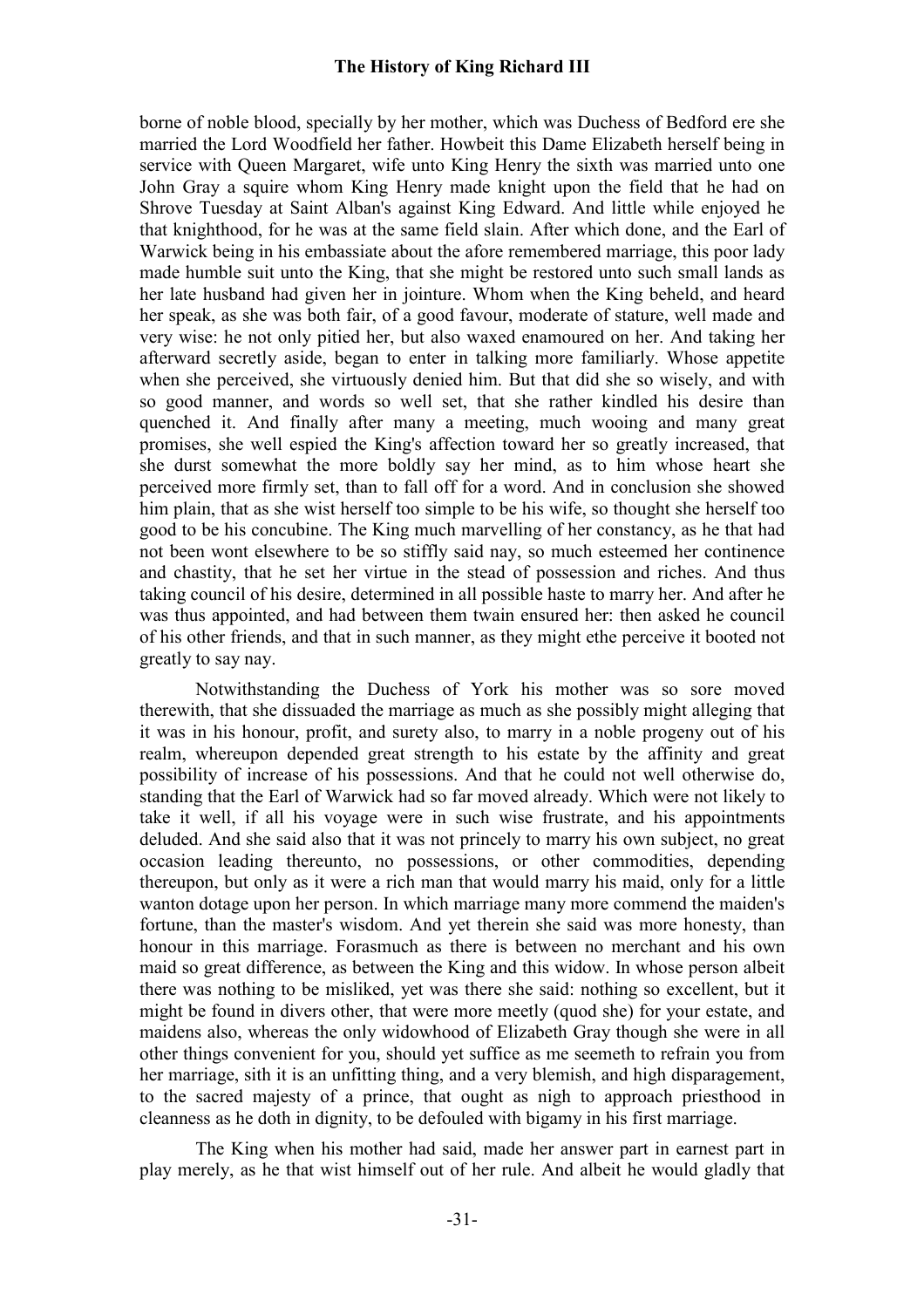borne of noble blood, specially by her mother, which was Duchess of Bedford ere she married the Lord Woodfield her father. Howbeit this Dame Elizabeth herself being in service with Queen Margaret, wife unto King Henry the sixth was married unto one John Gray a squire whom King Henry made knight upon the field that he had on Shrove Tuesday at Saint Alban's against King Edward. And little while enjoyed he that knighthood, for he was at the same field slain. After which done, and the Earl of Warwick being in his embassiate about the afore remembered marriage, this poor lady made humble suit unto the King, that she might be restored unto such small lands as her late husband had given her in jointure. Whom when the King beheld, and heard her speak, as she was both fair, of a good favour, moderate of stature, well made and very wise: he not only pitied her, but also waxed enamoured on her. And taking her afterward secretly aside, began to enter in talking more familiarly. Whose appetite when she perceived, she virtuously denied him. But that did she so wisely, and with so good manner, and words so well set, that she rather kindled his desire than quenched it. And finally after many a meeting, much wooing and many great promises, she well espied the King's affection toward her so greatly increased, that she durst somewhat the more boldly say her mind, as to him whose heart she perceived more firmly set, than to fall off for a word. And in conclusion she showed him plain, that as she wist herself too simple to be his wife, so thought she herself too good to be his concubine. The King much marvelling of her constancy, as he that had not been wont elsewhere to be so stiffly said nay, so much esteemed her continence and chastity, that he set her virtue in the stead of possession and riches. And thus taking council of his desire, determined in all possible haste to marry her. And after he was thus appointed, and had between them twain ensured her: then asked he council of his other friends, and that in such manner, as they might ethe perceive it booted not greatly to say nay.

Notwithstanding the Duchess of York his mother was so sore moved therewith, that she dissuaded the marriage as much as she possibly might alleging that it was in his honour, profit, and surety also, to marry in a noble progeny out of his realm, whereupon depended great strength to his estate by the affinity and great possibility of increase of his possessions. And that he could not well otherwise do, standing that the Earl of Warwick had so far moved already. Which were not likely to take it well, if all his voyage were in such wise frustrate, and his appointments deluded. And she said also that it was not princely to marry his own subject, no great occasion leading thereunto, no possessions, or other commodities, depending thereupon, but only as it were a rich man that would marry his maid, only for a little wanton dotage upon her person. In which marriage many more commend the maiden's fortune, than the master's wisdom. And yet therein she said was more honesty, than honour in this marriage. Forasmuch as there is between no merchant and his own maid so great difference, as between the King and this widow. In whose person albeit there was nothing to be misliked, yet was there she said: nothing so excellent, but it might be found in divers other, that were more meetly (quod she) for your estate, and maidens also, whereas the only widowhood of Elizabeth Gray though she were in all other things convenient for you, should yet suffice as me seemeth to refrain you from her marriage, sith it is an unfitting thing, and a very blemish, and high disparagement, to the sacred majesty of a prince, that ought as nigh to approach priesthood in cleanness as he doth in dignity, to be defouled with bigamy in his first marriage.

The King when his mother had said, made her answer part in earnest part in play merely, as he that wist himself out of her rule. And albeit he would gladly that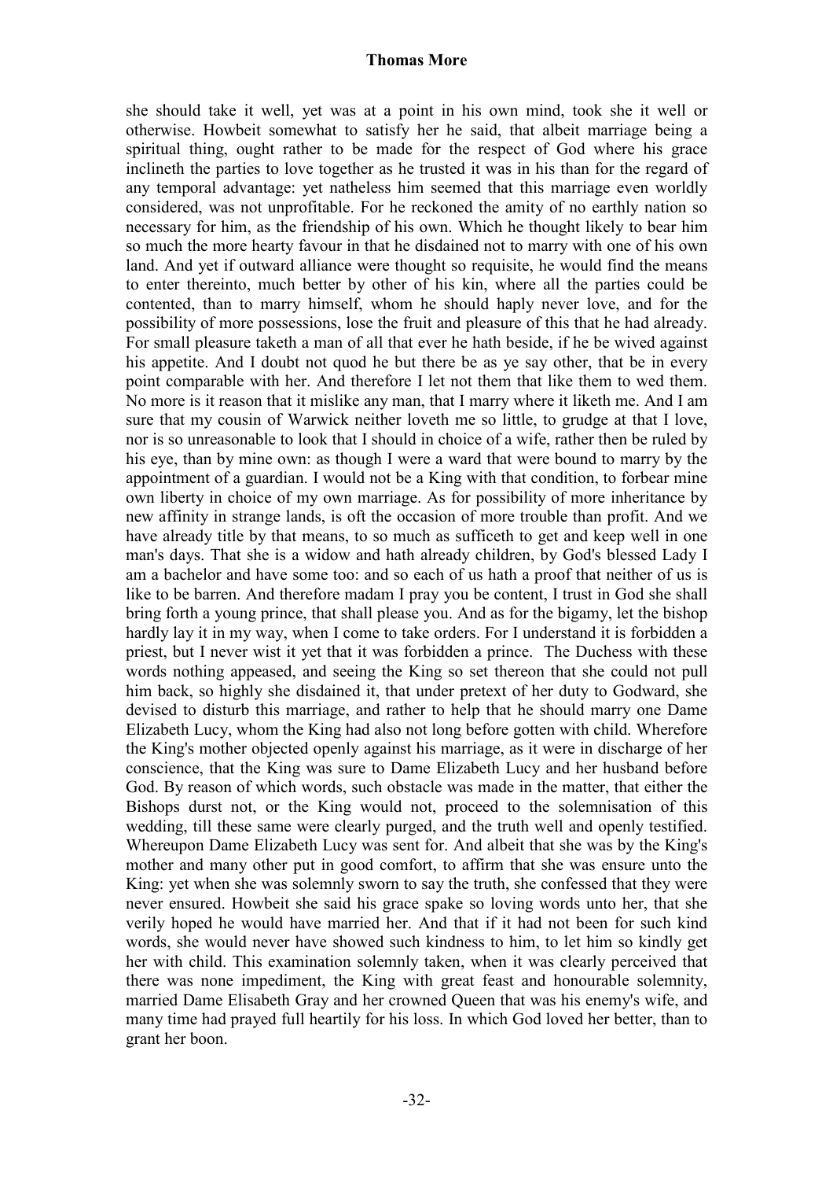she should take it well, yet was at a point in his own mind, took she it well or otherwise. Howbeit somewhat to satisfy her he said, that albeit marriage being a spiritual thing, ought rather to be made for the respect of God where his grace inclineth the parties to love together as he trusted it was in his than for the regard of any temporal advantage: yet natheless him seemed that this marriage even worldly considered, was not unprofitable. For he reckoned the amity of no earthly nation so necessary for him, as the friendship of his own. Which he thought likely to bear him so much the more hearty favour in that he disdained not to marry with one of his own land. And yet if outward alliance were thought so requisite, he would find the means to enter thereinto, much better by other of his kin, where all the parties could be contented, than to marry himself, whom he should haply never love, and for the possibility of more possessions, lose the fruit and pleasure of this that he had already. For small pleasure taketh a man of all that ever he hath beside, if he be wived against his appetite. And I doubt not quod he but there be as ye say other, that be in every point comparable with her. And therefore I let not them that like them to wed them. No more is it reason that it mislike any man, that I marry where it liketh me. And I am sure that my cousin of Warwick neither loveth me so little, to grudge at that I love, nor is so unreasonable to look that I should in choice of a wife, rather then be ruled by his eye, than by mine own: as though I were a ward that were bound to marry by the appointment of a guardian. I would not be a King with that condition, to forbear mine own liberty in choice of my own marriage. As for possibility of more inheritance by new affinity in strange lands, is oft the occasion of more trouble than profit. And we have already title by that means, to so much as sufficeth to get and keep well in one man's days. That she is a widow and hath already children, by God's blessed Lady I am a bachelor and have some too: and so each of us hath a proof that neither of us is like to be barren. And therefore madam I pray you be content, I trust in God she shall bring forth a young prince, that shall please you. And as for the bigamy, let the bishop hardly lay it in my way, when I come to take orders. For I understand it is forbidden a priest, but I never wist it yet that it was forbidden a prince. The Duchess with these words nothing appeased, and seeing the King so set thereon that she could not pull him back, so highly she disdained it, that under pretext of her duty to Godward, she devised to disturb this marriage, and rather to help that he should marry one Dame Elizabeth Lucy, whom the King had also not long before gotten with child. Wherefore the King's mother objected openly against his marriage, as it were in discharge of her conscience, that the King was sure to Dame Elizabeth Lucy and her husband before God. By reason of which words, such obstacle was made in the matter, that either the Bishops durst not, or the King would not, proceed to the solemnisation of this wedding, till these same were clearly purged, and the truth well and openly testified. Whereupon Dame Elizabeth Lucy was sent for. And albeit that she was by the King's mother and many other put in good comfort, to affirm that she was ensure unto the King: yet when she was solemnly sworn to say the truth, she confessed that they were never ensured. Howbeit she said his grace spake so loving words unto her, that she verily hoped he would have married her. And that if it had not been for such kind words, she would never have showed such kindness to him, to let him so kindly get her with child. This examination solemnly taken, when it was clearly perceived that there was none impediment, the King with great feast and honourable solemnity, married Dame Elisabeth Gray and her crowned Queen that was his enemy's wife, and many time had prayed full heartily for his loss. In which God loved her better, than to grant her boon.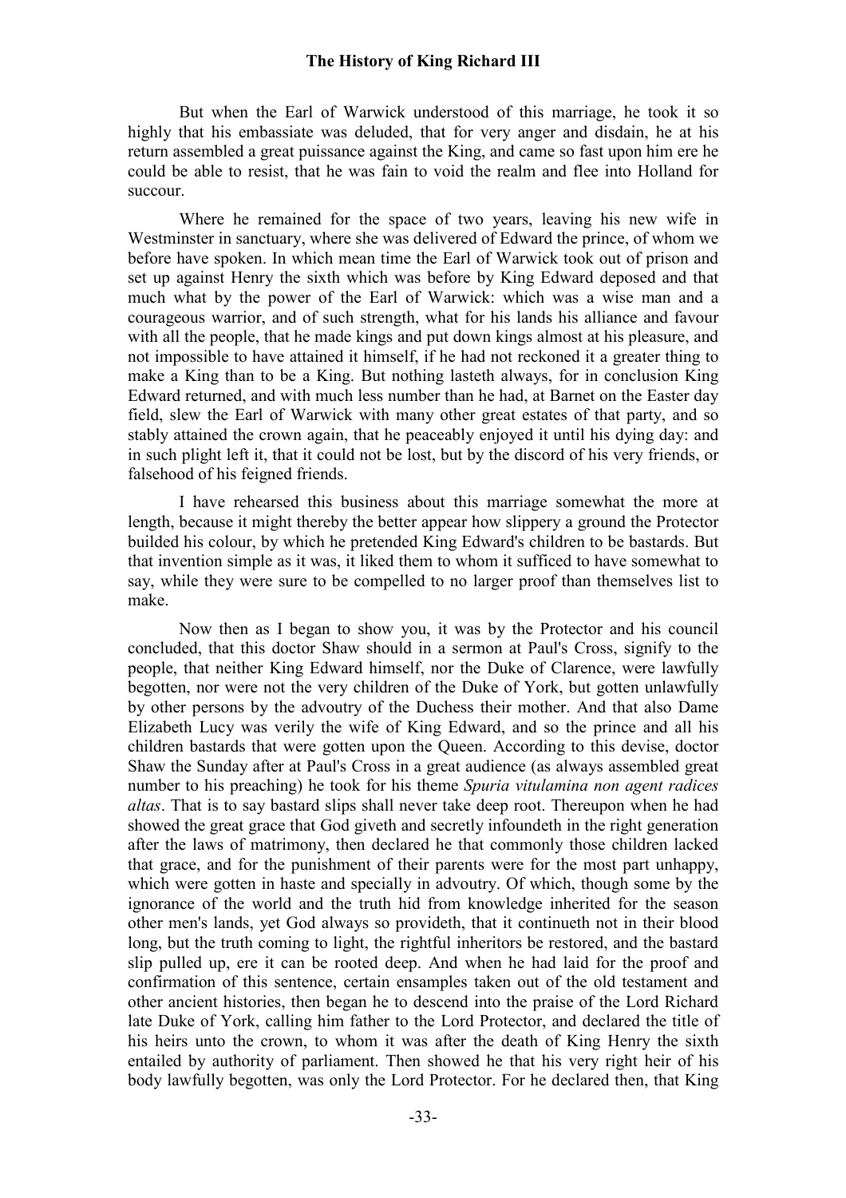But when the Earl of Warwick understood of this marriage, he took it so highly that his embassiate was deluded, that for very anger and disdain, he at his return assembled a great puissance against the King, and came so fast upon him ere he could be able to resist, that he was fain to void the realm and flee into Holland for succour.

Where he remained for the space of two years, leaving his new wife in Westminster in sanctuary, where she was delivered of Edward the prince, of whom we before have spoken. In which mean time the Earl of Warwick took out of prison and set up against Henry the sixth which was before by King Edward deposed and that much what by the power of the Earl of Warwick: which was a wise man and a courageous warrior, and of such strength, what for his lands his alliance and favour with all the people, that he made kings and put down kings almost at his pleasure, and not impossible to have attained it himself, if he had not reckoned it a greater thing to make a King than to be a King. But nothing lasteth always, for in conclusion King Edward returned, and with much less number than he had, at Barnet on the Easter day field, slew the Earl of Warwick with many other great estates of that party, and so stably attained the crown again, that he peaceably enjoyed it until his dying day: and in such plight left it, that it could not be lost, but by the discord of his very friends, or falsehood of his feigned friends.

I have rehearsed this business about this marriage somewhat the more at length, because it might thereby the better appear how slippery a ground the Protector builded his colour, by which he pretended King Edward's children to be bastards. But that invention simple as it was, it liked them to whom it sufficed to have somewhat to say, while they were sure to be compelled to no larger proof than themselves list to make.

Now then as I began to show you, it was by the Protector and his council concluded, that this doctor Shaw should in a sermon at Paul's Cross, signify to the people, that neither King Edward himself, nor the Duke of Clarence, were lawfully begotten, nor were not the very children of the Duke of York, but gotten unlawfully by other persons by the advoutry of the Duchess their mother. And that also Dame Elizabeth Lucy was verily the wife of King Edward, and so the prince and all his children bastards that were gotten upon the Queen. According to this devise, doctor Shaw the Sunday after at Paul's Cross in a great audience (as always assembled great number to his preaching) he took for his theme *Spuria vitulamina non agent radices altas*. That is to say bastard slips shall never take deep root. Thereupon when he had showed the great grace that God giveth and secretly infoundeth in the right generation after the laws of matrimony, then declared he that commonly those children lacked that grace, and for the punishment of their parents were for the most part unhappy, which were gotten in haste and specially in advoutry. Of which, though some by the ignorance of the world and the truth hid from knowledge inherited for the season other men's lands, yet God always so provideth, that it continueth not in their blood long, but the truth coming to light, the rightful inheritors be restored, and the bastard slip pulled up, ere it can be rooted deep. And when he had laid for the proof and confirmation of this sentence, certain ensamples taken out of the old testament and other ancient histories, then began he to descend into the praise of the Lord Richard late Duke of York, calling him father to the Lord Protector, and declared the title of his heirs unto the crown, to whom it was after the death of King Henry the sixth entailed by authority of parliament. Then showed he that his very right heir of his body lawfully begotten, was only the Lord Protector. For he declared then, that King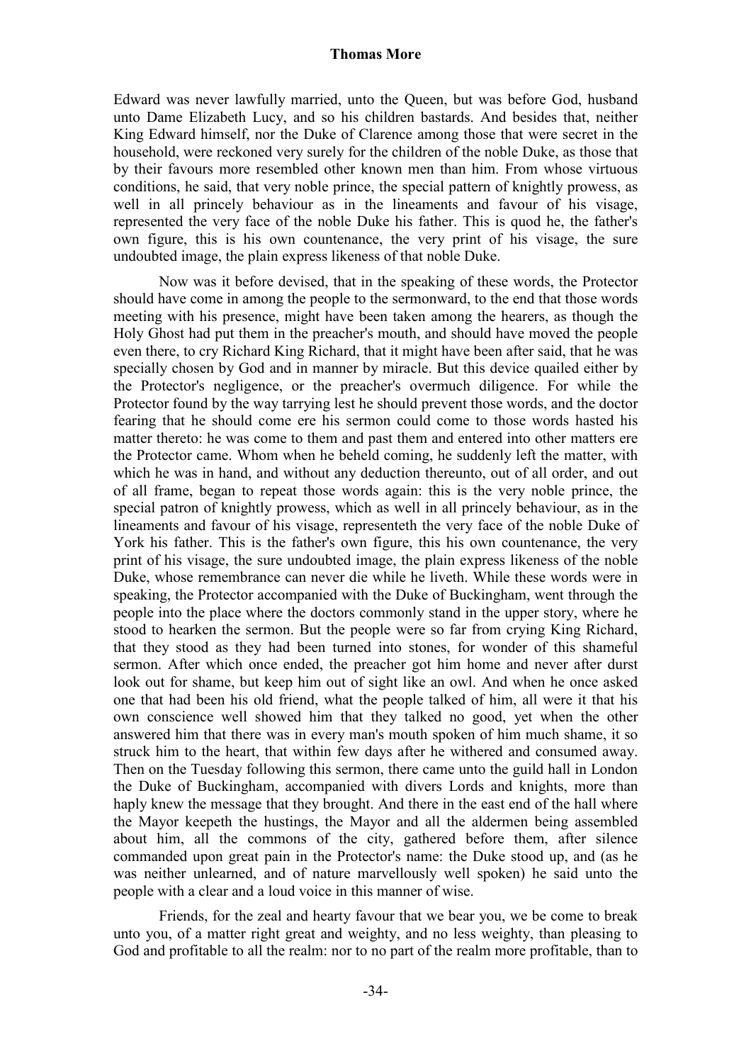Edward was never lawfully married, unto the Queen, but was before God, husband unto Dame Elizabeth Lucy, and so his children bastards. And besides that, neither King Edward himself, nor the Duke of Clarence among those that were secret in the household, were reckoned very surely for the children of the noble Duke, as those that by their favours more resembled other known men than him. From whose virtuous conditions, he said, that very noble prince, the special pattern of knightly prowess, as well in all princely behaviour as in the lineaments and favour of his visage, represented the very face of the noble Duke his father. This is quod he, the father's own figure, this is his own countenance, the very print of his visage, the sure undoubted image, the plain express likeness of that noble Duke.

Now was it before devised, that in the speaking of these words, the Protector should have come in among the people to the sermonward, to the end that those words meeting with his presence, might have been taken among the hearers, as though the Holy Ghost had put them in the preacher's mouth, and should have moved the people even there, to cry Richard King Richard, that it might have been after said, that he was specially chosen by God and in manner by miracle. But this device quailed either by the Protector's negligence, or the preacher's overmuch diligence. For while the Protector found by the way tarrying lest he should prevent those words, and the doctor fearing that he should come ere his sermon could come to those words hasted his matter thereto: he was come to them and past them and entered into other matters ere the Protector came. Whom when he beheld coming, he suddenly left the matter, with which he was in hand, and without any deduction thereunto, out of all order, and out of all frame, began to repeat those words again: this is the very noble prince, the special patron of knightly prowess, which as well in all princely behaviour, as in the lineaments and favour of his visage, representeth the very face of the noble Duke of York his father. This is the father's own figure, this his own countenance, the very print of his visage, the sure undoubted image, the plain express likeness of the noble Duke, whose remembrance can never die while he liveth. While these words were in speaking, the Protector accompanied with the Duke of Buckingham, went through the people into the place where the doctors commonly stand in the upper story, where he stood to hearken the sermon. But the people were so far from crying King Richard, that they stood as they had been turned into stones, for wonder of this shameful sermon. After which once ended, the preacher got him home and never after durst look out for shame, but keep him out of sight like an owl. And when he once asked one that had been his old friend, what the people talked of him, all were it that his own conscience well showed him that they talked no good, yet when the other answered him that there was in every man's mouth spoken of him much shame, it so struck him to the heart, that within few days after he withered and consumed away. Then on the Tuesday following this sermon, there came unto the guild hall in London the Duke of Buckingham, accompanied with divers Lords and knights, more than haply knew the message that they brought. And there in the east end of the hall where the Mayor keepeth the hustings, the Mayor and all the aldermen being assembled about him, all the commons of the city, gathered before them, after silence commanded upon great pain in the Protector's name: the Duke stood up, and (as he was neither unlearned, and of nature marvellously well spoken) he said unto the people with a clear and a loud voice in this manner of wise.

Friends, for the zeal and hearty favour that we bear you, we be come to break unto you, of a matter right great and weighty, and no less weighty, than pleasing to God and profitable to all the realm: nor to no part of the realm more profitable, than to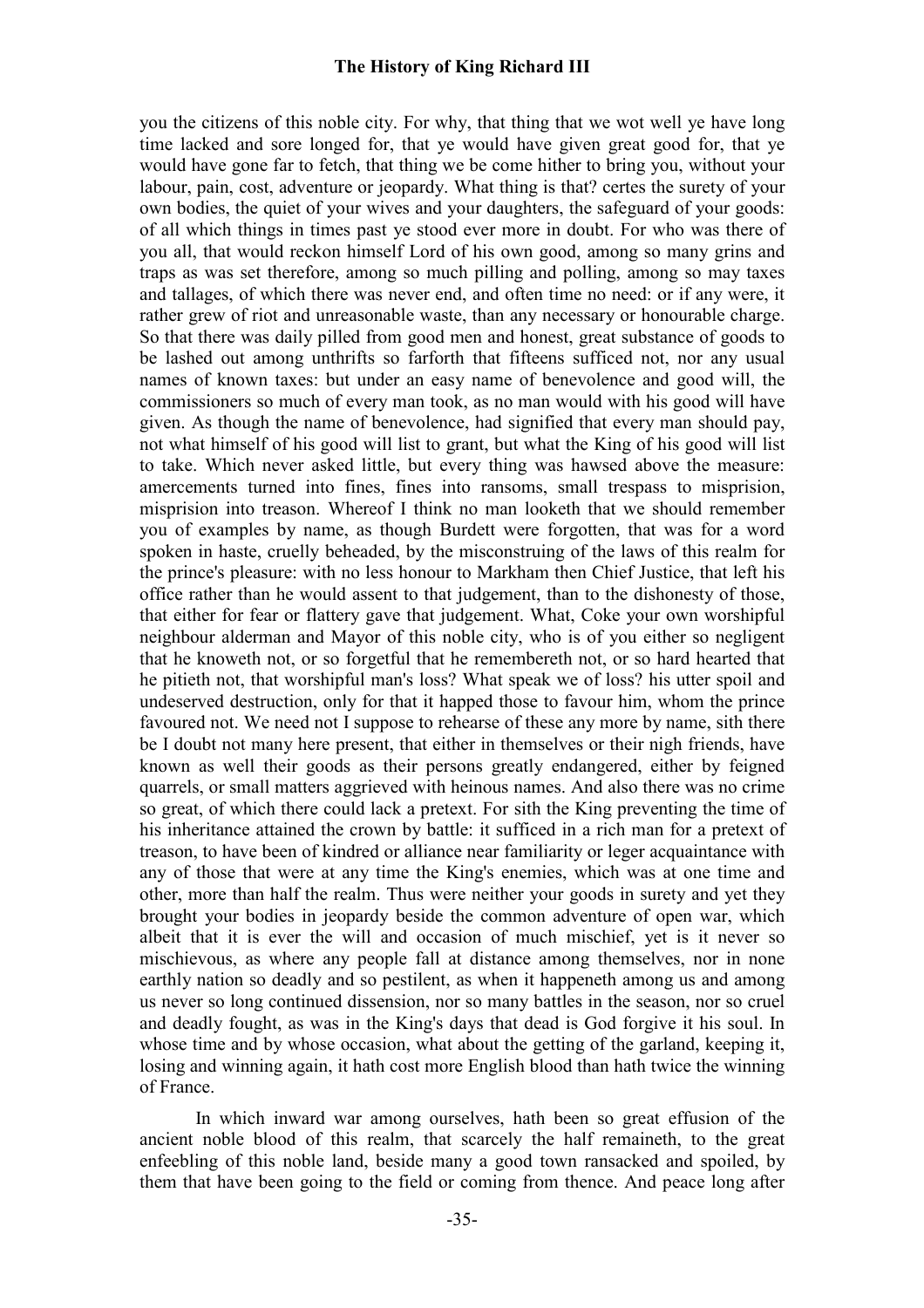you the citizens of this noble city. For why, that thing that we wot well ye have long time lacked and sore longed for, that ye would have given great good for, that ye would have gone far to fetch, that thing we be come hither to bring you, without your labour, pain, cost, adventure or jeopardy. What thing is that? certes the surety of your own bodies, the quiet of your wives and your daughters, the safeguard of your goods: of all which things in times past ye stood ever more in doubt. For who was there of you all, that would reckon himself Lord of his own good, among so many grins and traps as was set therefore, among so much pilling and polling, among so may taxes and tallages, of which there was never end, and often time no need: or if any were, it rather grew of riot and unreasonable waste, than any necessary or honourable charge. So that there was daily pilled from good men and honest, great substance of goods to be lashed out among unthrifts so farforth that fifteens sufficed not, nor any usual names of known taxes: but under an easy name of benevolence and good will, the commissioners so much of every man took, as no man would with his good will have given. As though the name of benevolence, had signified that every man should pay, not what himself of his good will list to grant, but what the King of his good will list to take. Which never asked little, but every thing was hawsed above the measure: amercements turned into fines, fines into ransoms, small trespass to misprision, misprision into treason. Whereof I think no man looketh that we should remember you of examples by name, as though Burdett were forgotten, that was for a word spoken in haste, cruelly beheaded, by the misconstruing of the laws of this realm for the prince's pleasure: with no less honour to Markham then Chief Justice, that left his office rather than he would assent to that judgement, than to the dishonesty of those, that either for fear or flattery gave that judgement. What, Coke your own worshipful neighbour alderman and Mayor of this noble city, who is of you either so negligent that he knoweth not, or so forgetful that he remembereth not, or so hard hearted that he pitieth not, that worshipful man's loss? What speak we of loss? his utter spoil and undeserved destruction, only for that it happed those to favour him, whom the prince favoured not. We need not I suppose to rehearse of these any more by name, sith there be I doubt not many here present, that either in themselves or their nigh friends, have known as well their goods as their persons greatly endangered, either by feigned quarrels, or small matters aggrieved with heinous names. And also there was no crime so great, of which there could lack a pretext. For sith the King preventing the time of his inheritance attained the crown by battle: it sufficed in a rich man for a pretext of treason, to have been of kindred or alliance near familiarity or leger acquaintance with any of those that were at any time the King's enemies, which was at one time and other, more than half the realm. Thus were neither your goods in surety and yet they brought your bodies in jeopardy beside the common adventure of open war, which albeit that it is ever the will and occasion of much mischief, yet is it never so mischievous, as where any people fall at distance among themselves, nor in none earthly nation so deadly and so pestilent, as when it happeneth among us and among us never so long continued dissension, nor so many battles in the season, nor so cruel and deadly fought, as was in the King's days that dead is God forgive it his soul. In whose time and by whose occasion, what about the getting of the garland, keeping it, losing and winning again, it hath cost more English blood than hath twice the winning of France.

In which inward war among ourselves, hath been so great effusion of the ancient noble blood of this realm, that scarcely the half remaineth, to the great enfeebling of this noble land, beside many a good town ransacked and spoiled, by them that have been going to the field or coming from thence. And peace long after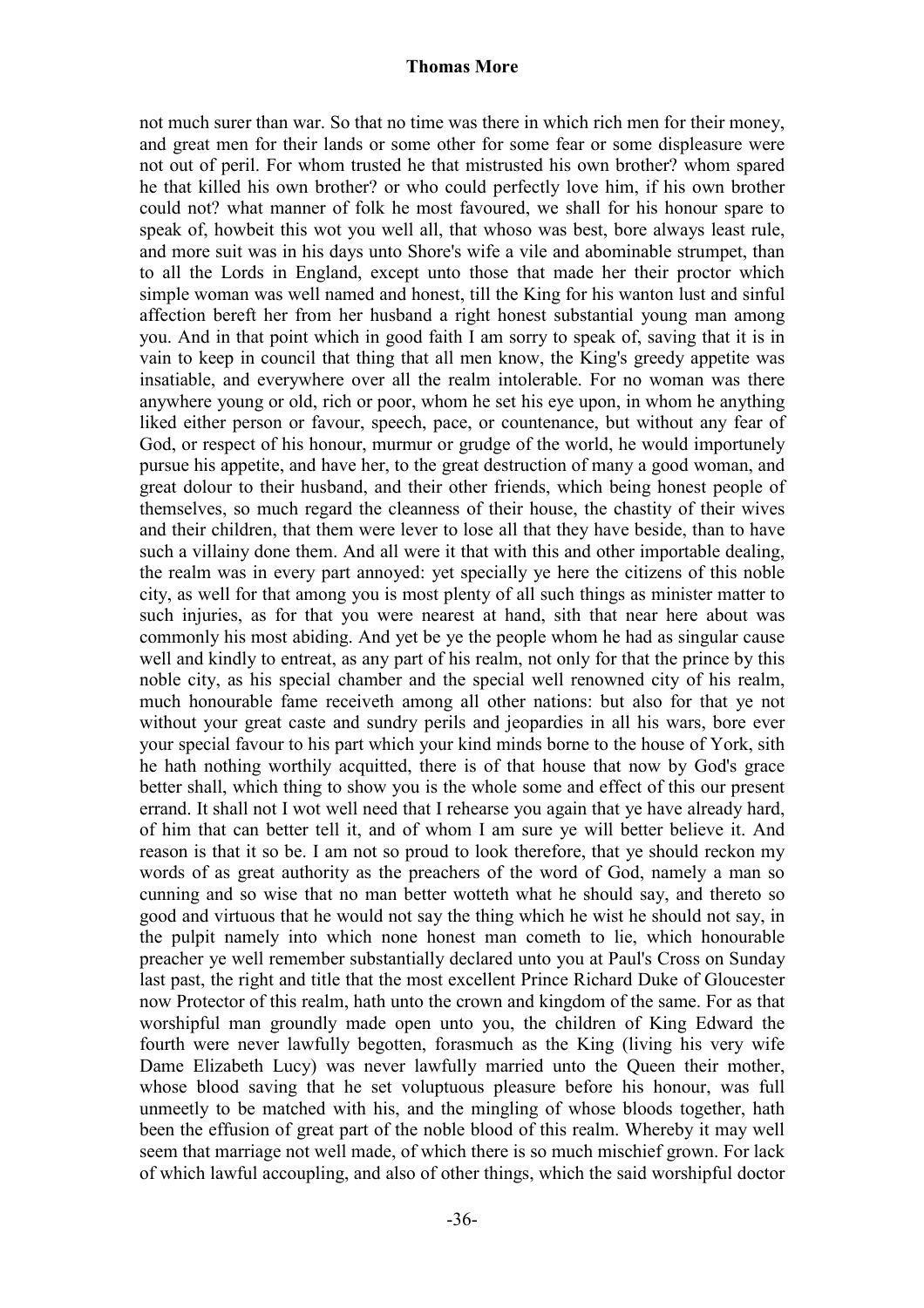not much surer than war. So that no time was there in which rich men for their money, and great men for their lands or some other for some fear or some displeasure were not out of peril. For whom trusted he that mistrusted his own brother? whom spared he that killed his own brother? or who could perfectly love him, if his own brother could not? what manner of folk he most favoured, we shall for his honour spare to speak of, howbeit this wot you well all, that whoso was best, bore always least rule, and more suit was in his days unto Shore's wife a vile and abominable strumpet, than to all the Lords in England, except unto those that made her their proctor which simple woman was well named and honest, till the King for his wanton lust and sinful affection bereft her from her husband a right honest substantial young man among you. And in that point which in good faith I am sorry to speak of, saving that it is in vain to keep in council that thing that all men know, the King's greedy appetite was insatiable, and everywhere over all the realm intolerable. For no woman was there anywhere young or old, rich or poor, whom he set his eye upon, in whom he anything liked either person or favour, speech, pace, or countenance, but without any fear of God, or respect of his honour, murmur or grudge of the world, he would importunely pursue his appetite, and have her, to the great destruction of many a good woman, and great dolour to their husband, and their other friends, which being honest people of themselves, so much regard the cleanness of their house, the chastity of their wives and their children, that them were lever to lose all that they have beside, than to have such a villainy done them. And all were it that with this and other importable dealing, the realm was in every part annoyed: yet specially ye here the citizens of this noble city, as well for that among you is most plenty of all such things as minister matter to such injuries, as for that you were nearest at hand, sith that near here about was commonly his most abiding. And yet be ye the people whom he had as singular cause well and kindly to entreat, as any part of his realm, not only for that the prince by this noble city, as his special chamber and the special well renowned city of his realm, much honourable fame receiveth among all other nations: but also for that ye not without your great caste and sundry perils and jeopardies in all his wars, bore ever your special favour to his part which your kind minds borne to the house of York, sith he hath nothing worthily acquitted, there is of that house that now by God's grace better shall, which thing to show you is the whole some and effect of this our present errand. It shall not I wot well need that I rehearse you again that ye have already hard, of him that can better tell it, and of whom I am sure ye will better believe it. And reason is that it so be. I am not so proud to look therefore, that ye should reckon my words of as great authority as the preachers of the word of God, namely a man so cunning and so wise that no man better wotteth what he should say, and thereto so good and virtuous that he would not say the thing which he wist he should not say, in the pulpit namely into which none honest man cometh to lie, which honourable preacher ye well remember substantially declared unto you at Paul's Cross on Sunday last past, the right and title that the most excellent Prince Richard Duke of Gloucester now Protector of this realm, hath unto the crown and kingdom of the same. For as that worshipful man groundly made open unto you, the children of King Edward the fourth were never lawfully begotten, forasmuch as the King (living his very wife Dame Elizabeth Lucy) was never lawfully married unto the Queen their mother, whose blood saving that he set voluptuous pleasure before his honour, was full unmeetly to be matched with his, and the mingling of whose bloods together, hath been the effusion of great part of the noble blood of this realm. Whereby it may well seem that marriage not well made, of which there is so much mischief grown. For lack of which lawful accoupling, and also of other things, which the said worshipful doctor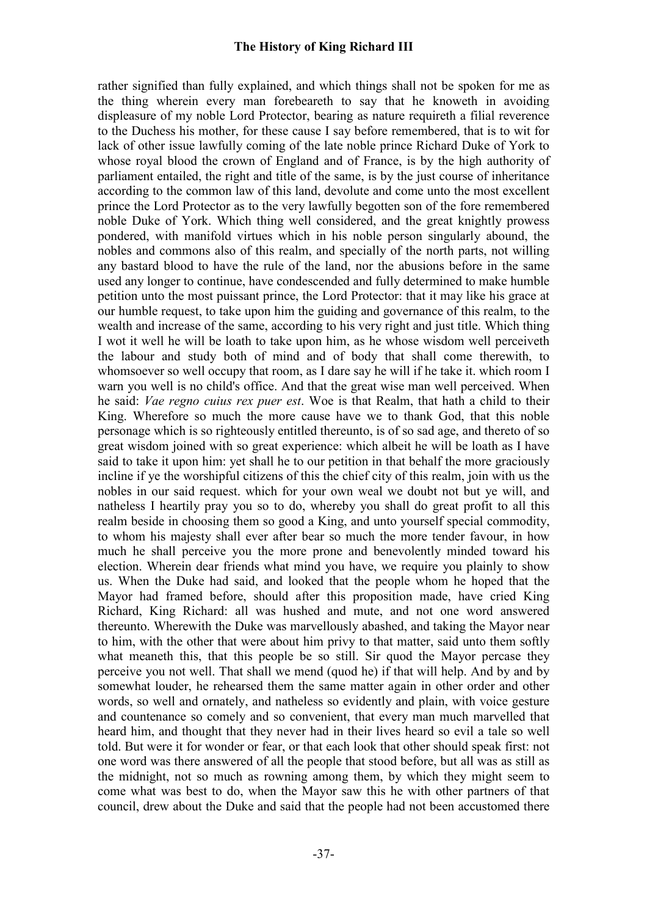rather signified than fully explained, and which things shall not be spoken for me as the thing wherein every man forebeareth to say that he knoweth in avoiding displeasure of my noble Lord Protector, bearing as nature requireth a filial reverence to the Duchess his mother, for these cause I say before remembered, that is to wit for lack of other issue lawfully coming of the late noble prince Richard Duke of York to whose royal blood the crown of England and of France, is by the high authority of parliament entailed, the right and title of the same, is by the just course of inheritance according to the common law of this land, devolute and come unto the most excellent prince the Lord Protector as to the very lawfully begotten son of the fore remembered noble Duke of York. Which thing well considered, and the great knightly prowess pondered, with manifold virtues which in his noble person singularly abound, the nobles and commons also of this realm, and specially of the north parts, not willing any bastard blood to have the rule of the land, nor the abusions before in the same used any longer to continue, have condescended and fully determined to make humble petition unto the most puissant prince, the Lord Protector: that it may like his grace at our humble request, to take upon him the guiding and governance of this realm, to the wealth and increase of the same, according to his very right and just title. Which thing I wot it well he will be loath to take upon him, as he whose wisdom well perceiveth the labour and study both of mind and of body that shall come therewith, to whomsoever so well occupy that room, as I dare say he will if he take it. which room I warn you well is no child's office. And that the great wise man well perceived. When he said: *Vae regno cuius rex puer est*. Woe is that Realm, that hath a child to their King. Wherefore so much the more cause have we to thank God, that this noble personage which is so righteously entitled thereunto, is of so sad age, and thereto of so great wisdom joined with so great experience: which albeit he will be loath as I have said to take it upon him: yet shall he to our petition in that behalf the more graciously incline if ye the worshipful citizens of this the chief city of this realm, join with us the nobles in our said request. which for your own weal we doubt not but ye will, and natheless I heartily pray you so to do, whereby you shall do great profit to all this realm beside in choosing them so good a King, and unto yourself special commodity, to whom his majesty shall ever after bear so much the more tender favour, in how much he shall perceive you the more prone and benevolently minded toward his election. Wherein dear friends what mind you have, we require you plainly to show us. When the Duke had said, and looked that the people whom he hoped that the Mayor had framed before, should after this proposition made, have cried King Richard, King Richard: all was hushed and mute, and not one word answered thereunto. Wherewith the Duke was marvellously abashed, and taking the Mayor near to him, with the other that were about him privy to that matter, said unto them softly what meaneth this, that this people be so still. Sir quod the Mayor percase they perceive you not well. That shall we mend (quod he) if that will help. And by and by somewhat louder, he rehearsed them the same matter again in other order and other words, so well and ornately, and natheless so evidently and plain, with voice gesture and countenance so comely and so convenient, that every man much marvelled that heard him, and thought that they never had in their lives heard so evil a tale so well told. But were it for wonder or fear, or that each look that other should speak first: not one word was there answered of all the people that stood before, but all was as still as the midnight, not so much as rowning among them, by which they might seem to come what was best to do, when the Mayor saw this he with other partners of that council, drew about the Duke and said that the people had not been accustomed there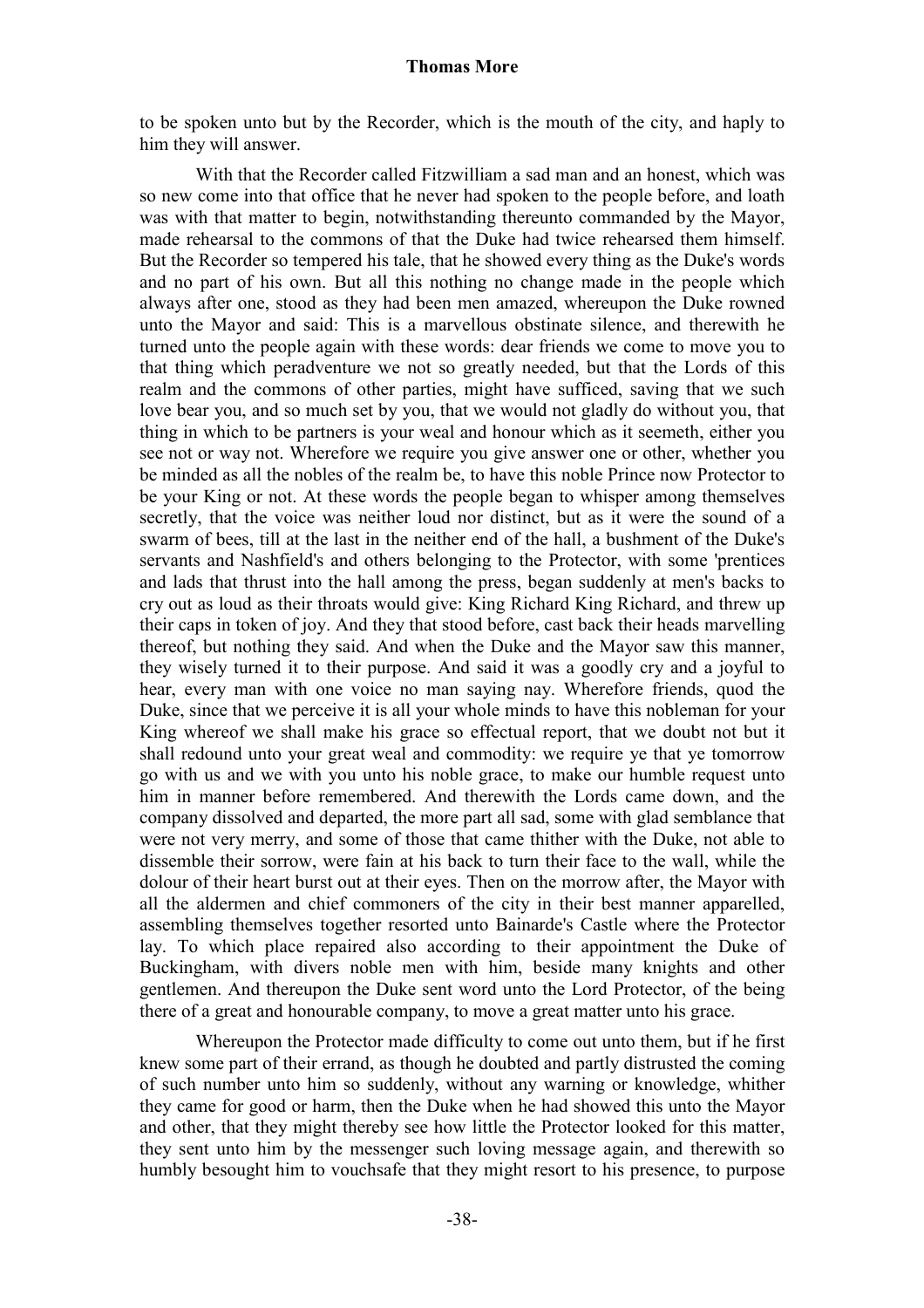to be spoken unto but by the Recorder, which is the mouth of the city, and haply to him they will answer.

With that the Recorder called Fitzwilliam a sad man and an honest, which was so new come into that office that he never had spoken to the people before, and loath was with that matter to begin, notwithstanding thereunto commanded by the Mayor, made rehearsal to the commons of that the Duke had twice rehearsed them himself. But the Recorder so tempered his tale, that he showed every thing as the Duke's words and no part of his own. But all this nothing no change made in the people which always after one, stood as they had been men amazed, whereupon the Duke rowned unto the Mayor and said: This is a marvellous obstinate silence, and therewith he turned unto the people again with these words: dear friends we come to move you to that thing which peradventure we not so greatly needed, but that the Lords of this realm and the commons of other parties, might have sufficed, saving that we such love bear you, and so much set by you, that we would not gladly do without you, that thing in which to be partners is your weal and honour which as it seemeth, either you see not or way not. Wherefore we require you give answer one or other, whether you be minded as all the nobles of the realm be, to have this noble Prince now Protector to be your King or not. At these words the people began to whisper among themselves secretly, that the voice was neither loud nor distinct, but as it were the sound of a swarm of bees, till at the last in the neither end of the hall, a bushment of the Duke's servants and Nashfield's and others belonging to the Protector, with some 'prentices and lads that thrust into the hall among the press, began suddenly at men's backs to cry out as loud as their throats would give: King Richard King Richard, and threw up their caps in token of joy. And they that stood before, cast back their heads marvelling thereof, but nothing they said. And when the Duke and the Mayor saw this manner, they wisely turned it to their purpose. And said it was a goodly cry and a joyful to hear, every man with one voice no man saying nay. Wherefore friends, quod the Duke, since that we perceive it is all your whole minds to have this nobleman for your King whereof we shall make his grace so effectual report, that we doubt not but it shall redound unto your great weal and commodity: we require ye that ye tomorrow go with us and we with you unto his noble grace, to make our humble request unto him in manner before remembered. And therewith the Lords came down, and the company dissolved and departed, the more part all sad, some with glad semblance that were not very merry, and some of those that came thither with the Duke, not able to dissemble their sorrow, were fain at his back to turn their face to the wall, while the dolour of their heart burst out at their eyes. Then on the morrow after, the Mayor with all the aldermen and chief commoners of the city in their best manner apparelled, assembling themselves together resorted unto Bainarde's Castle where the Protector lay. To which place repaired also according to their appointment the Duke of Buckingham, with divers noble men with him, beside many knights and other gentlemen. And thereupon the Duke sent word unto the Lord Protector, of the being there of a great and honourable company, to move a great matter unto his grace.

Whereupon the Protector made difficulty to come out unto them, but if he first knew some part of their errand, as though he doubted and partly distrusted the coming of such number unto him so suddenly, without any warning or knowledge, whither they came for good or harm, then the Duke when he had showed this unto the Mayor and other, that they might thereby see how little the Protector looked for this matter, they sent unto him by the messenger such loving message again, and therewith so humbly besought him to vouchsafe that they might resort to his presence, to purpose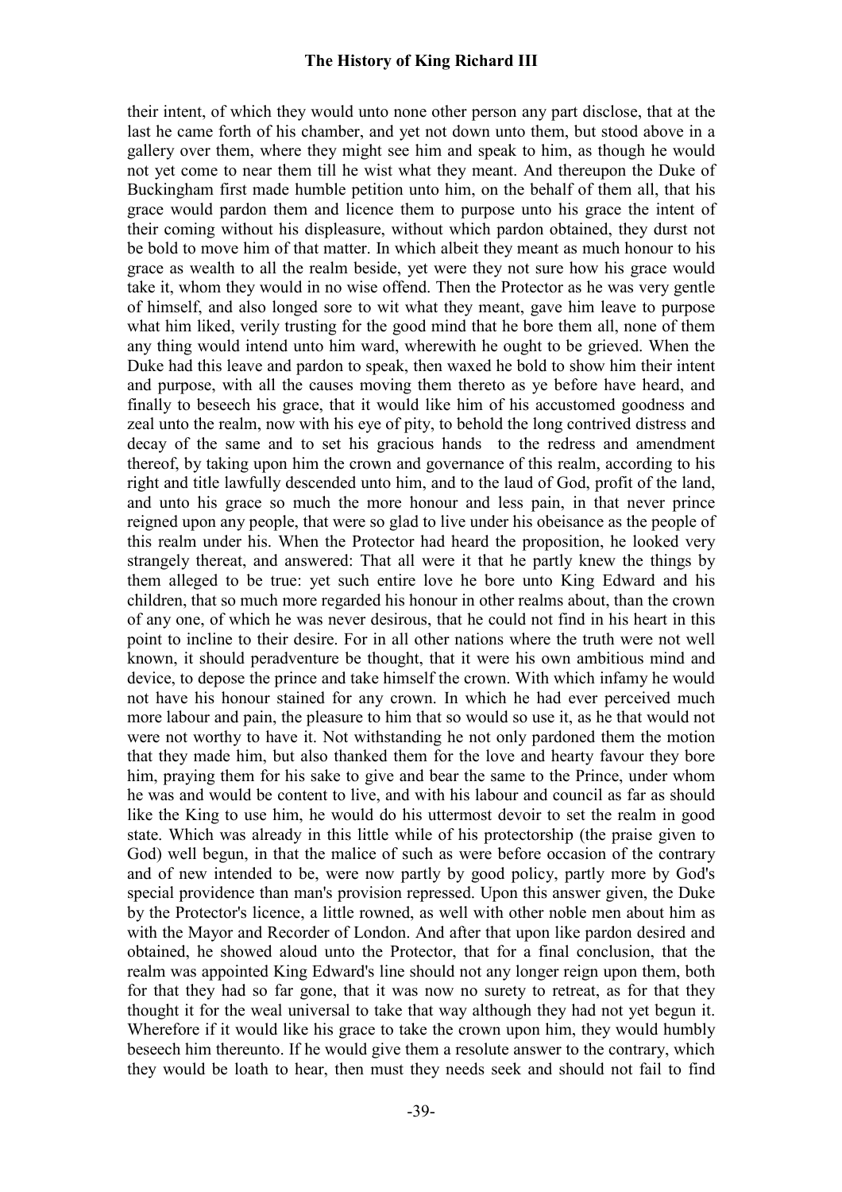their intent, of which they would unto none other person any part disclose, that at the last he came forth of his chamber, and yet not down unto them, but stood above in a gallery over them, where they might see him and speak to him, as though he would not yet come to near them till he wist what they meant. And thereupon the Duke of Buckingham first made humble petition unto him, on the behalf of them all, that his grace would pardon them and licence them to purpose unto his grace the intent of their coming without his displeasure, without which pardon obtained, they durst not be bold to move him of that matter. In which albeit they meant as much honour to his grace as wealth to all the realm beside, yet were they not sure how his grace would take it, whom they would in no wise offend. Then the Protector as he was very gentle of himself, and also longed sore to wit what they meant, gave him leave to purpose what him liked, verily trusting for the good mind that he bore them all, none of them any thing would intend unto him ward, wherewith he ought to be grieved. When the Duke had this leave and pardon to speak, then waxed he bold to show him their intent and purpose, with all the causes moving them thereto as ye before have heard, and finally to beseech his grace, that it would like him of his accustomed goodness and zeal unto the realm, now with his eye of pity, to behold the long contrived distress and decay of the same and to set his gracious hands to the redress and amendment thereof, by taking upon him the crown and governance of this realm, according to his right and title lawfully descended unto him, and to the laud of God, profit of the land, and unto his grace so much the more honour and less pain, in that never prince reigned upon any people, that were so glad to live under his obeisance as the people of this realm under his. When the Protector had heard the proposition, he looked very strangely thereat, and answered: That all were it that he partly knew the things by them alleged to be true: yet such entire love he bore unto King Edward and his children, that so much more regarded his honour in other realms about, than the crown of any one, of which he was never desirous, that he could not find in his heart in this point to incline to their desire. For in all other nations where the truth were not well known, it should peradventure be thought, that it were his own ambitious mind and device, to depose the prince and take himself the crown. With which infamy he would not have his honour stained for any crown. In which he had ever perceived much more labour and pain, the pleasure to him that so would so use it, as he that would not were not worthy to have it. Not withstanding he not only pardoned them the motion that they made him, but also thanked them for the love and hearty favour they bore him, praying them for his sake to give and bear the same to the Prince, under whom he was and would be content to live, and with his labour and council as far as should like the King to use him, he would do his uttermost devoir to set the realm in good state. Which was already in this little while of his protectorship (the praise given to God) well begun, in that the malice of such as were before occasion of the contrary and of new intended to be, were now partly by good policy, partly more by God's special providence than man's provision repressed. Upon this answer given, the Duke by the Protector's licence, a little rowned, as well with other noble men about him as with the Mayor and Recorder of London. And after that upon like pardon desired and obtained, he showed aloud unto the Protector, that for a final conclusion, that the realm was appointed King Edward's line should not any longer reign upon them, both for that they had so far gone, that it was now no surety to retreat, as for that they thought it for the weal universal to take that way although they had not yet begun it. Wherefore if it would like his grace to take the crown upon him, they would humbly beseech him thereunto. If he would give them a resolute answer to the contrary, which they would be loath to hear, then must they needs seek and should not fail to find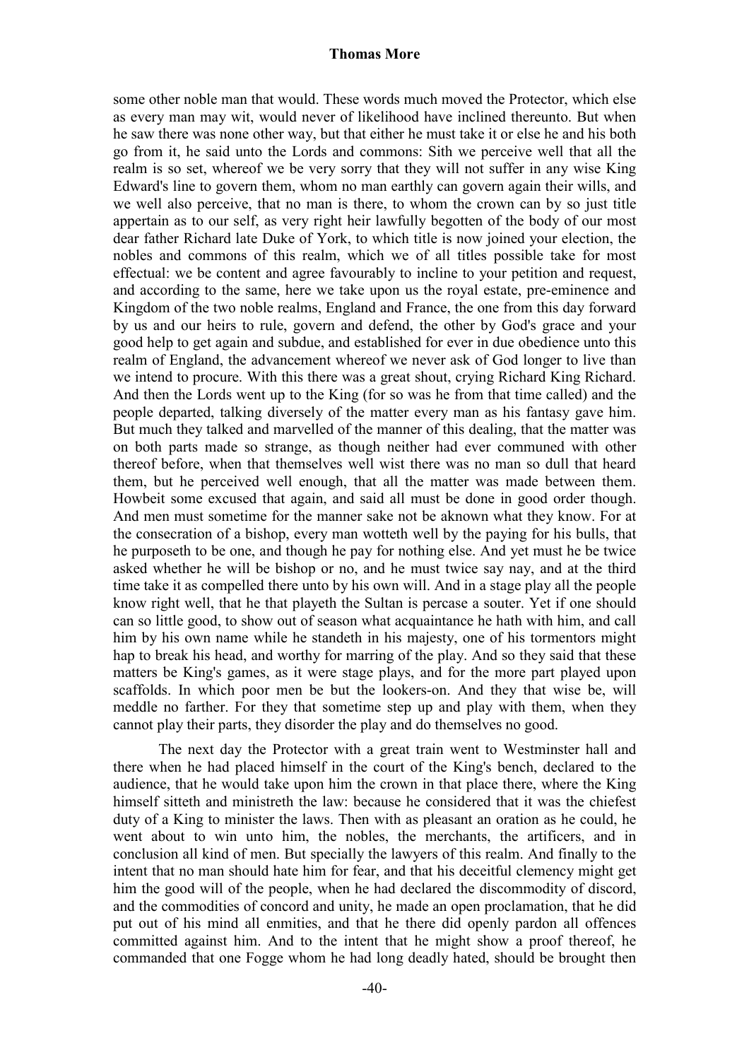some other noble man that would. These words much moved the Protector, which else as every man may wit, would never of likelihood have inclined thereunto. But when he saw there was none other way, but that either he must take it or else he and his both go from it, he said unto the Lords and commons: Sith we perceive well that all the realm is so set, whereof we be very sorry that they will not suffer in any wise King Edward's line to govern them, whom no man earthly can govern again their wills, and we well also perceive, that no man is there, to whom the crown can by so just title appertain as to our self, as very right heir lawfully begotten of the body of our most dear father Richard late Duke of York, to which title is now joined your election, the nobles and commons of this realm, which we of all titles possible take for most effectual: we be content and agree favourably to incline to your petition and request, and according to the same, here we take upon us the royal estate, pre-eminence and Kingdom of the two noble realms, England and France, the one from this day forward by us and our heirs to rule, govern and defend, the other by God's grace and your good help to get again and subdue, and established for ever in due obedience unto this realm of England, the advancement whereof we never ask of God longer to live than we intend to procure. With this there was a great shout, crying Richard King Richard. And then the Lords went up to the King (for so was he from that time called) and the people departed, talking diversely of the matter every man as his fantasy gave him. But much they talked and marvelled of the manner of this dealing, that the matter was on both parts made so strange, as though neither had ever communed with other thereof before, when that themselves well wist there was no man so dull that heard them, but he perceived well enough, that all the matter was made between them. Howbeit some excused that again, and said all must be done in good order though. And men must sometime for the manner sake not be aknown what they know. For at the consecration of a bishop, every man wotteth well by the paying for his bulls, that he purposeth to be one, and though he pay for nothing else. And yet must he be twice asked whether he will be bishop or no, and he must twice say nay, and at the third time take it as compelled there unto by his own will. And in a stage play all the people know right well, that he that playeth the Sultan is percase a souter. Yet if one should can so little good, to show out of season what acquaintance he hath with him, and call him by his own name while he standeth in his majesty, one of his tormentors might hap to break his head, and worthy for marring of the play. And so they said that these matters be King's games, as it were stage plays, and for the more part played upon scaffolds. In which poor men be but the lookers-on. And they that wise be, will meddle no farther. For they that sometime step up and play with them, when they cannot play their parts, they disorder the play and do themselves no good.

The next day the Protector with a great train went to Westminster hall and there when he had placed himself in the court of the King's bench, declared to the audience, that he would take upon him the crown in that place there, where the King himself sitteth and ministreth the law: because he considered that it was the chiefest duty of a King to minister the laws. Then with as pleasant an oration as he could, he went about to win unto him, the nobles, the merchants, the artificers, and in conclusion all kind of men. But specially the lawyers of this realm. And finally to the intent that no man should hate him for fear, and that his deceitful clemency might get him the good will of the people, when he had declared the discommodity of discord, and the commodities of concord and unity, he made an open proclamation, that he did put out of his mind all enmities, and that he there did openly pardon all offences committed against him. And to the intent that he might show a proof thereof, he commanded that one Fogge whom he had long deadly hated, should be brought then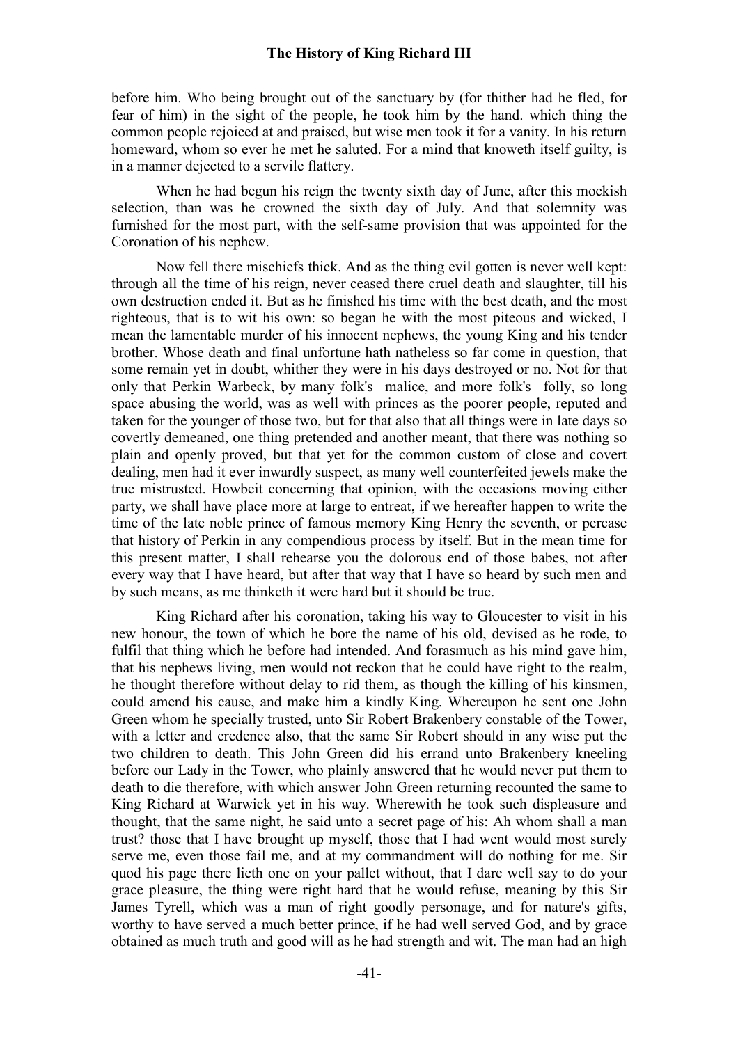before him. Who being brought out of the sanctuary by (for thither had he fled, for fear of him) in the sight of the people, he took him by the hand. which thing the common people rejoiced at and praised, but wise men took it for a vanity. In his return homeward, whom so ever he met he saluted. For a mind that knoweth itself guilty, is in a manner dejected to a servile flattery.

When he had begun his reign the twenty sixth day of June, after this mockish selection, than was he crowned the sixth day of July. And that solemnity was furnished for the most part, with the self-same provision that was appointed for the Coronation of his nephew.

Now fell there mischiefs thick. And as the thing evil gotten is never well kept: through all the time of his reign, never ceased there cruel death and slaughter, till his own destruction ended it. But as he finished his time with the best death, and the most righteous, that is to wit his own: so began he with the most piteous and wicked, I mean the lamentable murder of his innocent nephews, the young King and his tender brother. Whose death and final unfortune hath natheless so far come in question, that some remain yet in doubt, whither they were in his days destroyed or no. Not for that only that Perkin Warbeck, by many folk's malice, and more folk's folly, so long space abusing the world, was as well with princes as the poorer people, reputed and taken for the younger of those two, but for that also that all things were in late days so covertly demeaned, one thing pretended and another meant, that there was nothing so plain and openly proved, but that yet for the common custom of close and covert dealing, men had it ever inwardly suspect, as many well counterfeited jewels make the true mistrusted. Howbeit concerning that opinion, with the occasions moving either party, we shall have place more at large to entreat, if we hereafter happen to write the time of the late noble prince of famous memory King Henry the seventh, or percase that history of Perkin in any compendious process by itself. But in the mean time for this present matter, I shall rehearse you the dolorous end of those babes, not after every way that I have heard, but after that way that I have so heard by such men and by such means, as me thinketh it were hard but it should be true.

King Richard after his coronation, taking his way to Gloucester to visit in his new honour, the town of which he bore the name of his old, devised as he rode, to fulfil that thing which he before had intended. And forasmuch as his mind gave him, that his nephews living, men would not reckon that he could have right to the realm, he thought therefore without delay to rid them, as though the killing of his kinsmen, could amend his cause, and make him a kindly King. Whereupon he sent one John Green whom he specially trusted, unto Sir Robert Brakenbery constable of the Tower, with a letter and credence also, that the same Sir Robert should in any wise put the two children to death. This John Green did his errand unto Brakenbery kneeling before our Lady in the Tower, who plainly answered that he would never put them to death to die therefore, with which answer John Green returning recounted the same to King Richard at Warwick yet in his way. Wherewith he took such displeasure and thought, that the same night, he said unto a secret page of his: Ah whom shall a man trust? those that I have brought up myself, those that I had went would most surely serve me, even those fail me, and at my commandment will do nothing for me. Sir quod his page there lieth one on your pallet without, that I dare well say to do your grace pleasure, the thing were right hard that he would refuse, meaning by this Sir James Tyrell, which was a man of right goodly personage, and for nature's gifts, worthy to have served a much better prince, if he had well served God, and by grace obtained as much truth and good will as he had strength and wit. The man had an high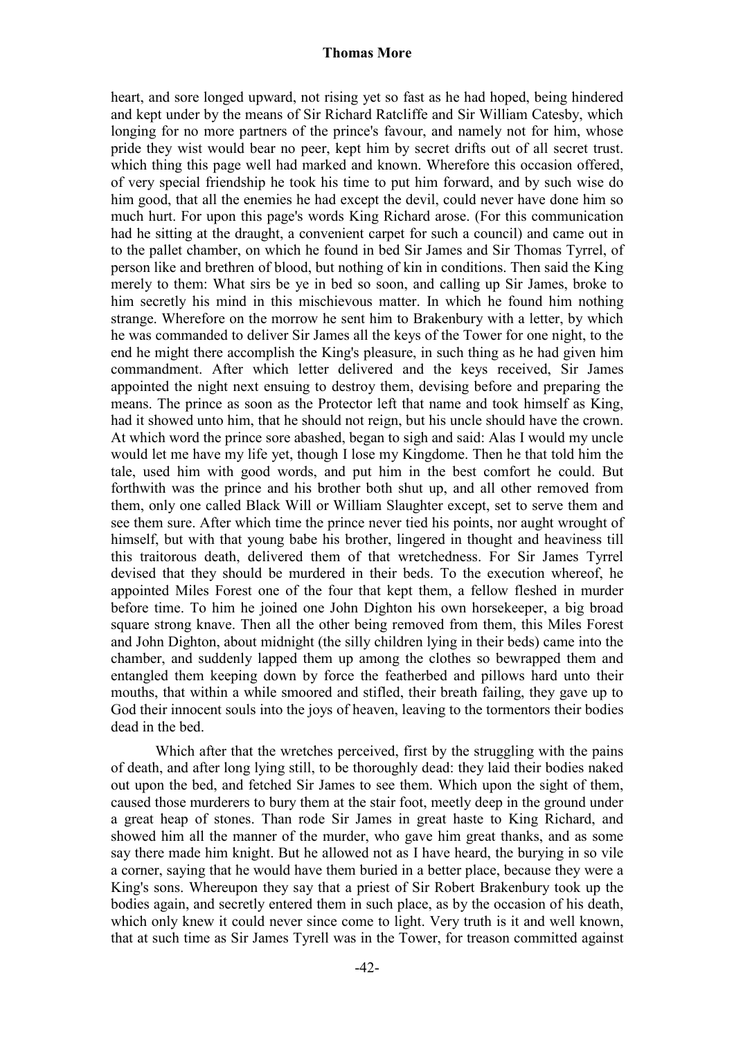heart, and sore longed upward, not rising yet so fast as he had hoped, being hindered and kept under by the means of Sir Richard Ratcliffe and Sir William Catesby, which longing for no more partners of the prince's favour, and namely not for him, whose pride they wist would bear no peer, kept him by secret drifts out of all secret trust. which thing this page well had marked and known. Wherefore this occasion offered, of very special friendship he took his time to put him forward, and by such wise do him good, that all the enemies he had except the devil, could never have done him so much hurt. For upon this page's words King Richard arose. (For this communication had he sitting at the draught, a convenient carpet for such a council) and came out in to the pallet chamber, on which he found in bed Sir James and Sir Thomas Tyrrel, of person like and brethren of blood, but nothing of kin in conditions. Then said the King merely to them: What sirs be ye in bed so soon, and calling up Sir James, broke to him secretly his mind in this mischievous matter. In which he found him nothing strange. Wherefore on the morrow he sent him to Brakenbury with a letter, by which he was commanded to deliver Sir James all the keys of the Tower for one night, to the end he might there accomplish the King's pleasure, in such thing as he had given him commandment. After which letter delivered and the keys received, Sir James appointed the night next ensuing to destroy them, devising before and preparing the means. The prince as soon as the Protector left that name and took himself as King, had it showed unto him, that he should not reign, but his uncle should have the crown. At which word the prince sore abashed, began to sigh and said: Alas I would my uncle would let me have my life yet, though I lose my Kingdome. Then he that told him the tale, used him with good words, and put him in the best comfort he could. But forthwith was the prince and his brother both shut up, and all other removed from them, only one called Black Will or William Slaughter except, set to serve them and see them sure. After which time the prince never tied his points, nor aught wrought of himself, but with that young babe his brother, lingered in thought and heaviness till this traitorous death, delivered them of that wretchedness. For Sir James Tyrrel devised that they should be murdered in their beds. To the execution whereof, he appointed Miles Forest one of the four that kept them, a fellow fleshed in murder before time. To him he joined one John Dighton his own horsekeeper, a big broad square strong knave. Then all the other being removed from them, this Miles Forest and John Dighton, about midnight (the silly children lying in their beds) came into the chamber, and suddenly lapped them up among the clothes so bewrapped them and entangled them keeping down by force the featherbed and pillows hard unto their mouths, that within a while smoored and stifled, their breath failing, they gave up to God their innocent souls into the joys of heaven, leaving to the tormentors their bodies dead in the bed.

Which after that the wretches perceived, first by the struggling with the pains of death, and after long lying still, to be thoroughly dead: they laid their bodies naked out upon the bed, and fetched Sir James to see them. Which upon the sight of them, caused those murderers to bury them at the stair foot, meetly deep in the ground under a great heap of stones. Than rode Sir James in great haste to King Richard, and showed him all the manner of the murder, who gave him great thanks, and as some say there made him knight. But he allowed not as I have heard, the burying in so vile a corner, saying that he would have them buried in a better place, because they were a King's sons. Whereupon they say that a priest of Sir Robert Brakenbury took up the bodies again, and secretly entered them in such place, as by the occasion of his death, which only knew it could never since come to light. Very truth is it and well known, that at such time as Sir James Tyrell was in the Tower, for treason committed against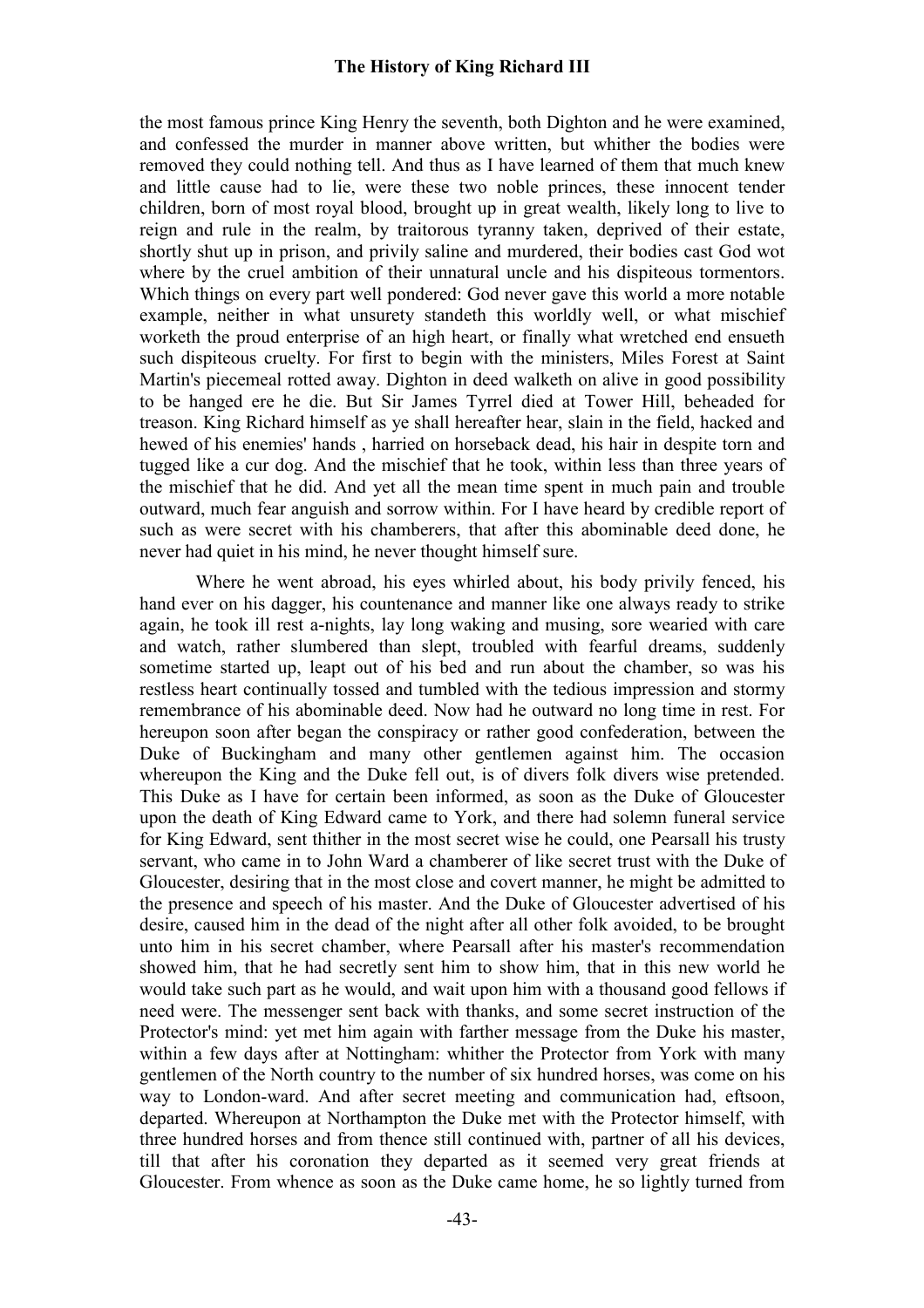the most famous prince King Henry the seventh, both Dighton and he were examined, and confessed the murder in manner above written, but whither the bodies were removed they could nothing tell. And thus as I have learned of them that much knew and little cause had to lie, were these two noble princes, these innocent tender children, born of most royal blood, brought up in great wealth, likely long to live to reign and rule in the realm, by traitorous tyranny taken, deprived of their estate, shortly shut up in prison, and privily saline and murdered, their bodies cast God wot where by the cruel ambition of their unnatural uncle and his dispiteous tormentors. Which things on every part well pondered: God never gave this world a more notable example, neither in what unsurety standeth this worldly well, or what mischief worketh the proud enterprise of an high heart, or finally what wretched end ensueth such dispiteous cruelty. For first to begin with the ministers, Miles Forest at Saint Martin's piecemeal rotted away. Dighton in deed walketh on alive in good possibility to be hanged ere he die. But Sir James Tyrrel died at Tower Hill, beheaded for treason. King Richard himself as ye shall hereafter hear, slain in the field, hacked and hewed of his enemies' hands , harried on horseback dead, his hair in despite torn and tugged like a cur dog. And the mischief that he took, within less than three years of the mischief that he did. And yet all the mean time spent in much pain and trouble outward, much fear anguish and sorrow within. For I have heard by credible report of such as were secret with his chamberers, that after this abominable deed done, he never had quiet in his mind, he never thought himself sure.

Where he went abroad, his eyes whirled about, his body privily fenced, his hand ever on his dagger, his countenance and manner like one always ready to strike again, he took ill rest a-nights, lay long waking and musing, sore wearied with care and watch, rather slumbered than slept, troubled with fearful dreams, suddenly sometime started up, leapt out of his bed and run about the chamber, so was his restless heart continually tossed and tumbled with the tedious impression and stormy remembrance of his abominable deed. Now had he outward no long time in rest. For hereupon soon after began the conspiracy or rather good confederation, between the Duke of Buckingham and many other gentlemen against him. The occasion whereupon the King and the Duke fell out, is of divers folk divers wise pretended. This Duke as I have for certain been informed, as soon as the Duke of Gloucester upon the death of King Edward came to York, and there had solemn funeral service for King Edward, sent thither in the most secret wise he could, one Pearsall his trusty servant, who came in to John Ward a chamberer of like secret trust with the Duke of Gloucester, desiring that in the most close and covert manner, he might be admitted to the presence and speech of his master. And the Duke of Gloucester advertised of his desire, caused him in the dead of the night after all other folk avoided, to be brought unto him in his secret chamber, where Pearsall after his master's recommendation showed him, that he had secretly sent him to show him, that in this new world he would take such part as he would, and wait upon him with a thousand good fellows if need were. The messenger sent back with thanks, and some secret instruction of the Protector's mind: yet met him again with farther message from the Duke his master, within a few days after at Nottingham: whither the Protector from York with many gentlemen of the North country to the number of six hundred horses, was come on his way to London-ward. And after secret meeting and communication had, eftsoon, departed. Whereupon at Northampton the Duke met with the Protector himself, with three hundred horses and from thence still continued with, partner of all his devices, till that after his coronation they departed as it seemed very great friends at Gloucester. From whence as soon as the Duke came home, he so lightly turned from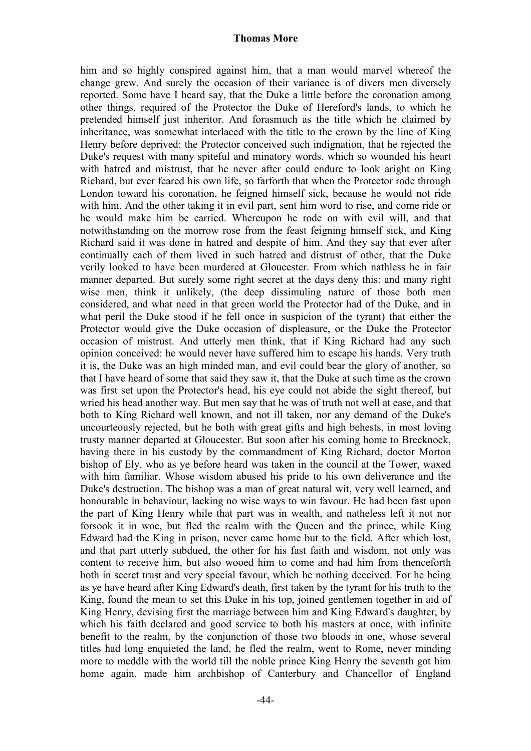him and so highly conspired against him, that a man would marvel whereof the change grew. And surely the occasion of their variance is of divers men diversely reported. Some have I heard say, that the Duke a little before the coronation among other things, required of the Protector the Duke of Hereford's lands, to which he pretended himself just inheritor. And forasmuch as the title which he claimed by inheritance, was somewhat interlaced with the title to the crown by the line of King Henry before deprived: the Protector conceived such indignation, that he rejected the Duke's request with many spiteful and minatory words. which so wounded his heart with hatred and mistrust, that he never after could endure to look aright on King Richard, but ever feared his own life, so farforth that when the Protector rode through London toward his coronation, he feigned himself sick, because he would not ride with him. And the other taking it in evil part, sent him word to rise, and come ride or he would make him be carried. Whereupon he rode on with evil will, and that notwithstanding on the morrow rose from the feast feigning himself sick, and King Richard said it was done in hatred and despite of him. And they say that ever after continually each of them lived in such hatred and distrust of other, that the Duke verily looked to have been murdered at Gloucester. From which nathless he in fair manner departed. But surely some right secret at the days deny this: and many right wise men, think it unlikely, (the deep dissimuling nature of those both men considered, and what need in that green world the Protector had of the Duke, and in what peril the Duke stood if he fell once in suspicion of the tyrant) that either the Protector would give the Duke occasion of displeasure, or the Duke the Protector occasion of mistrust. And utterly men think, that if King Richard had any such opinion conceived: he would never have suffered him to escape his hands. Very truth it is, the Duke was an high minded man, and evil could bear the glory of another, so that I have heard of some that said they saw it, that the Duke at such time as the crown was first set upon the Protector's head, his eye could not abide the sight thereof, but wried his head another way. But men say that he was of truth not well at ease, and that both to King Richard well known, and not ill taken, nor any demand of the Duke's uncourteously rejected, but he both with great gifts and high behests, in most loving trusty manner departed at Gloucester. But soon after his coming home to Brecknock, having there in his custody by the commandment of King Richard, doctor Morton bishop of Ely, who as ye before heard was taken in the council at the Tower, waxed with him familiar. Whose wisdom abused his pride to his own deliverance and the Duke's destruction. The bishop was a man of great natural wit, very well learned, and honourable in behaviour, lacking no wise ways to win favour. He had been fast upon the part of King Henry while that part was in wealth, and natheless left it not nor forsook it in woe, but fled the realm with the Queen and the prince, while King Edward had the King in prison, never came home but to the field. After which lost, and that part utterly subdued, the other for his fast faith and wisdom, not only was content to receive him, but also wooed him to come and had him from thenceforth both in secret trust and very special favour, which he nothing deceived. For he being as ye have heard after King Edward's death, first taken by the tyrant for his truth to the King, found the mean to set this Duke in his top, joined gentlemen together in aid of King Henry, devising first the marriage between him and King Edward's daughter, by which his faith declared and good service to both his masters at once, with infinite benefit to the realm, by the conjunction of those two bloods in one, whose several titles had long enquieted the land, he fled the realm, went to Rome, never minding more to meddle with the world till the noble prince King Henry the seventh got him home again, made him archbishop of Canterbury and Chancellor of England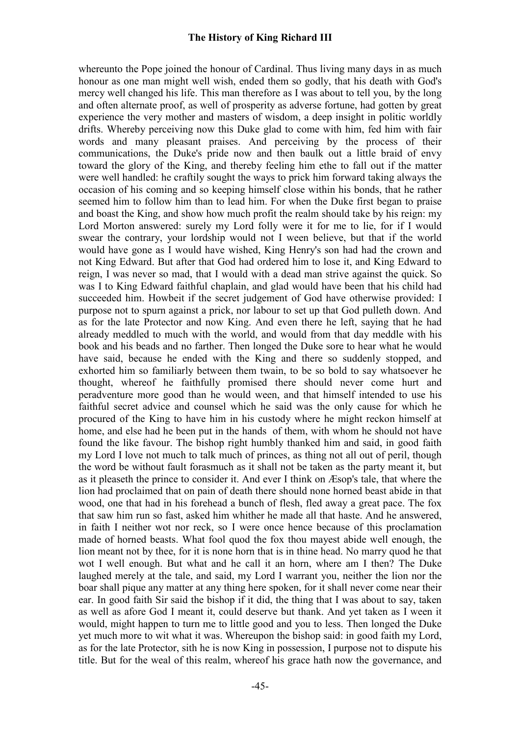whereunto the Pope joined the honour of Cardinal. Thus living many days in as much honour as one man might well wish, ended them so godly, that his death with God's mercy well changed his life. This man therefore as I was about to tell you, by the long and often alternate proof, as well of prosperity as adverse fortune, had gotten by great experience the very mother and masters of wisdom, a deep insight in politic worldly drifts. Whereby perceiving now this Duke glad to come with him, fed him with fair words and many pleasant praises. And perceiving by the process of their communications, the Duke's pride now and then baulk out a little braid of envy toward the glory of the King, and thereby feeling him ethe to fall out if the matter were well handled: he craftily sought the ways to prick him forward taking always the occasion of his coming and so keeping himself close within his bonds, that he rather seemed him to follow him than to lead him. For when the Duke first began to praise and boast the King, and show how much profit the realm should take by his reign: my Lord Morton answered: surely my Lord folly were it for me to lie, for if I would swear the contrary, your lordship would not I ween believe, but that if the world would have gone as I would have wished, King Henry's son had had the crown and not King Edward. But after that God had ordered him to lose it, and King Edward to reign, I was never so mad, that I would with a dead man strive against the quick. So was I to King Edward faithful chaplain, and glad would have been that his child had succeeded him. Howbeit if the secret judgement of God have otherwise provided: I purpose not to spurn against a prick, nor labour to set up that God pulleth down. And as for the late Protector and now King. And even there he left, saying that he had already meddled to much with the world, and would from that day meddle with his book and his beads and no farther. Then longed the Duke sore to hear what he would have said, because he ended with the King and there so suddenly stopped, and exhorted him so familiarly between them twain, to be so bold to say whatsoever he thought, whereof he faithfully promised there should never come hurt and peradventure more good than he would ween, and that himself intended to use his faithful secret advice and counsel which he said was the only cause for which he procured of the King to have him in his custody where he might reckon himself at home, and else had he been put in the hands of them, with whom he should not have found the like favour. The bishop right humbly thanked him and said, in good faith my Lord I love not much to talk much of princes, as thing not all out of peril, though the word be without fault forasmuch as it shall not be taken as the party meant it, but as it pleaseth the prince to consider it. And ever I think on Æsop's tale, that where the lion had proclaimed that on pain of death there should none horned beast abide in that wood, one that had in his forehead a bunch of flesh, fled away a great pace. The fox that saw him run so fast, asked him whither he made all that haste. And he answered, in faith I neither wot nor reck, so I were once hence because of this proclamation made of horned beasts. What fool quod the fox thou mayest abide well enough, the lion meant not by thee, for it is none horn that is in thine head. No marry quod he that wot I well enough. But what and he call it an horn, where am I then? The Duke laughed merely at the tale, and said, my Lord I warrant you, neither the lion nor the boar shall pique any matter at any thing here spoken, for it shall never come near their ear. In good faith Sir said the bishop if it did, the thing that I was about to say, taken as well as afore God I meant it, could deserve but thank. And yet taken as I ween it would, might happen to turn me to little good and you to less. Then longed the Duke yet much more to wit what it was. Whereupon the bishop said: in good faith my Lord, as for the late Protector, sith he is now King in possession, I purpose not to dispute his title. But for the weal of this realm, whereof his grace hath now the governance, and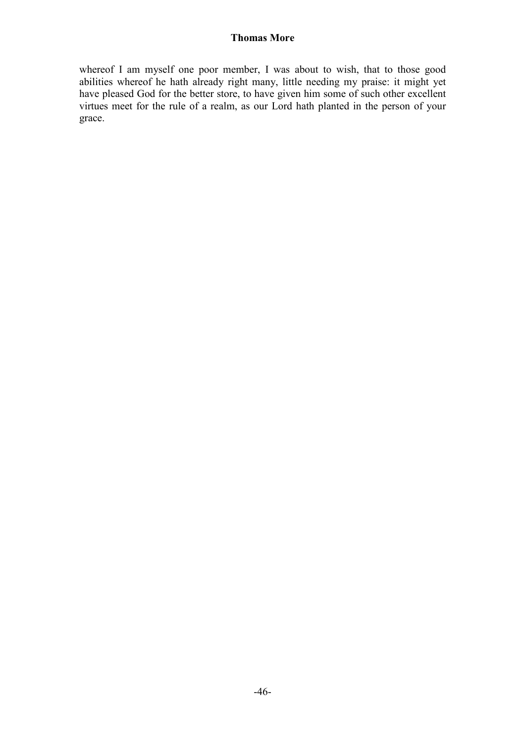whereof I am myself one poor member, I was about to wish, that to those good abilities whereof he hath already right many, little needing my praise: it might yet have pleased God for the better store, to have given him some of such other excellent virtues meet for the rule of a realm, as our Lord hath planted in the person of your grace.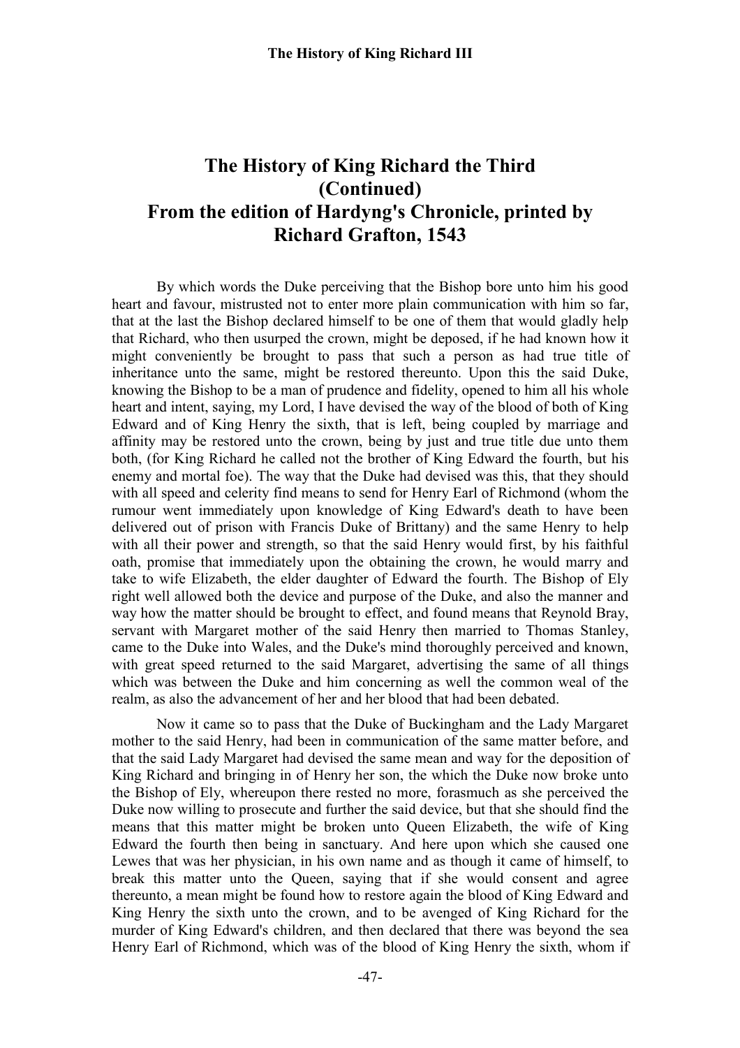# The History of King Richard the Third (Continued) From the edition of Hardyng's Chronicle, printed by Richard Grafton, 1543

By which words the Duke perceiving that the Bishop bore unto him his good heart and favour, mistrusted not to enter more plain communication with him so far, that at the last the Bishop declared himself to be one of them that would gladly help that Richard, who then usurped the crown, might be deposed, if he had known how it might conveniently be brought to pass that such a person as had true title of inheritance unto the same, might be restored thereunto. Upon this the said Duke, knowing the Bishop to be a man of prudence and fidelity, opened to him all his whole heart and intent, saying, my Lord, I have devised the way of the blood of both of King Edward and of King Henry the sixth, that is left, being coupled by marriage and affinity may be restored unto the crown, being by just and true title due unto them both, (for King Richard he called not the brother of King Edward the fourth, but his enemy and mortal foe). The way that the Duke had devised was this, that they should with all speed and celerity find means to send for Henry Earl of Richmond (whom the rumour went immediately upon knowledge of King Edward's death to have been delivered out of prison with Francis Duke of Brittany) and the same Henry to help with all their power and strength, so that the said Henry would first, by his faithful oath, promise that immediately upon the obtaining the crown, he would marry and take to wife Elizabeth, the elder daughter of Edward the fourth. The Bishop of Ely right well allowed both the device and purpose of the Duke, and also the manner and way how the matter should be brought to effect, and found means that Reynold Bray, servant with Margaret mother of the said Henry then married to Thomas Stanley, came to the Duke into Wales, and the Duke's mind thoroughly perceived and known, with great speed returned to the said Margaret, advertising the same of all things which was between the Duke and him concerning as well the common weal of the realm, as also the advancement of her and her blood that had been debated.

Now it came so to pass that the Duke of Buckingham and the Lady Margaret mother to the said Henry, had been in communication of the same matter before, and that the said Lady Margaret had devised the same mean and way for the deposition of King Richard and bringing in of Henry her son, the which the Duke now broke unto the Bishop of Ely, whereupon there rested no more, forasmuch as she perceived the Duke now willing to prosecute and further the said device, but that she should find the means that this matter might be broken unto Queen Elizabeth, the wife of King Edward the fourth then being in sanctuary. And here upon which she caused one Lewes that was her physician, in his own name and as though it came of himself, to break this matter unto the Queen, saying that if she would consent and agree thereunto, a mean might be found how to restore again the blood of King Edward and King Henry the sixth unto the crown, and to be avenged of King Richard for the murder of King Edward's children, and then declared that there was beyond the sea Henry Earl of Richmond, which was of the blood of King Henry the sixth, whom if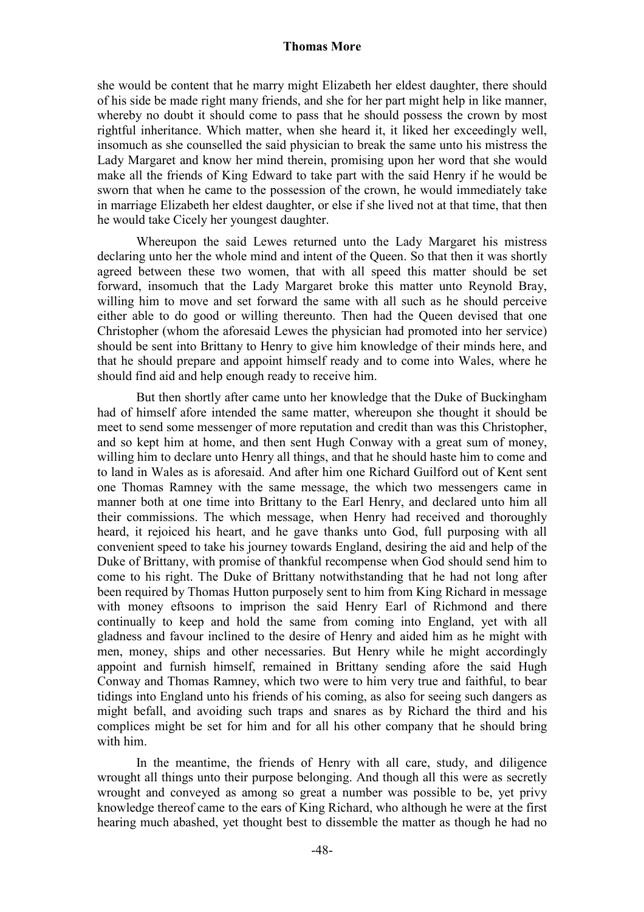she would be content that he marry might Elizabeth her eldest daughter, there should of his side be made right many friends, and she for her part might help in like manner, whereby no doubt it should come to pass that he should possess the crown by most rightful inheritance. Which matter, when she heard it, it liked her exceedingly well, insomuch as she counselled the said physician to break the same unto his mistress the Lady Margaret and know her mind therein, promising upon her word that she would make all the friends of King Edward to take part with the said Henry if he would be sworn that when he came to the possession of the crown, he would immediately take in marriage Elizabeth her eldest daughter, or else if she lived not at that time, that then he would take Cicely her youngest daughter.

Whereupon the said Lewes returned unto the Lady Margaret his mistress declaring unto her the whole mind and intent of the Queen. So that then it was shortly agreed between these two women, that with all speed this matter should be set forward, insomuch that the Lady Margaret broke this matter unto Reynold Bray, willing him to move and set forward the same with all such as he should perceive either able to do good or willing thereunto. Then had the Queen devised that one Christopher (whom the aforesaid Lewes the physician had promoted into her service) should be sent into Brittany to Henry to give him knowledge of their minds here, and that he should prepare and appoint himself ready and to come into Wales, where he should find aid and help enough ready to receive him.

But then shortly after came unto her knowledge that the Duke of Buckingham had of himself afore intended the same matter, whereupon she thought it should be meet to send some messenger of more reputation and credit than was this Christopher, and so kept him at home, and then sent Hugh Conway with a great sum of money, willing him to declare unto Henry all things, and that he should haste him to come and to land in Wales as is aforesaid. And after him one Richard Guilford out of Kent sent one Thomas Ramney with the same message, the which two messengers came in manner both at one time into Brittany to the Earl Henry, and declared unto him all their commissions. The which message, when Henry had received and thoroughly heard, it rejoiced his heart, and he gave thanks unto God, full purposing with all convenient speed to take his journey towards England, desiring the aid and help of the Duke of Brittany, with promise of thankful recompense when God should send him to come to his right. The Duke of Brittany notwithstanding that he had not long after been required by Thomas Hutton purposely sent to him from King Richard in message with money eftsoons to imprison the said Henry Earl of Richmond and there continually to keep and hold the same from coming into England, yet with all gladness and favour inclined to the desire of Henry and aided him as he might with men, money, ships and other necessaries. But Henry while he might accordingly appoint and furnish himself, remained in Brittany sending afore the said Hugh Conway and Thomas Ramney, which two were to him very true and faithful, to bear tidings into England unto his friends of his coming, as also for seeing such dangers as might befall, and avoiding such traps and snares as by Richard the third and his complices might be set for him and for all his other company that he should bring with him.

In the meantime, the friends of Henry with all care, study, and diligence wrought all things unto their purpose belonging. And though all this were as secretly wrought and conveyed as among so great a number was possible to be, yet privy knowledge thereof came to the ears of King Richard, who although he were at the first hearing much abashed, yet thought best to dissemble the matter as though he had no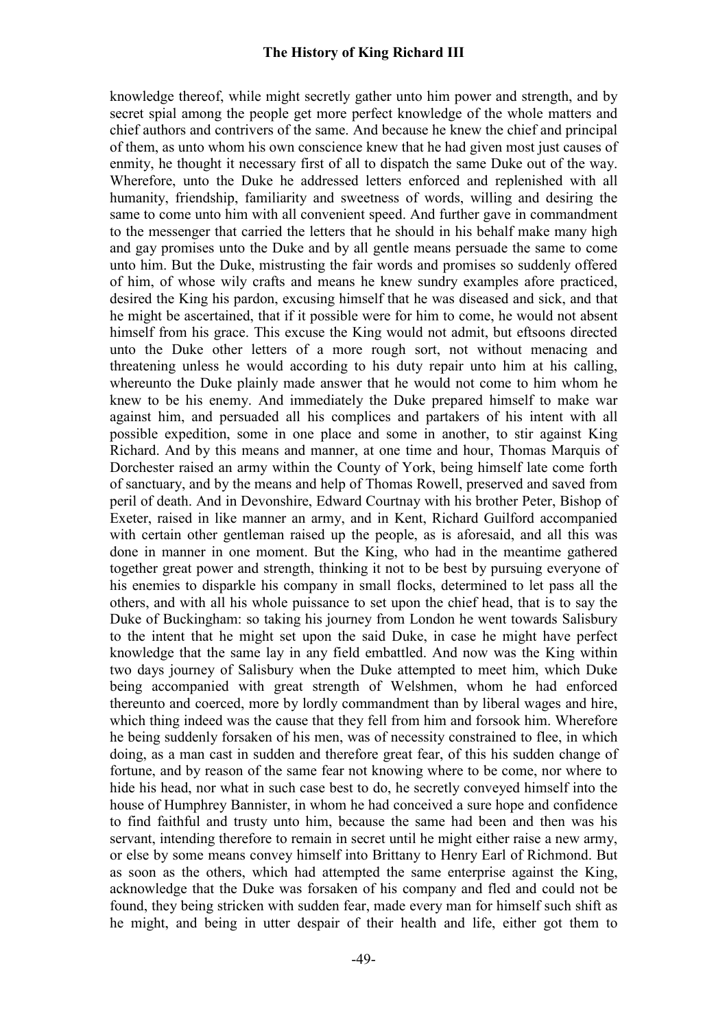knowledge thereof, while might secretly gather unto him power and strength, and by secret spial among the people get more perfect knowledge of the whole matters and chief authors and contrivers of the same. And because he knew the chief and principal of them, as unto whom his own conscience knew that he had given most just causes of enmity, he thought it necessary first of all to dispatch the same Duke out of the way. Wherefore, unto the Duke he addressed letters enforced and replenished with all humanity, friendship, familiarity and sweetness of words, willing and desiring the same to come unto him with all convenient speed. And further gave in commandment to the messenger that carried the letters that he should in his behalf make many high and gay promises unto the Duke and by all gentle means persuade the same to come unto him. But the Duke, mistrusting the fair words and promises so suddenly offered of him, of whose wily crafts and means he knew sundry examples afore practiced, desired the King his pardon, excusing himself that he was diseased and sick, and that he might be ascertained, that if it possible were for him to come, he would not absent himself from his grace. This excuse the King would not admit, but eftsoons directed unto the Duke other letters of a more rough sort, not without menacing and threatening unless he would according to his duty repair unto him at his calling, whereunto the Duke plainly made answer that he would not come to him whom he knew to be his enemy. And immediately the Duke prepared himself to make war against him, and persuaded all his complices and partakers of his intent with all possible expedition, some in one place and some in another, to stir against King Richard. And by this means and manner, at one time and hour, Thomas Marquis of Dorchester raised an army within the County of York, being himself late come forth of sanctuary, and by the means and help of Thomas Rowell, preserved and saved from peril of death. And in Devonshire, Edward Courtnay with his brother Peter, Bishop of Exeter, raised in like manner an army, and in Kent, Richard Guilford accompanied with certain other gentleman raised up the people, as is aforesaid, and all this was done in manner in one moment. But the King, who had in the meantime gathered together great power and strength, thinking it not to be best by pursuing everyone of his enemies to disparkle his company in small flocks, determined to let pass all the others, and with all his whole puissance to set upon the chief head, that is to say the Duke of Buckingham: so taking his journey from London he went towards Salisbury to the intent that he might set upon the said Duke, in case he might have perfect knowledge that the same lay in any field embattled. And now was the King within two days journey of Salisbury when the Duke attempted to meet him, which Duke being accompanied with great strength of Welshmen, whom he had enforced thereunto and coerced, more by lordly commandment than by liberal wages and hire, which thing indeed was the cause that they fell from him and forsook him. Wherefore he being suddenly forsaken of his men, was of necessity constrained to flee, in which doing, as a man cast in sudden and therefore great fear, of this his sudden change of fortune, and by reason of the same fear not knowing where to be come, nor where to hide his head, nor what in such case best to do, he secretly conveyed himself into the house of Humphrey Bannister, in whom he had conceived a sure hope and confidence to find faithful and trusty unto him, because the same had been and then was his servant, intending therefore to remain in secret until he might either raise a new army, or else by some means convey himself into Brittany to Henry Earl of Richmond. But as soon as the others, which had attempted the same enterprise against the King, acknowledge that the Duke was forsaken of his company and fled and could not be found, they being stricken with sudden fear, made every man for himself such shift as he might, and being in utter despair of their health and life, either got them to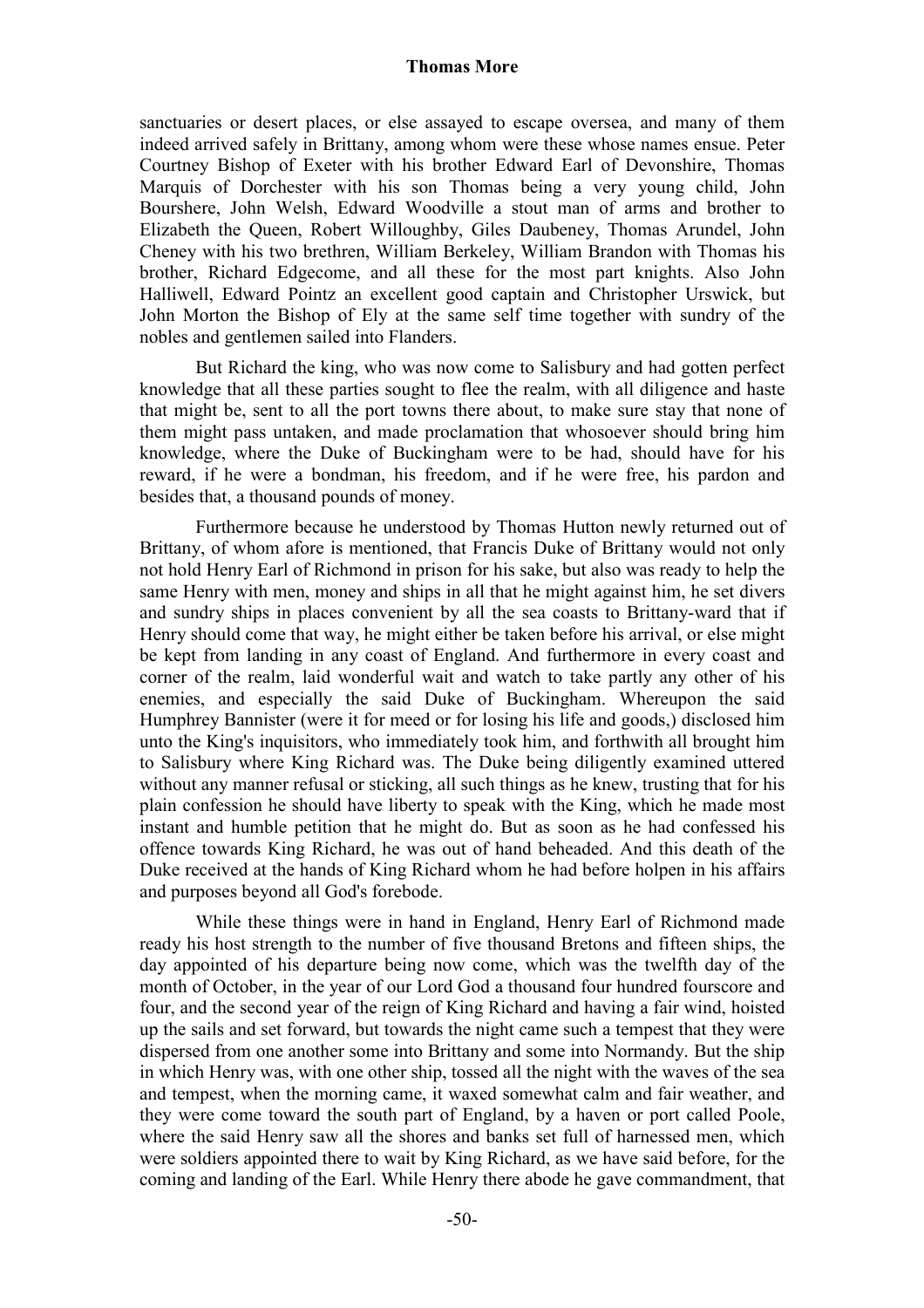sanctuaries or desert places, or else assayed to escape oversea, and many of them indeed arrived safely in Brittany, among whom were these whose names ensue. Peter Courtney Bishop of Exeter with his brother Edward Earl of Devonshire, Thomas Marquis of Dorchester with his son Thomas being a very young child, John Bourshere, John Welsh, Edward Woodville a stout man of arms and brother to Elizabeth the Queen, Robert Willoughby, Giles Daubeney, Thomas Arundel, John Cheney with his two brethren, William Berkeley, William Brandon with Thomas his brother, Richard Edgecome, and all these for the most part knights. Also John Halliwell, Edward Pointz an excellent good captain and Christopher Urswick, but John Morton the Bishop of Ely at the same self time together with sundry of the nobles and gentlemen sailed into Flanders.

But Richard the king, who was now come to Salisbury and had gotten perfect knowledge that all these parties sought to flee the realm, with all diligence and haste that might be, sent to all the port towns there about, to make sure stay that none of them might pass untaken, and made proclamation that whosoever should bring him knowledge, where the Duke of Buckingham were to be had, should have for his reward, if he were a bondman, his freedom, and if he were free, his pardon and besides that, a thousand pounds of money.

Furthermore because he understood by Thomas Hutton newly returned out of Brittany, of whom afore is mentioned, that Francis Duke of Brittany would not only not hold Henry Earl of Richmond in prison for his sake, but also was ready to help the same Henry with men, money and ships in all that he might against him, he set divers and sundry ships in places convenient by all the sea coasts to Brittany-ward that if Henry should come that way, he might either be taken before his arrival, or else might be kept from landing in any coast of England. And furthermore in every coast and corner of the realm, laid wonderful wait and watch to take partly any other of his enemies, and especially the said Duke of Buckingham. Whereupon the said Humphrey Bannister (were it for meed or for losing his life and goods,) disclosed him unto the King's inquisitors, who immediately took him, and forthwith all brought him to Salisbury where King Richard was. The Duke being diligently examined uttered without any manner refusal or sticking, all such things as he knew, trusting that for his plain confession he should have liberty to speak with the King, which he made most instant and humble petition that he might do. But as soon as he had confessed his offence towards King Richard, he was out of hand beheaded. And this death of the Duke received at the hands of King Richard whom he had before holpen in his affairs and purposes beyond all God's forebode.

While these things were in hand in England, Henry Earl of Richmond made ready his host strength to the number of five thousand Bretons and fifteen ships, the day appointed of his departure being now come, which was the twelfth day of the month of October, in the year of our Lord God a thousand four hundred fourscore and four, and the second year of the reign of King Richard and having a fair wind, hoisted up the sails and set forward, but towards the night came such a tempest that they were dispersed from one another some into Brittany and some into Normandy. But the ship in which Henry was, with one other ship, tossed all the night with the waves of the sea and tempest, when the morning came, it waxed somewhat calm and fair weather, and they were come toward the south part of England, by a haven or port called Poole, where the said Henry saw all the shores and banks set full of harnessed men, which were soldiers appointed there to wait by King Richard, as we have said before, for the coming and landing of the Earl. While Henry there abode he gave commandment, that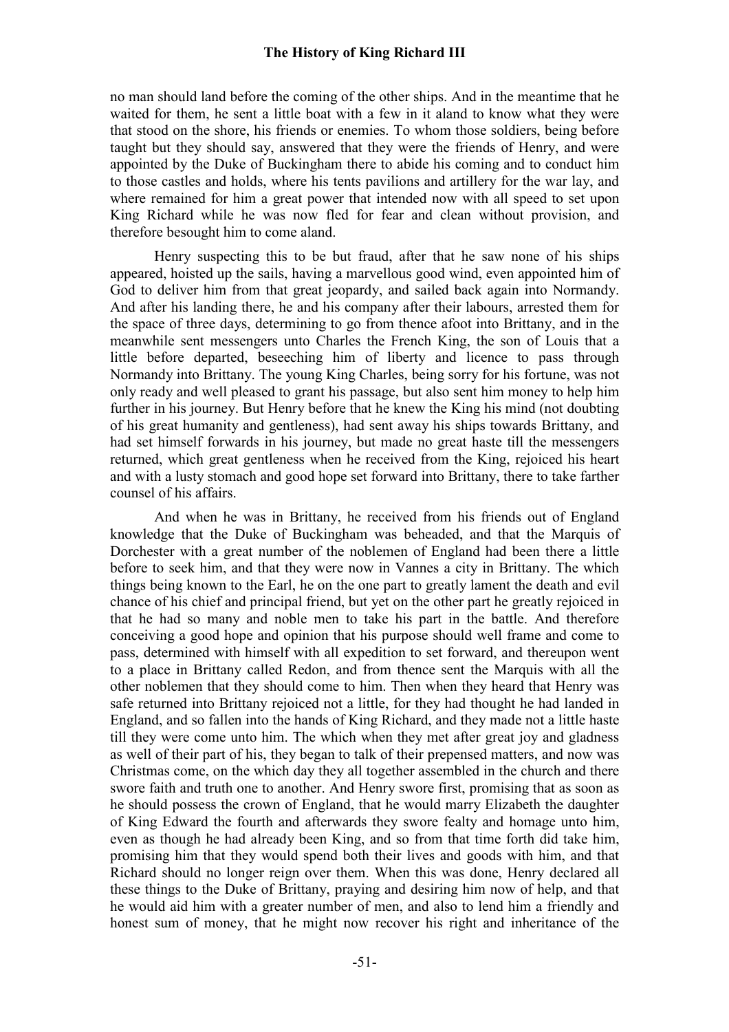no man should land before the coming of the other ships. And in the meantime that he waited for them, he sent a little boat with a few in it aland to know what they were that stood on the shore, his friends or enemies. To whom those soldiers, being before taught but they should say, answered that they were the friends of Henry, and were appointed by the Duke of Buckingham there to abide his coming and to conduct him to those castles and holds, where his tents pavilions and artillery for the war lay, and where remained for him a great power that intended now with all speed to set upon King Richard while he was now fled for fear and clean without provision, and therefore besought him to come aland.

Henry suspecting this to be but fraud, after that he saw none of his ships appeared, hoisted up the sails, having a marvellous good wind, even appointed him of God to deliver him from that great jeopardy, and sailed back again into Normandy. And after his landing there, he and his company after their labours, arrested them for the space of three days, determining to go from thence afoot into Brittany, and in the meanwhile sent messengers unto Charles the French King, the son of Louis that a little before departed, beseeching him of liberty and licence to pass through Normandy into Brittany. The young King Charles, being sorry for his fortune, was not only ready and well pleased to grant his passage, but also sent him money to help him further in his journey. But Henry before that he knew the King his mind (not doubting of his great humanity and gentleness), had sent away his ships towards Brittany, and had set himself forwards in his journey, but made no great haste till the messengers returned, which great gentleness when he received from the King, rejoiced his heart and with a lusty stomach and good hope set forward into Brittany, there to take farther counsel of his affairs.

And when he was in Brittany, he received from his friends out of England knowledge that the Duke of Buckingham was beheaded, and that the Marquis of Dorchester with a great number of the noblemen of England had been there a little before to seek him, and that they were now in Vannes a city in Brittany. The which things being known to the Earl, he on the one part to greatly lament the death and evil chance of his chief and principal friend, but yet on the other part he greatly rejoiced in that he had so many and noble men to take his part in the battle. And therefore conceiving a good hope and opinion that his purpose should well frame and come to pass, determined with himself with all expedition to set forward, and thereupon went to a place in Brittany called Redon, and from thence sent the Marquis with all the other noblemen that they should come to him. Then when they heard that Henry was safe returned into Brittany rejoiced not a little, for they had thought he had landed in England, and so fallen into the hands of King Richard, and they made not a little haste till they were come unto him. The which when they met after great joy and gladness as well of their part of his, they began to talk of their prepensed matters, and now was Christmas come, on the which day they all together assembled in the church and there swore faith and truth one to another. And Henry swore first, promising that as soon as he should possess the crown of England, that he would marry Elizabeth the daughter of King Edward the fourth and afterwards they swore fealty and homage unto him, even as though he had already been King, and so from that time forth did take him, promising him that they would spend both their lives and goods with him, and that Richard should no longer reign over them. When this was done, Henry declared all these things to the Duke of Brittany, praying and desiring him now of help, and that he would aid him with a greater number of men, and also to lend him a friendly and honest sum of money, that he might now recover his right and inheritance of the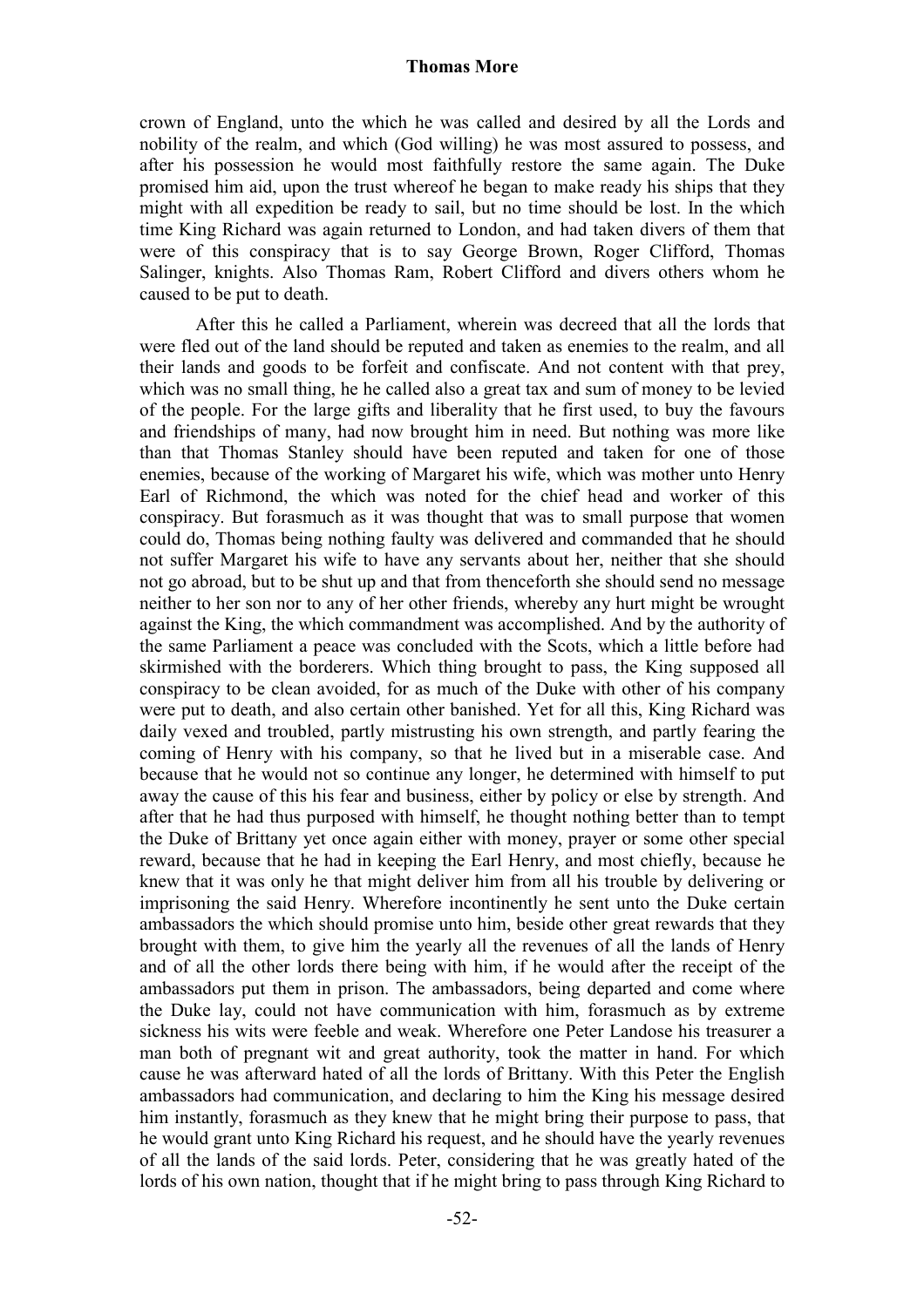crown of England, unto the which he was called and desired by all the Lords and nobility of the realm, and which (God willing) he was most assured to possess, and after his possession he would most faithfully restore the same again. The Duke promised him aid, upon the trust whereof he began to make ready his ships that they might with all expedition be ready to sail, but no time should be lost. In the which time King Richard was again returned to London, and had taken divers of them that were of this conspiracy that is to say George Brown, Roger Clifford, Thomas Salinger, knights. Also Thomas Ram, Robert Clifford and divers others whom he caused to be put to death.

After this he called a Parliament, wherein was decreed that all the lords that were fled out of the land should be reputed and taken as enemies to the realm, and all their lands and goods to be forfeit and confiscate. And not content with that prey, which was no small thing, he he called also a great tax and sum of money to be levied of the people. For the large gifts and liberality that he first used, to buy the favours and friendships of many, had now brought him in need. But nothing was more like than that Thomas Stanley should have been reputed and taken for one of those enemies, because of the working of Margaret his wife, which was mother unto Henry Earl of Richmond, the which was noted for the chief head and worker of this conspiracy. But forasmuch as it was thought that was to small purpose that women could do, Thomas being nothing faulty was delivered and commanded that he should not suffer Margaret his wife to have any servants about her, neither that she should not go abroad, but to be shut up and that from thenceforth she should send no message neither to her son nor to any of her other friends, whereby any hurt might be wrought against the King, the which commandment was accomplished. And by the authority of the same Parliament a peace was concluded with the Scots, which a little before had skirmished with the borderers. Which thing brought to pass, the King supposed all conspiracy to be clean avoided, for as much of the Duke with other of his company were put to death, and also certain other banished. Yet for all this, King Richard was daily vexed and troubled, partly mistrusting his own strength, and partly fearing the coming of Henry with his company, so that he lived but in a miserable case. And because that he would not so continue any longer, he determined with himself to put away the cause of this his fear and business, either by policy or else by strength. And after that he had thus purposed with himself, he thought nothing better than to tempt the Duke of Brittany yet once again either with money, prayer or some other special reward, because that he had in keeping the Earl Henry, and most chiefly, because he knew that it was only he that might deliver him from all his trouble by delivering or imprisoning the said Henry. Wherefore incontinently he sent unto the Duke certain ambassadors the which should promise unto him, beside other great rewards that they brought with them, to give him the yearly all the revenues of all the lands of Henry and of all the other lords there being with him, if he would after the receipt of the ambassadors put them in prison. The ambassadors, being departed and come where the Duke lay, could not have communication with him, forasmuch as by extreme sickness his wits were feeble and weak. Wherefore one Peter Landose his treasurer a man both of pregnant wit and great authority, took the matter in hand. For which cause he was afterward hated of all the lords of Brittany. With this Peter the English ambassadors had communication, and declaring to him the King his message desired him instantly, forasmuch as they knew that he might bring their purpose to pass, that he would grant unto King Richard his request, and he should have the yearly revenues of all the lands of the said lords. Peter, considering that he was greatly hated of the lords of his own nation, thought that if he might bring to pass through King Richard to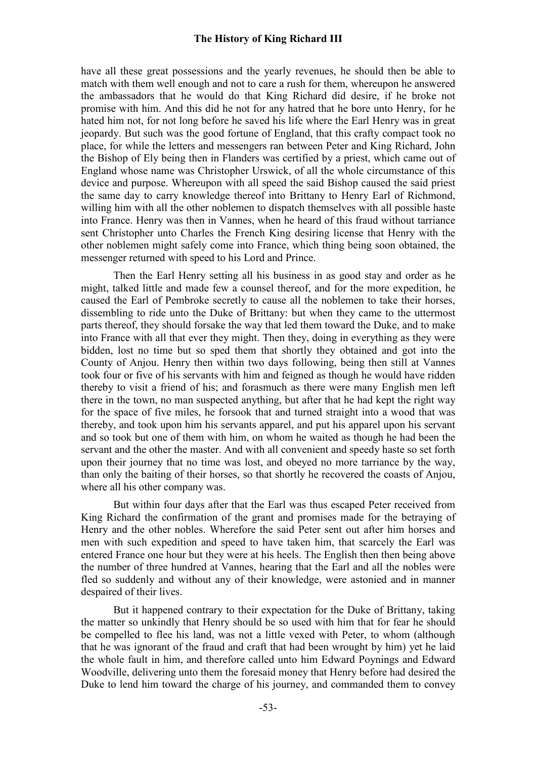have all these great possessions and the yearly revenues, he should then be able to match with them well enough and not to care a rush for them, whereupon he answered the ambassadors that he would do that King Richard did desire, if he broke not promise with him. And this did he not for any hatred that he bore unto Henry, for he hated him not, for not long before he saved his life where the Earl Henry was in great jeopardy. But such was the good fortune of England, that this crafty compact took no place, for while the letters and messengers ran between Peter and King Richard, John the Bishop of Ely being then in Flanders was certified by a priest, which came out of England whose name was Christopher Urswick, of all the whole circumstance of this device and purpose. Whereupon with all speed the said Bishop caused the said priest the same day to carry knowledge thereof into Brittany to Henry Earl of Richmond, willing him with all the other noblemen to dispatch themselves with all possible haste into France. Henry was then in Vannes, when he heard of this fraud without tarriance sent Christopher unto Charles the French King desiring license that Henry with the other noblemen might safely come into France, which thing being soon obtained, the messenger returned with speed to his Lord and Prince.

Then the Earl Henry setting all his business in as good stay and order as he might, talked little and made few a counsel thereof, and for the more expedition, he caused the Earl of Pembroke secretly to cause all the noblemen to take their horses, dissembling to ride unto the Duke of Brittany: but when they came to the uttermost parts thereof, they should forsake the way that led them toward the Duke, and to make into France with all that ever they might. Then they, doing in everything as they were bidden, lost no time but so sped them that shortly they obtained and got into the County of Anjou. Henry then within two days following, being then still at Vannes took four or five of his servants with him and feigned as though he would have ridden thereby to visit a friend of his; and forasmuch as there were many English men left there in the town, no man suspected anything, but after that he had kept the right way for the space of five miles, he forsook that and turned straight into a wood that was thereby, and took upon him his servants apparel, and put his apparel upon his servant and so took but one of them with him, on whom he waited as though he had been the servant and the other the master. And with all convenient and speedy haste so set forth upon their journey that no time was lost, and obeyed no more tarriance by the way, than only the baiting of their horses, so that shortly he recovered the coasts of Anjou, where all his other company was.

But within four days after that the Earl was thus escaped Peter received from King Richard the confirmation of the grant and promises made for the betraying of Henry and the other nobles. Wherefore the said Peter sent out after him horses and men with such expedition and speed to have taken him, that scarcely the Earl was entered France one hour but they were at his heels. The English then then being above the number of three hundred at Vannes, hearing that the Earl and all the nobles were fled so suddenly and without any of their knowledge, were astonied and in manner despaired of their lives.

But it happened contrary to their expectation for the Duke of Brittany, taking the matter so unkindly that Henry should be so used with him that for fear he should be compelled to flee his land, was not a little vexed with Peter, to whom (although that he was ignorant of the fraud and craft that had been wrought by him) yet he laid the whole fault in him, and therefore called unto him Edward Poynings and Edward Woodville, delivering unto them the foresaid money that Henry before had desired the Duke to lend him toward the charge of his journey, and commanded them to convey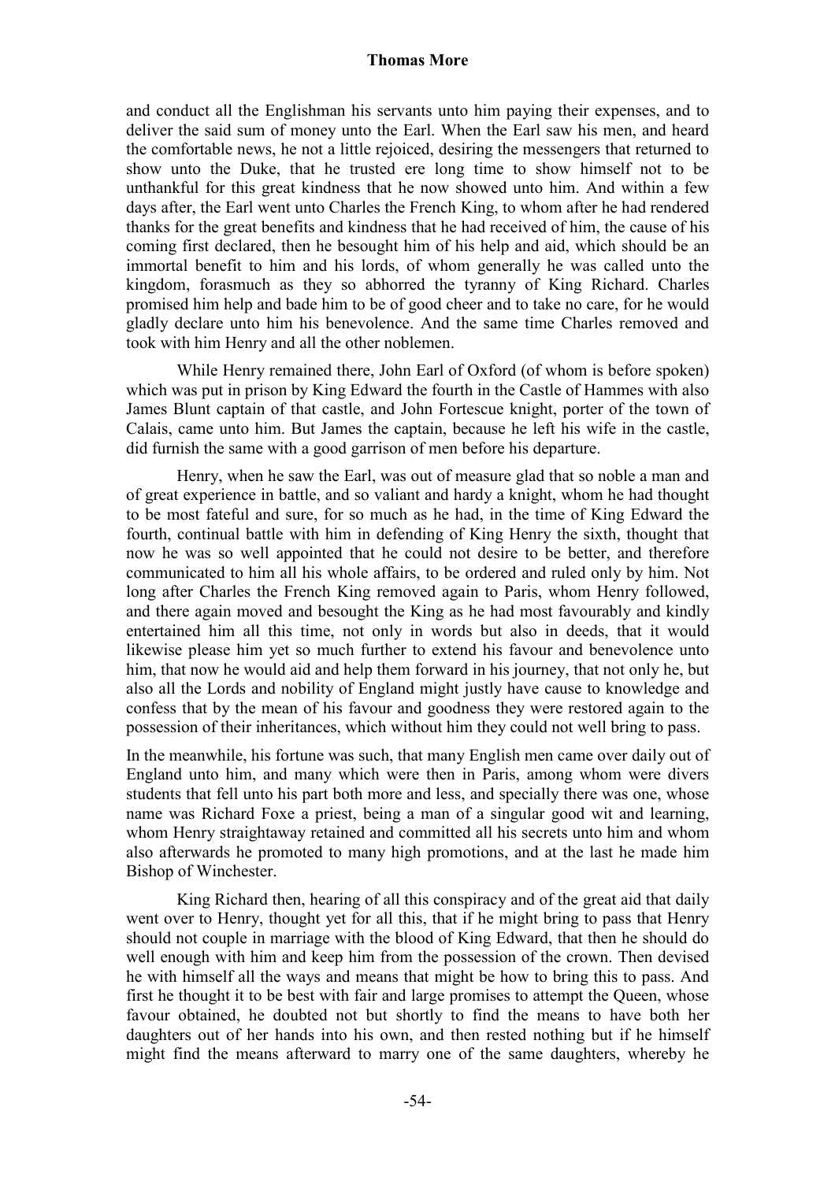and conduct all the Englishman his servants unto him paying their expenses, and to deliver the said sum of money unto the Earl. When the Earl saw his men, and heard the comfortable news, he not a little rejoiced, desiring the messengers that returned to show unto the Duke, that he trusted ere long time to show himself not to be unthankful for this great kindness that he now showed unto him. And within a few days after, the Earl went unto Charles the French King, to whom after he had rendered thanks for the great benefits and kindness that he had received of him, the cause of his coming first declared, then he besought him of his help and aid, which should be an immortal benefit to him and his lords, of whom generally he was called unto the kingdom, forasmuch as they so abhorred the tyranny of King Richard. Charles promised him help and bade him to be of good cheer and to take no care, for he would gladly declare unto him his benevolence. And the same time Charles removed and took with him Henry and all the other noblemen.

While Henry remained there, John Earl of Oxford (of whom is before spoken) which was put in prison by King Edward the fourth in the Castle of Hammes with also James Blunt captain of that castle, and John Fortescue knight, porter of the town of Calais, came unto him. But James the captain, because he left his wife in the castle, did furnish the same with a good garrison of men before his departure.

Henry, when he saw the Earl, was out of measure glad that so noble a man and of great experience in battle, and so valiant and hardy a knight, whom he had thought to be most fateful and sure, for so much as he had, in the time of King Edward the fourth, continual battle with him in defending of King Henry the sixth, thought that now he was so well appointed that he could not desire to be better, and therefore communicated to him all his whole affairs, to be ordered and ruled only by him. Not long after Charles the French King removed again to Paris, whom Henry followed, and there again moved and besought the King as he had most favourably and kindly entertained him all this time, not only in words but also in deeds, that it would likewise please him yet so much further to extend his favour and benevolence unto him, that now he would aid and help them forward in his journey, that not only he, but also all the Lords and nobility of England might justly have cause to knowledge and confess that by the mean of his favour and goodness they were restored again to the possession of their inheritances, which without him they could not well bring to pass.

In the meanwhile, his fortune was such, that many English men came over daily out of England unto him, and many which were then in Paris, among whom were divers students that fell unto his part both more and less, and specially there was one, whose name was Richard Foxe a priest, being a man of a singular good wit and learning, whom Henry straightaway retained and committed all his secrets unto him and whom also afterwards he promoted to many high promotions, and at the last he made him Bishop of Winchester.

King Richard then, hearing of all this conspiracy and of the great aid that daily went over to Henry, thought yet for all this, that if he might bring to pass that Henry should not couple in marriage with the blood of King Edward, that then he should do well enough with him and keep him from the possession of the crown. Then devised he with himself all the ways and means that might be how to bring this to pass. And first he thought it to be best with fair and large promises to attempt the Queen, whose favour obtained, he doubted not but shortly to find the means to have both her daughters out of her hands into his own, and then rested nothing but if he himself might find the means afterward to marry one of the same daughters, whereby he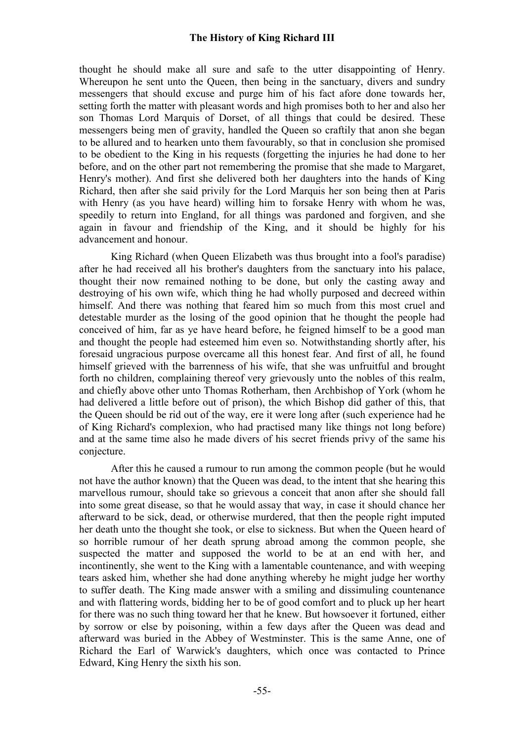thought he should make all sure and safe to the utter disappointing of Henry. Whereupon he sent unto the Queen, then being in the sanctuary, divers and sundry messengers that should excuse and purge him of his fact afore done towards her, setting forth the matter with pleasant words and high promises both to her and also her son Thomas Lord Marquis of Dorset, of all things that could be desired. These messengers being men of gravity, handled the Queen so craftily that anon she began to be allured and to hearken unto them favourably, so that in conclusion she promised to be obedient to the King in his requests (forgetting the injuries he had done to her before, and on the other part not remembering the promise that she made to Margaret, Henry's mother). And first she delivered both her daughters into the hands of King Richard, then after she said privily for the Lord Marquis her son being then at Paris with Henry (as you have heard) willing him to forsake Henry with whom he was, speedily to return into England, for all things was pardoned and forgiven, and she again in favour and friendship of the King, and it should be highly for his advancement and honour.

King Richard (when Queen Elizabeth was thus brought into a fool's paradise) after he had received all his brother's daughters from the sanctuary into his palace, thought their now remained nothing to be done, but only the casting away and destroying of his own wife, which thing he had wholly purposed and decreed within himself. And there was nothing that feared him so much from this most cruel and detestable murder as the losing of the good opinion that he thought the people had conceived of him, far as ye have heard before, he feigned himself to be a good man and thought the people had esteemed him even so. Notwithstanding shortly after, his foresaid ungracious purpose overcame all this honest fear. And first of all, he found himself grieved with the barrenness of his wife, that she was unfruitful and brought forth no children, complaining thereof very grievously unto the nobles of this realm, and chiefly above other unto Thomas Rotherham, then Archbishop of York (whom he had delivered a little before out of prison), the which Bishop did gather of this, that the Queen should be rid out of the way, ere it were long after (such experience had he of King Richard's complexion, who had practised many like things not long before) and at the same time also he made divers of his secret friends privy of the same his conjecture.

After this he caused a rumour to run among the common people (but he would not have the author known) that the Queen was dead, to the intent that she hearing this marvellous rumour, should take so grievous a conceit that anon after she should fall into some great disease, so that he would assay that way, in case it should chance her afterward to be sick, dead, or otherwise murdered, that then the people right imputed her death unto the thought she took, or else to sickness. But when the Queen heard of so horrible rumour of her death sprung abroad among the common people, she suspected the matter and supposed the world to be at an end with her, and incontinently, she went to the King with a lamentable countenance, and with weeping tears asked him, whether she had done anything whereby he might judge her worthy to suffer death. The King made answer with a smiling and dissimuling countenance and with flattering words, bidding her to be of good comfort and to pluck up her heart for there was no such thing toward her that he knew. But howsoever it fortuned, either by sorrow or else by poisoning, within a few days after the Queen was dead and afterward was buried in the Abbey of Westminster. This is the same Anne, one of Richard the Earl of Warwick's daughters, which once was contacted to Prince Edward, King Henry the sixth his son.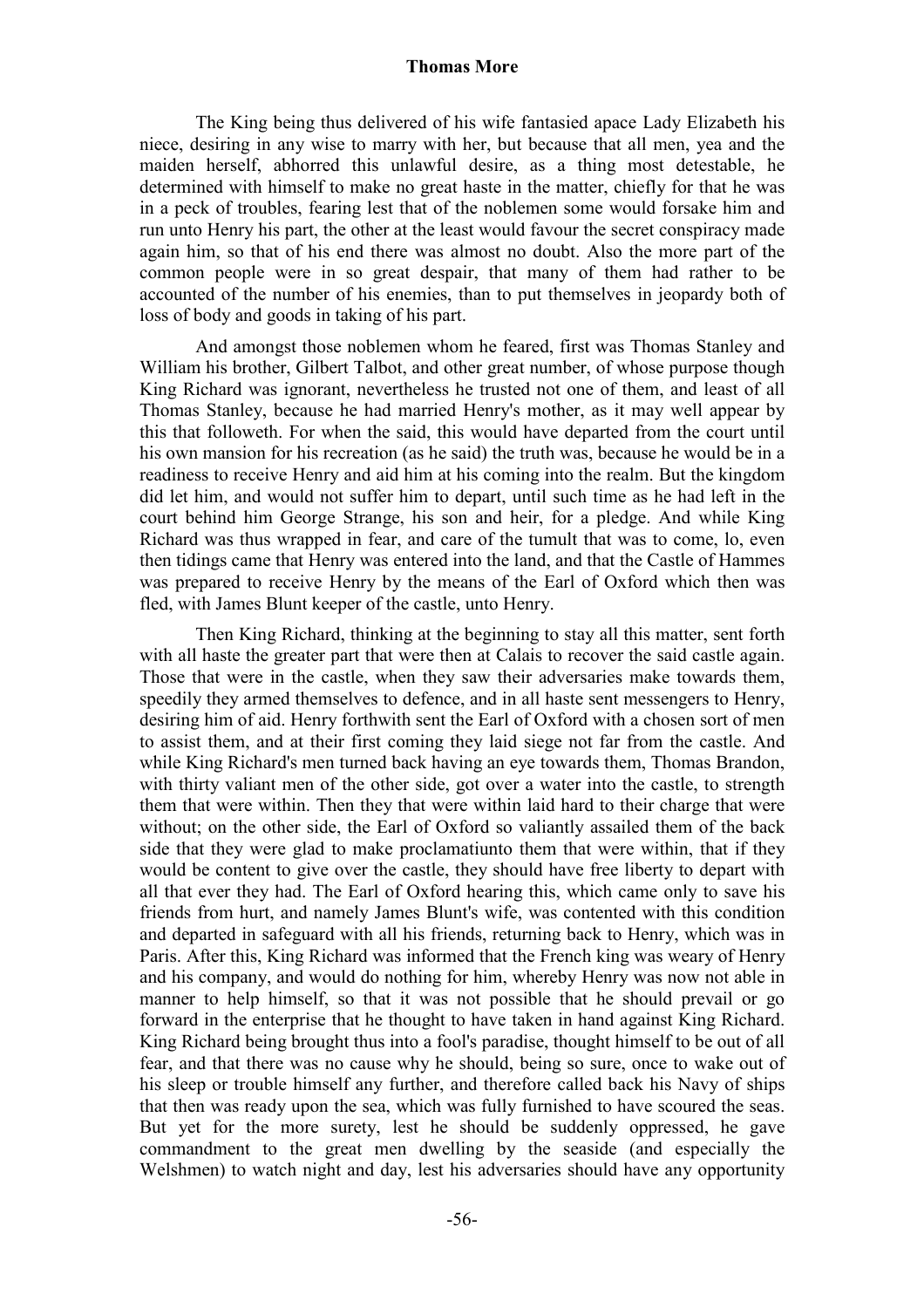The King being thus delivered of his wife fantasied apace Lady Elizabeth his niece, desiring in any wise to marry with her, but because that all men, yea and the maiden herself, abhorred this unlawful desire, as a thing most detestable, he determined with himself to make no great haste in the matter, chiefly for that he was in a peck of troubles, fearing lest that of the noblemen some would forsake him and run unto Henry his part, the other at the least would favour the secret conspiracy made again him, so that of his end there was almost no doubt. Also the more part of the common people were in so great despair, that many of them had rather to be accounted of the number of his enemies, than to put themselves in jeopardy both of loss of body and goods in taking of his part.

And amongst those noblemen whom he feared, first was Thomas Stanley and William his brother, Gilbert Talbot, and other great number, of whose purpose though King Richard was ignorant, nevertheless he trusted not one of them, and least of all Thomas Stanley, because he had married Henry's mother, as it may well appear by this that followeth. For when the said, this would have departed from the court until his own mansion for his recreation (as he said) the truth was, because he would be in a readiness to receive Henry and aid him at his coming into the realm. But the kingdom did let him, and would not suffer him to depart, until such time as he had left in the court behind him George Strange, his son and heir, for a pledge. And while King Richard was thus wrapped in fear, and care of the tumult that was to come, lo, even then tidings came that Henry was entered into the land, and that the Castle of Hammes was prepared to receive Henry by the means of the Earl of Oxford which then was fled, with James Blunt keeper of the castle, unto Henry.

Then King Richard, thinking at the beginning to stay all this matter, sent forth with all haste the greater part that were then at Calais to recover the said castle again. Those that were in the castle, when they saw their adversaries make towards them, speedily they armed themselves to defence, and in all haste sent messengers to Henry, desiring him of aid. Henry forthwith sent the Earl of Oxford with a chosen sort of men to assist them, and at their first coming they laid siege not far from the castle. And while King Richard's men turned back having an eye towards them, Thomas Brandon, with thirty valiant men of the other side, got over a water into the castle, to strength them that were within. Then they that were within laid hard to their charge that were without; on the other side, the Earl of Oxford so valiantly assailed them of the back side that they were glad to make proclamatiunto them that were within, that if they would be content to give over the castle, they should have free liberty to depart with all that ever they had. The Earl of Oxford hearing this, which came only to save his friends from hurt, and namely James Blunt's wife, was contented with this condition and departed in safeguard with all his friends, returning back to Henry, which was in Paris. After this, King Richard was informed that the French king was weary of Henry and his company, and would do nothing for him, whereby Henry was now not able in manner to help himself, so that it was not possible that he should prevail or go forward in the enterprise that he thought to have taken in hand against King Richard. King Richard being brought thus into a fool's paradise, thought himself to be out of all fear, and that there was no cause why he should, being so sure, once to wake out of his sleep or trouble himself any further, and therefore called back his Navy of ships that then was ready upon the sea, which was fully furnished to have scoured the seas. But yet for the more surety, lest he should be suddenly oppressed, he gave commandment to the great men dwelling by the seaside (and especially the Welshmen) to watch night and day, lest his adversaries should have any opportunity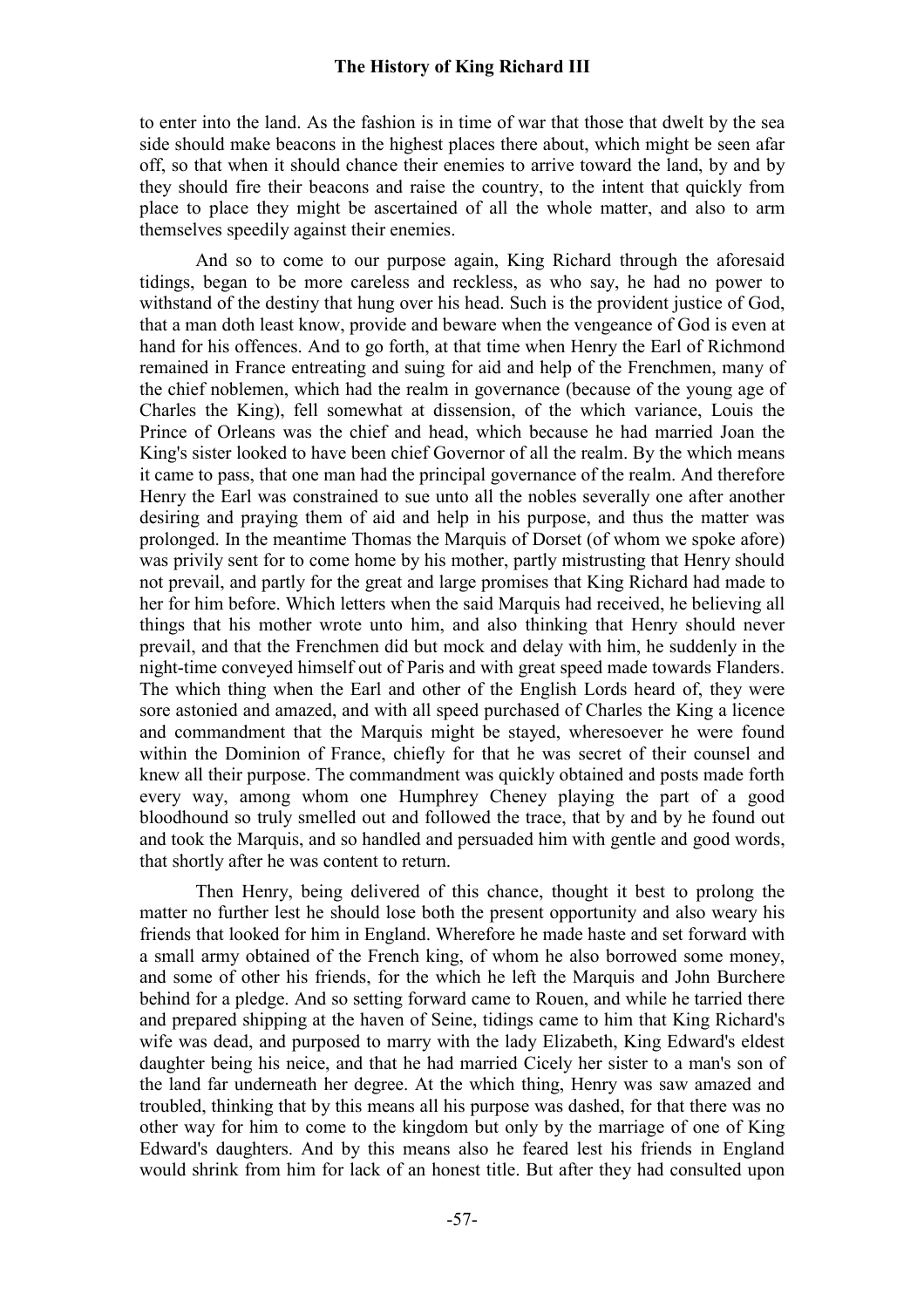to enter into the land. As the fashion is in time of war that those that dwelt by the sea side should make beacons in the highest places there about, which might be seen afar off, so that when it should chance their enemies to arrive toward the land, by and by they should fire their beacons and raise the country, to the intent that quickly from place to place they might be ascertained of all the whole matter, and also to arm themselves speedily against their enemies.

And so to come to our purpose again, King Richard through the aforesaid tidings, began to be more careless and reckless, as who say, he had no power to withstand of the destiny that hung over his head. Such is the provident justice of God, that a man doth least know, provide and beware when the vengeance of God is even at hand for his offences. And to go forth, at that time when Henry the Earl of Richmond remained in France entreating and suing for aid and help of the Frenchmen, many of the chief noblemen, which had the realm in governance (because of the young age of Charles the King), fell somewhat at dissension, of the which variance, Louis the Prince of Orleans was the chief and head, which because he had married Joan the King's sister looked to have been chief Governor of all the realm. By the which means it came to pass, that one man had the principal governance of the realm. And therefore Henry the Earl was constrained to sue unto all the nobles severally one after another desiring and praying them of aid and help in his purpose, and thus the matter was prolonged. In the meantime Thomas the Marquis of Dorset (of whom we spoke afore) was privily sent for to come home by his mother, partly mistrusting that Henry should not prevail, and partly for the great and large promises that King Richard had made to her for him before. Which letters when the said Marquis had received, he believing all things that his mother wrote unto him, and also thinking that Henry should never prevail, and that the Frenchmen did but mock and delay with him, he suddenly in the night-time conveyed himself out of Paris and with great speed made towards Flanders. The which thing when the Earl and other of the English Lords heard of, they were sore astonied and amazed, and with all speed purchased of Charles the King a licence and commandment that the Marquis might be stayed, wheresoever he were found within the Dominion of France, chiefly for that he was secret of their counsel and knew all their purpose. The commandment was quickly obtained and posts made forth every way, among whom one Humphrey Cheney playing the part of a good bloodhound so truly smelled out and followed the trace, that by and by he found out and took the Marquis, and so handled and persuaded him with gentle and good words, that shortly after he was content to return.

Then Henry, being delivered of this chance, thought it best to prolong the matter no further lest he should lose both the present opportunity and also weary his friends that looked for him in England. Wherefore he made haste and set forward with a small army obtained of the French king, of whom he also borrowed some money, and some of other his friends, for the which he left the Marquis and John Burchere behind for a pledge. And so setting forward came to Rouen, and while he tarried there and prepared shipping at the haven of Seine, tidings came to him that King Richard's wife was dead, and purposed to marry with the lady Elizabeth, King Edward's eldest daughter being his neice, and that he had married Cicely her sister to a man's son of the land far underneath her degree. At the which thing, Henry was saw amazed and troubled, thinking that by this means all his purpose was dashed, for that there was no other way for him to come to the kingdom but only by the marriage of one of King Edward's daughters. And by this means also he feared lest his friends in England would shrink from him for lack of an honest title. But after they had consulted upon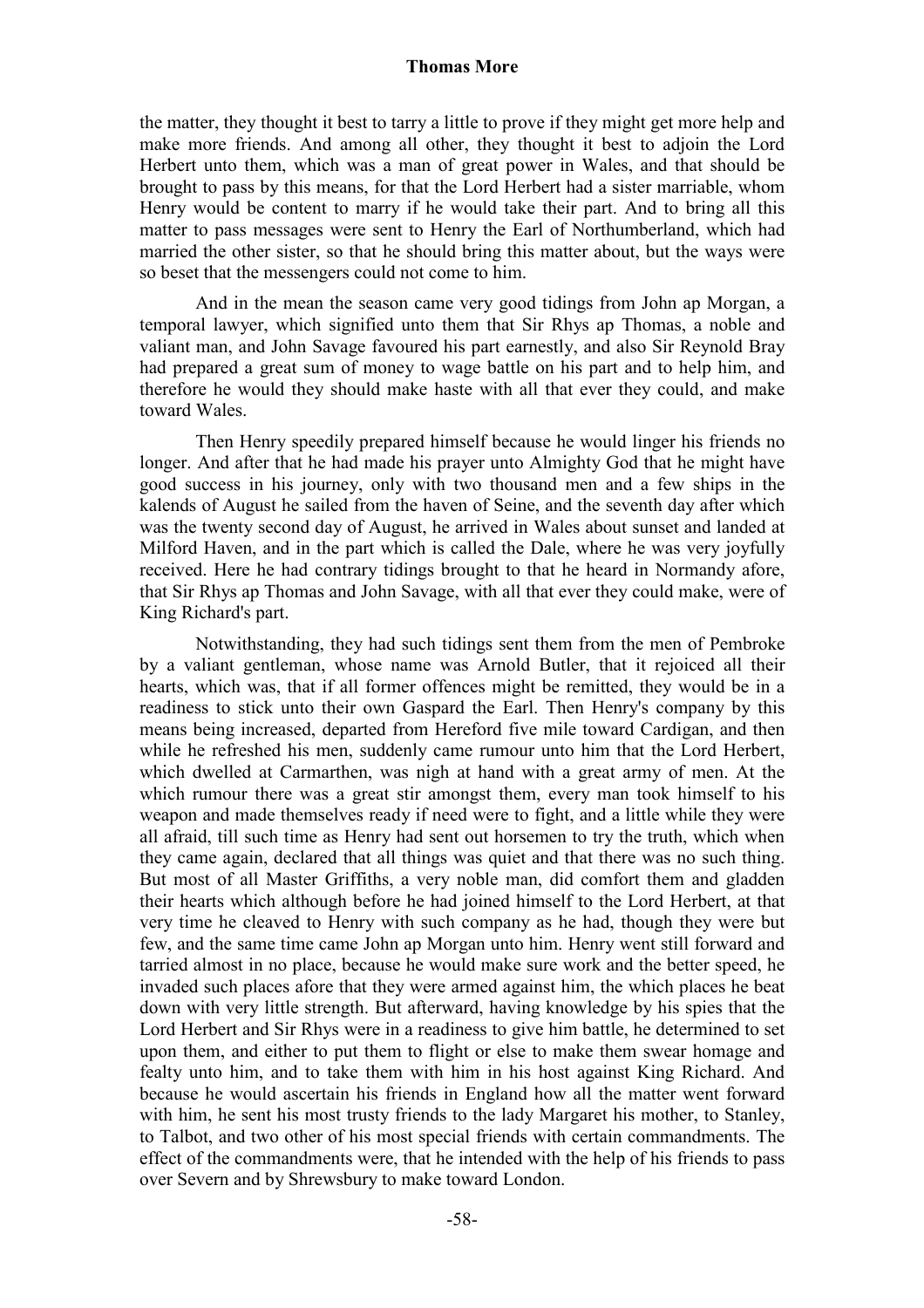the matter, they thought it best to tarry a little to prove if they might get more help and make more friends. And among all other, they thought it best to adjoin the Lord Herbert unto them, which was a man of great power in Wales, and that should be brought to pass by this means, for that the Lord Herbert had a sister marriable, whom Henry would be content to marry if he would take their part. And to bring all this matter to pass messages were sent to Henry the Earl of Northumberland, which had married the other sister, so that he should bring this matter about, but the ways were so beset that the messengers could not come to him.

And in the mean the season came very good tidings from John ap Morgan, a temporal lawyer, which signified unto them that Sir Rhys ap Thomas, a noble and valiant man, and John Savage favoured his part earnestly, and also Sir Reynold Bray had prepared a great sum of money to wage battle on his part and to help him, and therefore he would they should make haste with all that ever they could, and make toward Wales.

Then Henry speedily prepared himself because he would linger his friends no longer. And after that he had made his prayer unto Almighty God that he might have good success in his journey, only with two thousand men and a few ships in the kalends of August he sailed from the haven of Seine, and the seventh day after which was the twenty second day of August, he arrived in Wales about sunset and landed at Milford Haven, and in the part which is called the Dale, where he was very joyfully received. Here he had contrary tidings brought to that he heard in Normandy afore, that Sir Rhys ap Thomas and John Savage, with all that ever they could make, were of King Richard's part.

Notwithstanding, they had such tidings sent them from the men of Pembroke by a valiant gentleman, whose name was Arnold Butler, that it rejoiced all their hearts, which was, that if all former offences might be remitted, they would be in a readiness to stick unto their own Gaspard the Earl. Then Henry's company by this means being increased, departed from Hereford five mile toward Cardigan, and then while he refreshed his men, suddenly came rumour unto him that the Lord Herbert, which dwelled at Carmarthen, was nigh at hand with a great army of men. At the which rumour there was a great stir amongst them, every man took himself to his weapon and made themselves ready if need were to fight, and a little while they were all afraid, till such time as Henry had sent out horsemen to try the truth, which when they came again, declared that all things was quiet and that there was no such thing. But most of all Master Griffiths, a very noble man, did comfort them and gladden their hearts which although before he had joined himself to the Lord Herbert, at that very time he cleaved to Henry with such company as he had, though they were but few, and the same time came John ap Morgan unto him. Henry went still forward and tarried almost in no place, because he would make sure work and the better speed, he invaded such places afore that they were armed against him, the which places he beat down with very little strength. But afterward, having knowledge by his spies that the Lord Herbert and Sir Rhys were in a readiness to give him battle, he determined to set upon them, and either to put them to flight or else to make them swear homage and fealty unto him, and to take them with him in his host against King Richard. And because he would ascertain his friends in England how all the matter went forward with him, he sent his most trusty friends to the lady Margaret his mother, to Stanley, to Talbot, and two other of his most special friends with certain commandments. The effect of the commandments were, that he intended with the help of his friends to pass over Severn and by Shrewsbury to make toward London.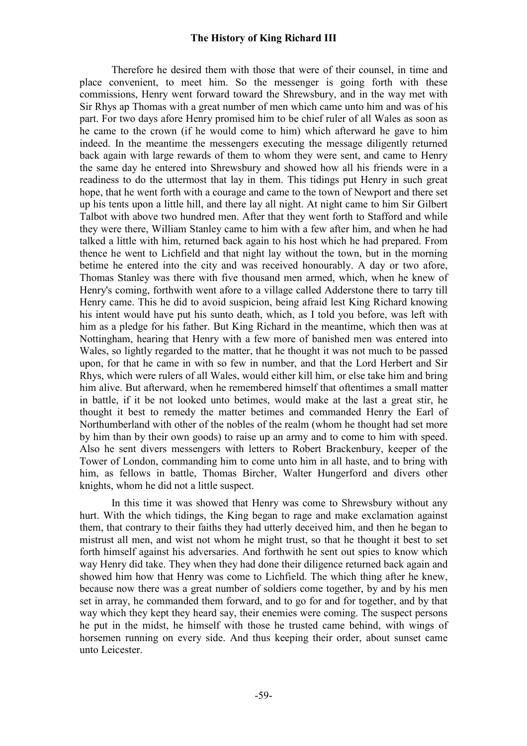Therefore he desired them with those that were of their counsel, in time and place convenient, to meet him. So the messenger is going forth with these commissions, Henry went forward toward the Shrewsbury, and in the way met with Sir Rhys ap Thomas with a great number of men which came unto him and was of his part. For two days afore Henry promised him to be chief ruler of all Wales as soon as he came to the crown (if he would come to him) which afterward he gave to him indeed. In the meantime the messengers executing the message diligently returned back again with large rewards of them to whom they were sent, and came to Henry the same day he entered into Shrewsbury and showed how all his friends were in a readiness to do the uttermost that lay in them. This tidings put Henry in such great hope, that he went forth with a courage and came to the town of Newport and there set up his tents upon a little hill, and there lay all night. At night came to him Sir Gilbert Talbot with above two hundred men. After that they went forth to Stafford and while they were there, William Stanley came to him with a few after him, and when he had talked a little with him, returned back again to his host which he had prepared. From thence he went to Lichfield and that night lay without the town, but in the morning betime he entered into the city and was received honourably. A day or two afore, Thomas Stanley was there with five thousand men armed, which, when he knew of Henry's coming, forthwith went afore to a village called Adderstone there to tarry till Henry came. This he did to avoid suspicion, being afraid lest King Richard knowing his intent would have put his sunto death, which, as I told you before, was left with him as a pledge for his father. But King Richard in the meantime, which then was at Nottingham, hearing that Henry with a few more of banished men was entered into Wales, so lightly regarded to the matter, that he thought it was not much to be passed upon, for that he came in with so few in number, and that the Lord Herbert and Sir Rhys, which were rulers of all Wales, would either kill him, or else take him and bring him alive. But afterward, when he remembered himself that oftentimes a small matter in battle, if it be not looked unto betimes, would make at the last a great stir, he thought it best to remedy the matter betimes and commanded Henry the Earl of Northumberland with other of the nobles of the realm (whom he thought had set more by him than by their own goods) to raise up an army and to come to him with speed. Also he sent divers messengers with letters to Robert Brackenbury, keeper of the Tower of London, commanding him to come unto him in all haste, and to bring with him, as fellows in battle, Thomas Bircher, Walter Hungerford and divers other knights, whom he did not a little suspect.

In this time it was showed that Henry was come to Shrewsbury without any hurt. With the which tidings, the King began to rage and make exclamation against them, that contrary to their faiths they had utterly deceived him, and then he began to mistrust all men, and wist not whom he might trust, so that he thought it best to set forth himself against his adversaries. And forthwith he sent out spies to know which way Henry did take. They when they had done their diligence returned back again and showed him how that Henry was come to Lichfield. The which thing after he knew, because now there was a great number of soldiers come together, by and by his men set in array, he commanded them forward, and to go for and for together, and by that way which they kept they heard say, their enemies were coming. The suspect persons he put in the midst, he himself with those he trusted came behind, with wings of horsemen running on every side. And thus keeping their order, about sunset came unto Leicester.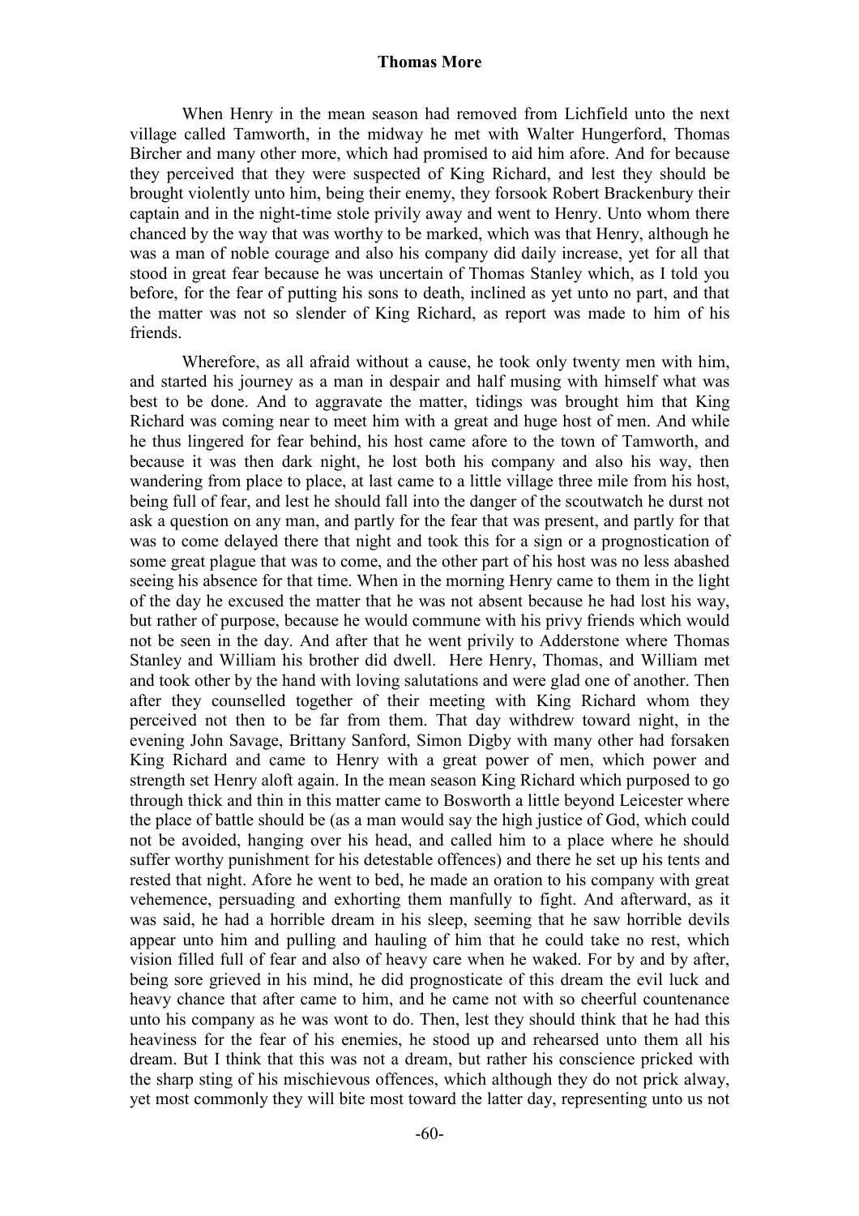When Henry in the mean season had removed from Lichfield unto the next village called Tamworth, in the midway he met with Walter Hungerford, Thomas Bircher and many other more, which had promised to aid him afore. And for because they perceived that they were suspected of King Richard, and lest they should be brought violently unto him, being their enemy, they forsook Robert Brackenbury their captain and in the night-time stole privily away and went to Henry. Unto whom there chanced by the way that was worthy to be marked, which was that Henry, although he was a man of noble courage and also his company did daily increase, yet for all that stood in great fear because he was uncertain of Thomas Stanley which, as I told you before, for the fear of putting his sons to death, inclined as yet unto no part, and that the matter was not so slender of King Richard, as report was made to him of his friends.

Wherefore, as all afraid without a cause, he took only twenty men with him, and started his journey as a man in despair and half musing with himself what was best to be done. And to aggravate the matter, tidings was brought him that King Richard was coming near to meet him with a great and huge host of men. And while he thus lingered for fear behind, his host came afore to the town of Tamworth, and because it was then dark night, he lost both his company and also his way, then wandering from place to place, at last came to a little village three mile from his host, being full of fear, and lest he should fall into the danger of the scoutwatch he durst not ask a question on any man, and partly for the fear that was present, and partly for that was to come delayed there that night and took this for a sign or a prognostication of some great plague that was to come, and the other part of his host was no less abashed seeing his absence for that time. When in the morning Henry came to them in the light of the day he excused the matter that he was not absent because he had lost his way, but rather of purpose, because he would commune with his privy friends which would not be seen in the day. And after that he went privily to Adderstone where Thomas Stanley and William his brother did dwell. Here Henry, Thomas, and William met and took other by the hand with loving salutations and were glad one of another. Then after they counselled together of their meeting with King Richard whom they perceived not then to be far from them. That day withdrew toward night, in the evening John Savage, Brittany Sanford, Simon Digby with many other had forsaken King Richard and came to Henry with a great power of men, which power and strength set Henry aloft again. In the mean season King Richard which purposed to go through thick and thin in this matter came to Bosworth a little beyond Leicester where the place of battle should be (as a man would say the high justice of God, which could not be avoided, hanging over his head, and called him to a place where he should suffer worthy punishment for his detestable offences) and there he set up his tents and rested that night. Afore he went to bed, he made an oration to his company with great vehemence, persuading and exhorting them manfully to fight. And afterward, as it was said, he had a horrible dream in his sleep, seeming that he saw horrible devils appear unto him and pulling and hauling of him that he could take no rest, which vision filled full of fear and also of heavy care when he waked. For by and by after, being sore grieved in his mind, he did prognosticate of this dream the evil luck and heavy chance that after came to him, and he came not with so cheerful countenance unto his company as he was wont to do. Then, lest they should think that he had this heaviness for the fear of his enemies, he stood up and rehearsed unto them all his dream. But I think that this was not a dream, but rather his conscience pricked with the sharp sting of his mischievous offences, which although they do not prick alway, yet most commonly they will bite most toward the latter day, representing unto us not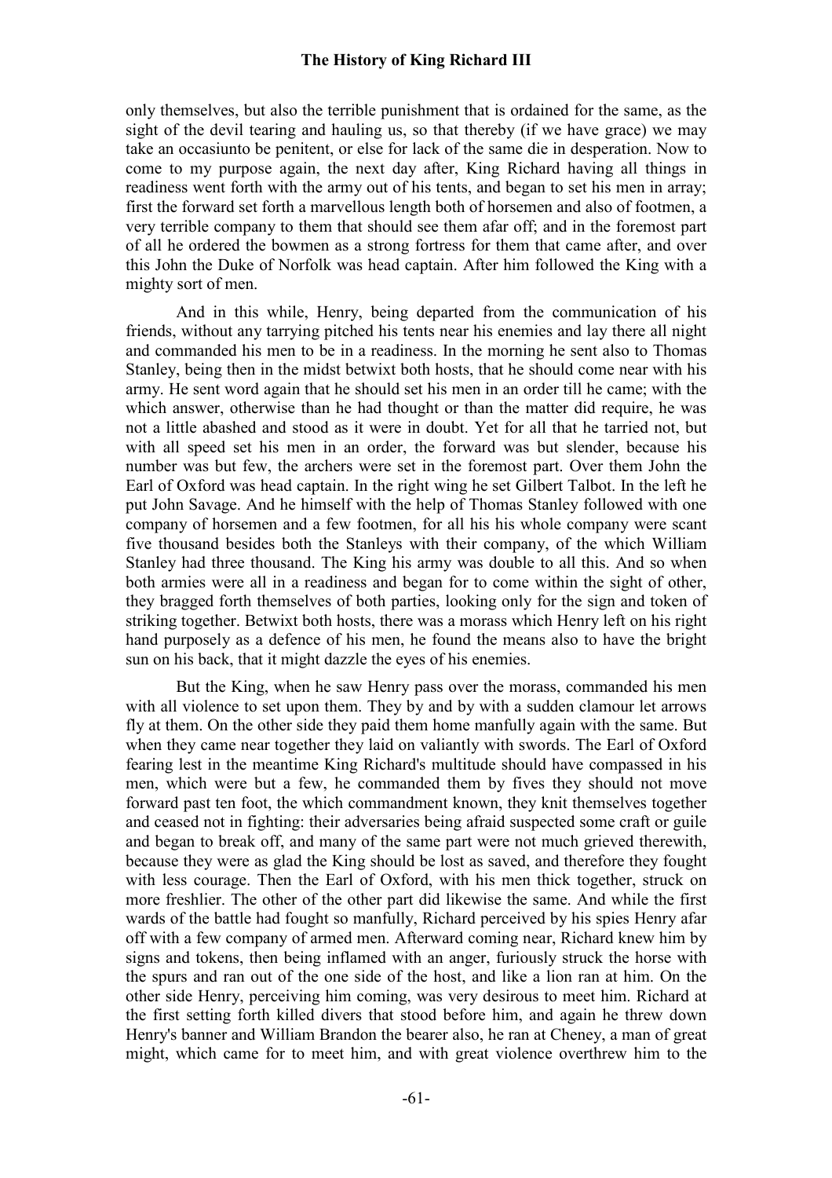only themselves, but also the terrible punishment that is ordained for the same, as the sight of the devil tearing and hauling us, so that thereby (if we have grace) we may take an occasiunto be penitent, or else for lack of the same die in desperation. Now to come to my purpose again, the next day after, King Richard having all things in readiness went forth with the army out of his tents, and began to set his men in array; first the forward set forth a marvellous length both of horsemen and also of footmen, a very terrible company to them that should see them afar off; and in the foremost part of all he ordered the bowmen as a strong fortress for them that came after, and over this John the Duke of Norfolk was head captain. After him followed the King with a mighty sort of men.

And in this while, Henry, being departed from the communication of his friends, without any tarrying pitched his tents near his enemies and lay there all night and commanded his men to be in a readiness. In the morning he sent also to Thomas Stanley, being then in the midst betwixt both hosts, that he should come near with his army. He sent word again that he should set his men in an order till he came; with the which answer, otherwise than he had thought or than the matter did require, he was not a little abashed and stood as it were in doubt. Yet for all that he tarried not, but with all speed set his men in an order, the forward was but slender, because his number was but few, the archers were set in the foremost part. Over them John the Earl of Oxford was head captain. In the right wing he set Gilbert Talbot. In the left he put John Savage. And he himself with the help of Thomas Stanley followed with one company of horsemen and a few footmen, for all his his whole company were scant five thousand besides both the Stanleys with their company, of the which William Stanley had three thousand. The King his army was double to all this. And so when both armies were all in a readiness and began for to come within the sight of other, they bragged forth themselves of both parties, looking only for the sign and token of striking together. Betwixt both hosts, there was a morass which Henry left on his right hand purposely as a defence of his men, he found the means also to have the bright sun on his back, that it might dazzle the eyes of his enemies.

But the King, when he saw Henry pass over the morass, commanded his men with all violence to set upon them. They by and by with a sudden clamour let arrows fly at them. On the other side they paid them home manfully again with the same. But when they came near together they laid on valiantly with swords. The Earl of Oxford fearing lest in the meantime King Richard's multitude should have compassed in his men, which were but a few, he commanded them by fives they should not move forward past ten foot, the which commandment known, they knit themselves together and ceased not in fighting: their adversaries being afraid suspected some craft or guile and began to break off, and many of the same part were not much grieved therewith, because they were as glad the King should be lost as saved, and therefore they fought with less courage. Then the Earl of Oxford, with his men thick together, struck on more freshlier. The other of the other part did likewise the same. And while the first wards of the battle had fought so manfully, Richard perceived by his spies Henry afar off with a few company of armed men. Afterward coming near, Richard knew him by signs and tokens, then being inflamed with an anger, furiously struck the horse with the spurs and ran out of the one side of the host, and like a lion ran at him. On the other side Henry, perceiving him coming, was very desirous to meet him. Richard at the first setting forth killed divers that stood before him, and again he threw down Henry's banner and William Brandon the bearer also, he ran at Cheney, a man of great might, which came for to meet him, and with great violence overthrew him to the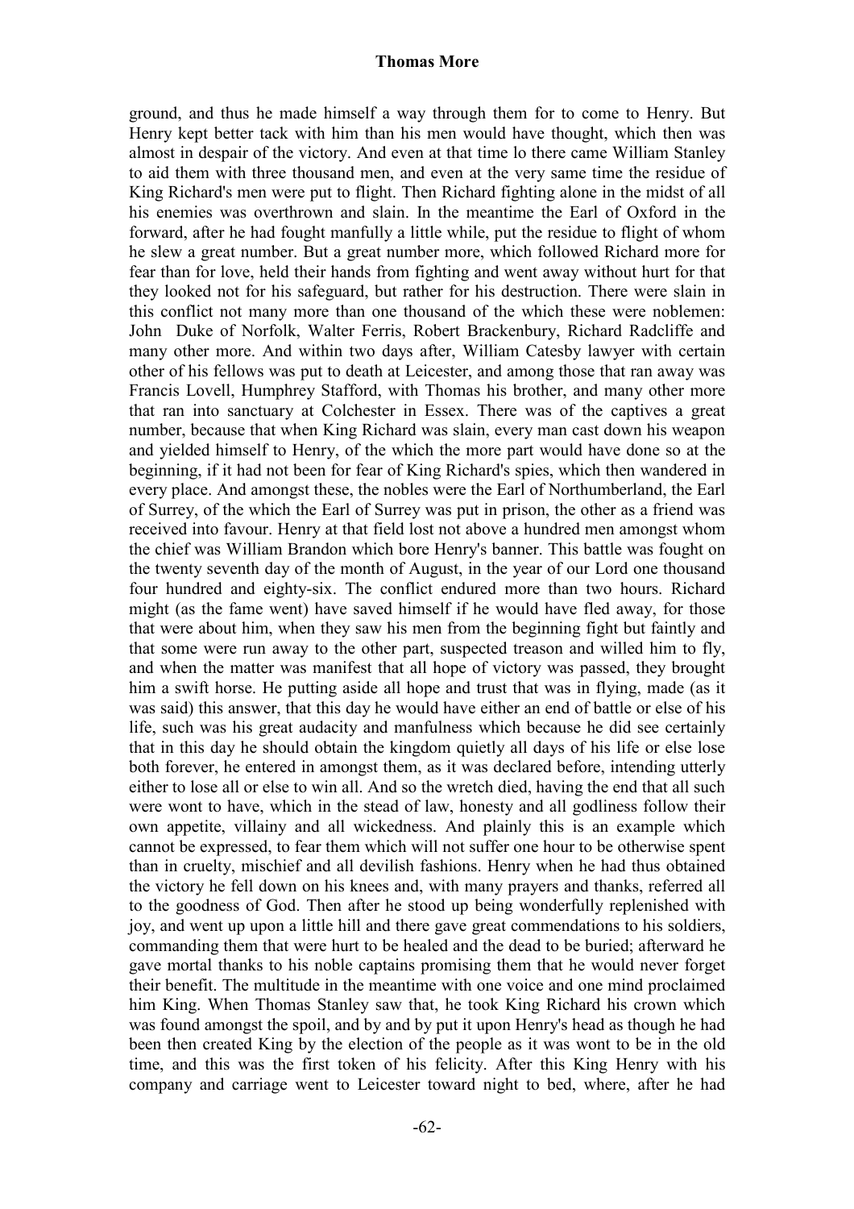ground, and thus he made himself a way through them for to come to Henry. But Henry kept better tack with him than his men would have thought, which then was almost in despair of the victory. And even at that time lo there came William Stanley to aid them with three thousand men, and even at the very same time the residue of King Richard's men were put to flight. Then Richard fighting alone in the midst of all his enemies was overthrown and slain. In the meantime the Earl of Oxford in the forward, after he had fought manfully a little while, put the residue to flight of whom he slew a great number. But a great number more, which followed Richard more for fear than for love, held their hands from fighting and went away without hurt for that they looked not for his safeguard, but rather for his destruction. There were slain in this conflict not many more than one thousand of the which these were noblemen: John Duke of Norfolk, Walter Ferris, Robert Brackenbury, Richard Radcliffe and many other more. And within two days after, William Catesby lawyer with certain other of his fellows was put to death at Leicester, and among those that ran away was Francis Lovell, Humphrey Stafford, with Thomas his brother, and many other more that ran into sanctuary at Colchester in Essex. There was of the captives a great number, because that when King Richard was slain, every man cast down his weapon and yielded himself to Henry, of the which the more part would have done so at the beginning, if it had not been for fear of King Richard's spies, which then wandered in every place. And amongst these, the nobles were the Earl of Northumberland, the Earl of Surrey, of the which the Earl of Surrey was put in prison, the other as a friend was received into favour. Henry at that field lost not above a hundred men amongst whom the chief was William Brandon which bore Henry's banner. This battle was fought on the twenty seventh day of the month of August, in the year of our Lord one thousand four hundred and eighty-six. The conflict endured more than two hours. Richard might (as the fame went) have saved himself if he would have fled away, for those that were about him, when they saw his men from the beginning fight but faintly and that some were run away to the other part, suspected treason and willed him to fly, and when the matter was manifest that all hope of victory was passed, they brought him a swift horse. He putting aside all hope and trust that was in flying, made (as it was said) this answer, that this day he would have either an end of battle or else of his life, such was his great audacity and manfulness which because he did see certainly that in this day he should obtain the kingdom quietly all days of his life or else lose both forever, he entered in amongst them, as it was declared before, intending utterly either to lose all or else to win all. And so the wretch died, having the end that all such were wont to have, which in the stead of law, honesty and all godliness follow their own appetite, villainy and all wickedness. And plainly this is an example which cannot be expressed, to fear them which will not suffer one hour to be otherwise spent than in cruelty, mischief and all devilish fashions. Henry when he had thus obtained the victory he fell down on his knees and, with many prayers and thanks, referred all to the goodness of God. Then after he stood up being wonderfully replenished with joy, and went up upon a little hill and there gave great commendations to his soldiers, commanding them that were hurt to be healed and the dead to be buried; afterward he gave mortal thanks to his noble captains promising them that he would never forget their benefit. The multitude in the meantime with one voice and one mind proclaimed him King. When Thomas Stanley saw that, he took King Richard his crown which was found amongst the spoil, and by and by put it upon Henry's head as though he had been then created King by the election of the people as it was wont to be in the old time, and this was the first token of his felicity. After this King Henry with his company and carriage went to Leicester toward night to bed, where, after he had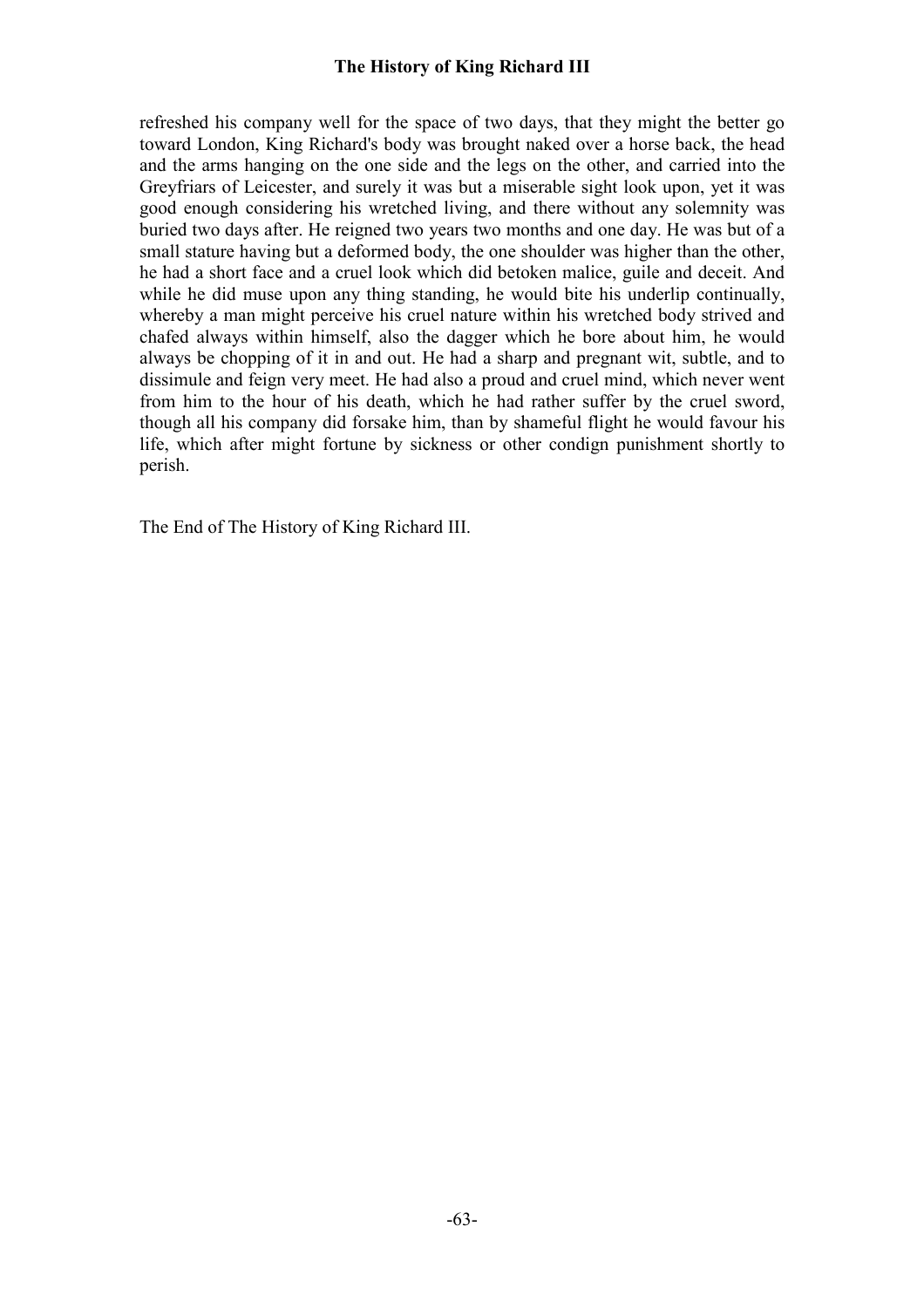refreshed his company well for the space of two days, that they might the better go toward London, King Richard's body was brought naked over a horse back, the head and the arms hanging on the one side and the legs on the other, and carried into the Greyfriars of Leicester, and surely it was but a miserable sight look upon, yet it was good enough considering his wretched living, and there without any solemnity was buried two days after. He reigned two years two months and one day. He was but of a small stature having but a deformed body, the one shoulder was higher than the other, he had a short face and a cruel look which did betoken malice, guile and deceit. And while he did muse upon any thing standing, he would bite his underlip continually, whereby a man might perceive his cruel nature within his wretched body strived and chafed always within himself, also the dagger which he bore about him, he would always be chopping of it in and out. He had a sharp and pregnant wit, subtle, and to dissimule and feign very meet. He had also a proud and cruel mind, which never went from him to the hour of his death, which he had rather suffer by the cruel sword, though all his company did forsake him, than by shameful flight he would favour his life, which after might fortune by sickness or other condign punishment shortly to perish.

The End of The History of King Richard III.